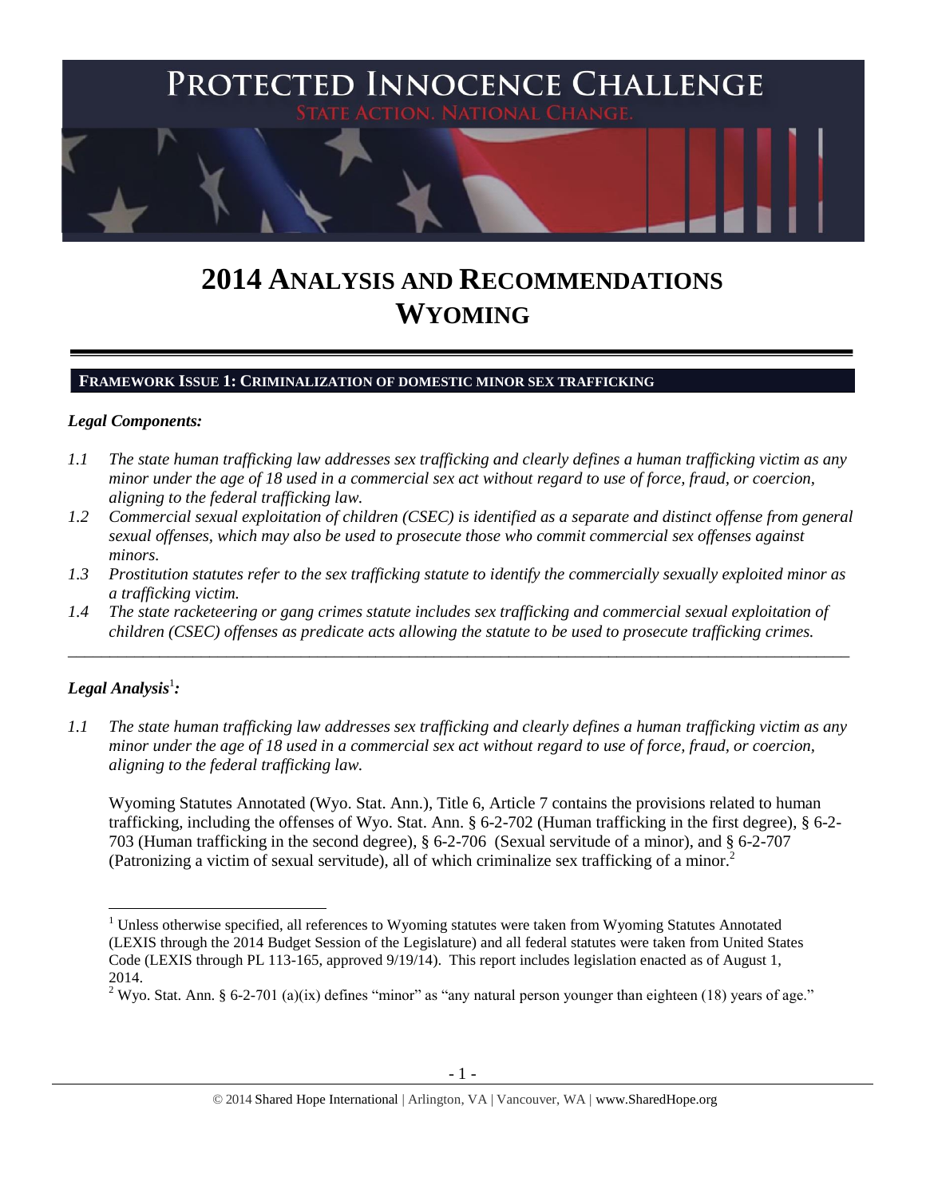# PROTECTED INNOCENCE CHALLENGE

STATE ACTION. NATIONAL CHANGE.

# 2014 ANALYSIS AND RECOMMENDATIONS WYOMING

## FRAMEWORK ISSUE 1: CRIMINALIZATION OF DOMESTIC MINOR SEX TRAFFICKING

### *Legal Components:*

*1.1 The state human trafficking law addresses sex trafficking and clearly defines a human trafficking victim as any minor under the age of 18 used in a commercial sex act without regard to use of force, fraud, or coercion, aligning to the federal trafficking law.*

*1.2 Commercial sexual exploitation of children (CSEC) is identified as a separate and distinct offense from general sexual offenses, which may also be used to prosecute those who commit commercial sex offenses against minors.*

*1.3 Prostitution statutes refer to the sex trafficking statute to identify the commercially sexually exploited minor as a trafficking victim.*

*1.4 The state racketeering or gang crimes statute includes sex trafficking and commercial sexual exploitation of children (CSEC) offenses as predicate acts allowing the statute to be used to prosecute trafficking crimes.*

---

### *Legal Analysis*[1]*:*

*1.1 The state human trafficking law addresses sex trafficking and clearly defines a human trafficking victim as any minor under the age of 18 used in a commercial sex act without regard to use of force, fraud, or coercion, aligning to the federal trafficking law.*

Wyoming Statutes Annotated (Wyo. Stat. Ann.), Title 6, Article 7 contains the provisions related to human trafficking, including the offenses of Wyo. Stat. Ann. § 6-2-702 (Human trafficking in the first degree), § 6-2-703 (Human trafficking in the second degree), § 6-2-706 (Sexual servitude of a minor), and § 6-2-707 (Patronizing a victim of sexual servitude), all of which criminalize sex trafficking of a minor.[2]

---

[1] Unless otherwise specified, all references to Wyoming statutes were taken from Wyoming Statutes Annotated (LEXIS through the 2014 Budget Session of the Legislature) and all federal statutes were taken from United States Code (LEXIS through PL 113-165, approved 9/19/14). This report includes legislation enacted as of August 1, 2014.

[2] Wyo. Stat. Ann. § 6-2-701 (a)(ix) defines "minor" as "any natural person younger than eighteen (18) years of age."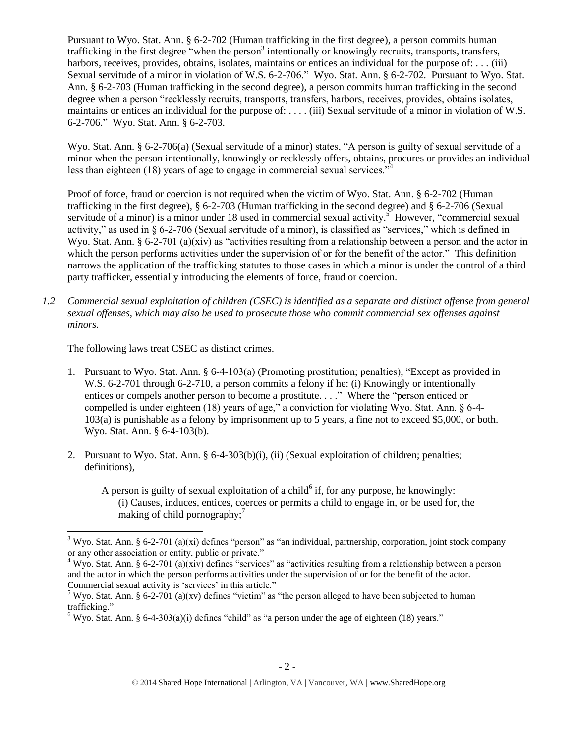Pursuant to Wyo. Stat. Ann. § 6-2-702 (Human trafficking in the first degree), a person commits human trafficking in the first degree "when the person[3] intentionally or knowingly recruits, transports, transfers, harbors, receives, provides, obtains, isolates, maintains or entices an individual for the purpose of: . . . (iii) Sexual servitude of a minor in violation of W.S. 6-2-706." Wyo. Stat. Ann. § 6-2-702. Pursuant to Wyo. Stat. Ann. § 6-2-703 (Human trafficking in the second degree), a person commits human trafficking in the second degree when a person "recklessly recruits, transports, transfers, harbors, receives, provides, obtains isolates, maintains or entices an individual for the purpose of: . . . . (iii) Sexual servitude of a minor in violation of W.S. 6-2-706." Wyo. Stat. Ann. § 6-2-703.

Wyo. Stat. Ann. § 6-2-706(a) (Sexual servitude of a minor) states, "A person is guilty of sexual servitude of a minor when the person intentionally, knowingly or recklessly offers, obtains, procures or provides an individual less than eighteen (18) years of age to engage in commercial sexual services."[4]

Proof of force, fraud or coercion is not required when the victim of Wyo. Stat. Ann. § 6-2-702 (Human trafficking in the first degree), § 6-2-703 (Human trafficking in the second degree) and § 6-2-706 (Sexual servitude of a minor) is a minor under 18 used in commercial sexual activity.[5] However, "commercial sexual activity," as used in § 6-2-706 (Sexual servitude of a minor), is classified as "services," which is defined in Wyo. Stat. Ann. § 6-2-701 (a)(xiv) as "activities resulting from a relationship between a person and the actor in which the person performs activities under the supervision of or for the benefit of the actor." This definition narrows the application of the trafficking statutes to those cases in which a minor is under the control of a third party trafficker, essentially introducing the elements of force, fraud or coercion.

*1.2 Commercial sexual exploitation of children (CSEC) is identified as a separate and distinct offense from general sexual offenses, which may also be used to prosecute those who commit commercial sex offenses against minors.*

The following laws treat CSEC as distinct crimes.

1. Pursuant to Wyo. Stat. Ann. § 6-4-103(a) (Promoting prostitution; penalties), "Except as provided in W.S. 6-2-701 through 6-2-710, a person commits a felony if he: (i) Knowingly or intentionally entices or compels another person to become a prostitute. . . ." Where the "person enticed or compelled is under eighteen (18) years of age," a conviction for violating Wyo. Stat. Ann. § 6-4-103(a) is punishable as a felony by imprisonment up to 5 years, a fine not to exceed $5,000, or both. Wyo. Stat. Ann. § 6-4-103(b).

2. Pursuant to Wyo. Stat. Ann. § 6-4-303(b)(i), (ii) (Sexual exploitation of children; penalties; definitions),

   A person is guilty of sexual exploitation of a child[6] if, for any purpose, he knowingly:
   (i) Causes, induces, entices, coerces or permits a child to engage in, or be used for, the making of child pornography;[7]

---

[3] Wyo. Stat. Ann. § 6-2-701 (a)(xi) defines "person" as "an individual, partnership, corporation, joint stock company or any other association or entity, public or private."

[4] Wyo. Stat. Ann. § 6-2-701 (a)(xiv) defines "services" as "activities resulting from a relationship between a person and the actor in which the person performs activities under the supervision of or for the benefit of the actor. Commercial sexual activity is 'services' in this article."

[5] Wyo. Stat. Ann. § 6-2-701 (a)(xv) defines "victim" as "the person alleged to have been subjected to human trafficking."

[6] Wyo. Stat. Ann. § 6-4-303(a)(i) defines "child" as "a person under the age of eighteen (18) years."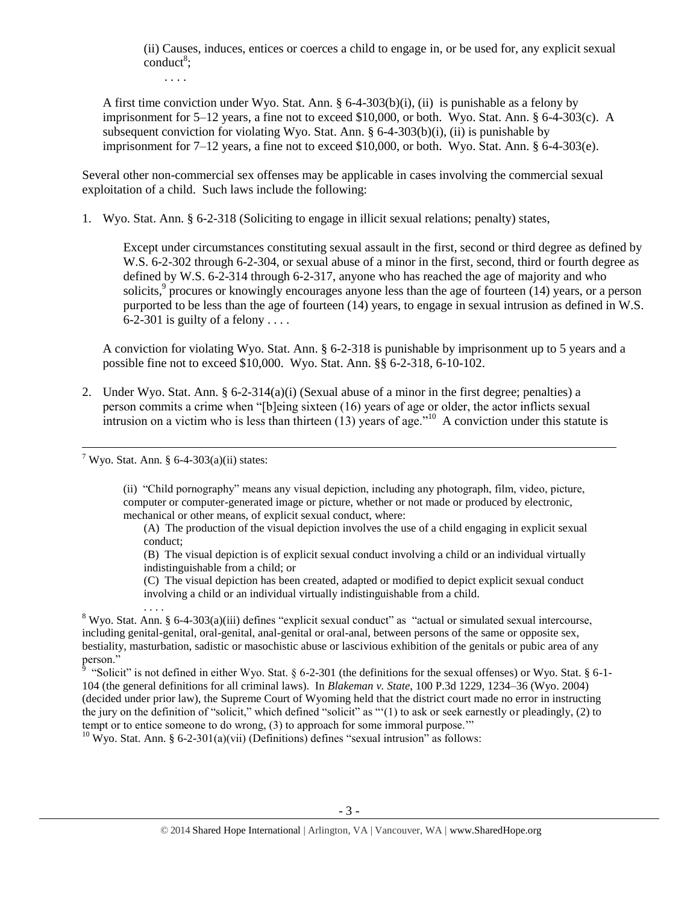> (ii) Causes, induces, entices or coerces a child to engage in, or be used for, any explicit sexual conduct[8];
>
> . . . .

A first time conviction under Wyo. Stat. Ann. § 6-4-303(b)(i), (ii) is punishable as a felony by imprisonment for 5–12 years, a fine not to exceed $10,000, or both. Wyo. Stat. Ann. § 6-4-303(c). A subsequent conviction for violating Wyo. Stat. Ann. § 6-4-303(b)(i), (ii) is punishable by imprisonment for 7–12 years, a fine not to exceed $10,000, or both. Wyo. Stat. Ann. § 6-4-303(e).

Several other non-commercial sex offenses may be applicable in cases involving the commercial sexual exploitation of a child. Such laws include the following:

1. Wyo. Stat. Ann. § 6-2-318 (Soliciting to engage in illicit sexual relations; penalty) states,

   > Except under circumstances constituting sexual assault in the first, second or third degree as defined by W.S. 6-2-302 through 6-2-304, or sexual abuse of a minor in the first, second, third or fourth degree as defined by W.S. 6-2-314 through 6-2-317, anyone who has reached the age of majority and who solicits,[9] procures or knowingly encourages anyone less than the age of fourteen (14) years, or a person purported to be less than the age of fourteen (14) years, to engage in sexual intrusion as defined in W.S. 6-2-301 is guilty of a felony . . . .

   A conviction for violating Wyo. Stat. Ann. § 6-2-318 is punishable by imprisonment up to 5 years and a possible fine not to exceed $10,000. Wyo. Stat. Ann. §§ 6-2-318, 6-10-102.

2. Under Wyo. Stat. Ann. § 6-2-314(a)(i) (Sexual abuse of a minor in the first degree; penalties) a person commits a crime when "[b]eing sixteen (16) years of age or older, the actor inflicts sexual intrusion on a victim who is less than thirteen (13) years of age."[10] A conviction under this statute is

---

[7] Wyo. Stat. Ann. § 6-4-303(a)(ii) states:

> (ii) "Child pornography" means any visual depiction, including any photograph, film, video, picture, computer or computer-generated image or picture, whether or not made or produced by electronic, mechanical or other means, of explicit sexual conduct, where:
>
> (A) The production of the visual depiction involves the use of a child engaging in explicit sexual conduct;
>
> (B) The visual depiction is of explicit sexual conduct involving a child or an individual virtually indistinguishable from a child; or
>
> (C) The visual depiction has been created, adapted or modified to depict explicit sexual conduct involving a child or an individual virtually indistinguishable from a child.
>
> . . . .

[8] Wyo. Stat. Ann. § 6-4-303(a)(iii) defines "explicit sexual conduct" as "actual or simulated sexual intercourse, including genital-genital, oral-genital, anal-genital or oral-anal, between persons of the same or opposite sex, bestiality, masturbation, sadistic or masochistic abuse or lascivious exhibition of the genitals or pubic area of any person."

[9] "Solicit" is not defined in either Wyo. Stat. § 6-2-301 (the definitions for the sexual offenses) or Wyo. Stat. § 6-1-104 (the general definitions for all criminal laws). In *Blakeman v. State*, 100 P.3d 1229, 1234–36 (Wyo. 2004) (decided under prior law), the Supreme Court of Wyoming held that the district court made no error in instructing the jury on the definition of "solicit," which defined "solicit" as "'(1) to ask or seek earnestly or pleadingly, (2) to tempt or to entice someone to do wrong, (3) to approach for some immoral purpose.'"

[10] Wyo. Stat. Ann. § 6-2-301(a)(vii) (Definitions) defines "sexual intrusion" as follows: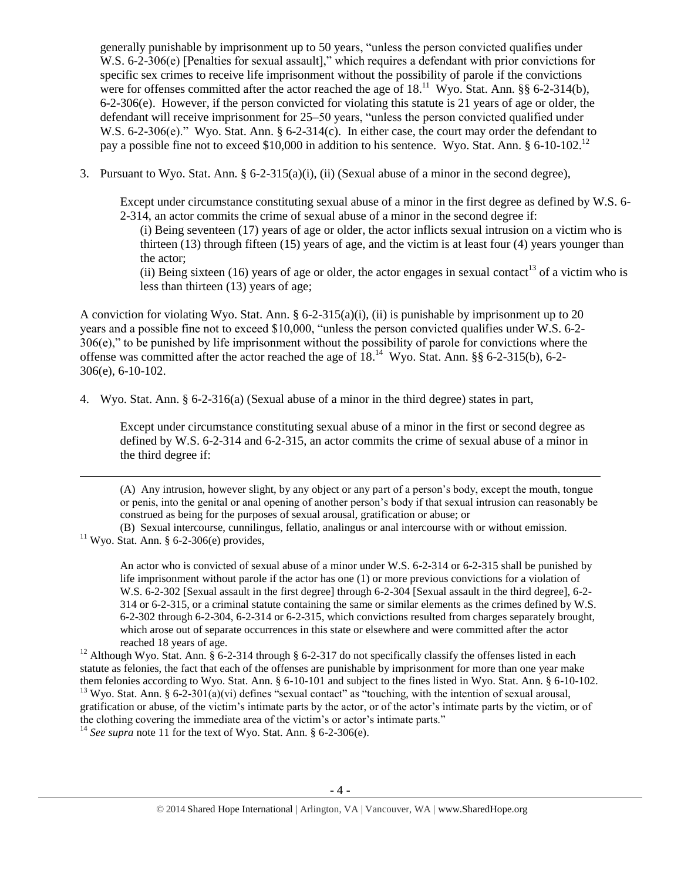generally punishable by imprisonment up to 50 years, "unless the person convicted qualifies under W.S. 6-2-306(e) [Penalties for sexual assault]," which requires a defendant with prior convictions for specific sex crimes to receive life imprisonment without the possibility of parole if the convictions were for offenses committed after the actor reached the age of 18.[11] Wyo. Stat. Ann. §§ 6-2-314(b), 6-2-306(e). However, if the person convicted for violating this statute is 21 years of age or older, the defendant will receive imprisonment for 25–50 years, "unless the person convicted qualified under W.S. 6-2-306(e)." Wyo. Stat. Ann. § 6-2-314(c). In either case, the court may order the defendant to pay a possible fine not to exceed $10,000 in addition to his sentence. Wyo. Stat. Ann. § 6-10-102.[12]

3. Pursuant to Wyo. Stat. Ann. § 6-2-315(a)(i), (ii) (Sexual abuse of a minor in the second degree),

> Except under circumstance constituting sexual abuse of a minor in the first degree as defined by W.S. 6-2-314, an actor commits the crime of sexual abuse of a minor in the second degree if:
>
> (i) Being seventeen (17) years of age or older, the actor inflicts sexual intrusion on a victim who is thirteen (13) through fifteen (15) years of age, and the victim is at least four (4) years younger than the actor;
>
> (ii) Being sixteen (16) years of age or older, the actor engages in sexual contact[13] of a victim who is less than thirteen (13) years of age;

A conviction for violating Wyo. Stat. Ann. § 6-2-315(a)(i), (ii) is punishable by imprisonment up to 20 years and a possible fine not to exceed $10,000, "unless the person convicted qualifies under W.S. 6-2-306(e)," to be punished by life imprisonment without the possibility of parole for convictions where the offense was committed after the actor reached the age of 18.[14] Wyo. Stat. Ann. §§ 6-2-315(b), 6-2-306(e), 6-10-102.

4. Wyo. Stat. Ann. § 6-2-316(a) (Sexual abuse of a minor in the third degree) states in part,

> Except under circumstance constituting sexual abuse of a minor in the first or second degree as defined by W.S. 6-2-314 and 6-2-315, an actor commits the crime of sexual abuse of a minor in the third degree if:

---

> (A) Any intrusion, however slight, by any object or any part of a person's body, except the mouth, tongue or penis, into the genital or anal opening of another person's body if that sexual intrusion can reasonably be construed as being for the purposes of sexual arousal, gratification or abuse; or
>
> (B) Sexual intercourse, cunnilingus, fellatio, analingus or anal intercourse with or without emission.

[11] Wyo. Stat. Ann. § 6-2-306(e) provides,

> An actor who is convicted of sexual abuse of a minor under W.S. 6-2-314 or 6-2-315 shall be punished by life imprisonment without parole if the actor has one (1) or more previous convictions for a violation of W.S. 6-2-302 [Sexual assault in the first degree] through 6-2-304 [Sexual assault in the third degree], 6-2-314 or 6-2-315, or a criminal statute containing the same or similar elements as the crimes defined by W.S. 6-2-302 through 6-2-304, 6-2-314 or 6-2-315, which convictions resulted from charges separately brought, which arose out of separate occurrences in this state or elsewhere and were committed after the actor reached 18 years of age.

[12] Although Wyo. Stat. Ann. § 6-2-314 through § 6-2-317 do not specifically classify the offenses listed in each statute as felonies, the fact that each of the offenses are punishable by imprisonment for more than one year make them felonies according to Wyo. Stat. Ann. § 6-10-101 and subject to the fines listed in Wyo. Stat. Ann. § 6-10-102.

[13] Wyo. Stat. Ann. § 6-2-301(a)(vi) defines "sexual contact" as "touching, with the intention of sexual arousal, gratification or abuse, of the victim's intimate parts by the actor, or of the actor's intimate parts by the victim, or of the clothing covering the immediate area of the victim's or actor's intimate parts."

[14] *See supra* note 11 for the text of Wyo. Stat. Ann. § 6-2-306(e).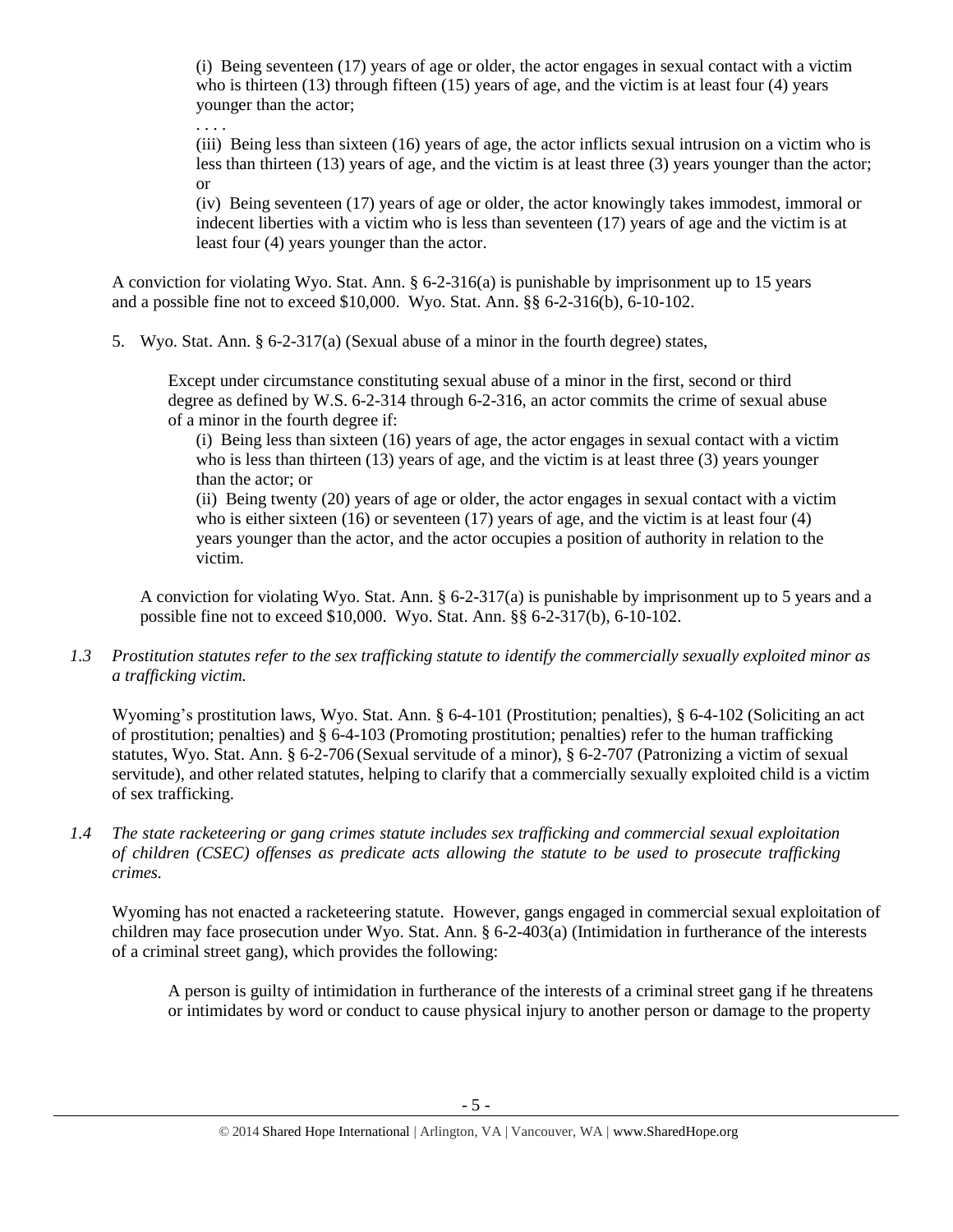> (i) Being seventeen (17) years of age or older, the actor engages in sexual contact with a victim who is thirteen (13) through fifteen (15) years of age, and the victim is at least four (4) years younger than the actor;
>
> . . . .
>
> (iii) Being less than sixteen (16) years of age, the actor inflicts sexual intrusion on a victim who is less than thirteen (13) years of age, and the victim is at least three (3) years younger than the actor; or
>
> (iv) Being seventeen (17) years of age or older, the actor knowingly takes immodest, immoral or indecent liberties with a victim who is less than seventeen (17) years of age and the victim is at least four (4) years younger than the actor.

A conviction for violating Wyo. Stat. Ann. § 6-2-316(a) is punishable by imprisonment up to 15 years and a possible fine not to exceed $10,000. Wyo. Stat. Ann. §§ 6-2-316(b), 6-10-102.

5. Wyo. Stat. Ann. § 6-2-317(a) (Sexual abuse of a minor in the fourth degree) states,

> Except under circumstance constituting sexual abuse of a minor in the first, second or third degree as defined by W.S. 6-2-314 through 6-2-316, an actor commits the crime of sexual abuse of a minor in the fourth degree if:
>
> (i) Being less than sixteen (16) years of age, the actor engages in sexual contact with a victim who is less than thirteen (13) years of age, and the victim is at least three (3) years younger than the actor; or
>
> (ii) Being twenty (20) years of age or older, the actor engages in sexual contact with a victim who is either sixteen (16) or seventeen (17) years of age, and the victim is at least four (4) years younger than the actor, and the actor occupies a position of authority in relation to the victim.

A conviction for violating Wyo. Stat. Ann. § 6-2-317(a) is punishable by imprisonment up to 5 years and a possible fine not to exceed $10,000. Wyo. Stat. Ann. §§ 6-2-317(b), 6-10-102.

*1.3 Prostitution statutes refer to the sex trafficking statute to identify the commercially sexually exploited minor as a trafficking victim.*

Wyoming's prostitution laws, Wyo. Stat. Ann. § 6-4-101 (Prostitution; penalties), § 6-4-102 (Soliciting an act of prostitution; penalties) and § 6-4-103 (Promoting prostitution; penalties) refer to the human trafficking statutes, Wyo. Stat. Ann. § 6-2-706 (Sexual servitude of a minor), § 6-2-707 (Patronizing a victim of sexual servitude), and other related statutes, helping to clarify that a commercially sexually exploited child is a victim of sex trafficking.

*1.4 The state racketeering or gang crimes statute includes sex trafficking and commercial sexual exploitation of children (CSEC) offenses as predicate acts allowing the statute to be used to prosecute trafficking crimes.*

Wyoming has not enacted a racketeering statute. However, gangs engaged in commercial sexual exploitation of children may face prosecution under Wyo. Stat. Ann. § 6-2-403(a) (Intimidation in furtherance of the interests of a criminal street gang), which provides the following:

> A person is guilty of intimidation in furtherance of the interests of a criminal street gang if he threatens or intimidates by word or conduct to cause physical injury to another person or damage to the property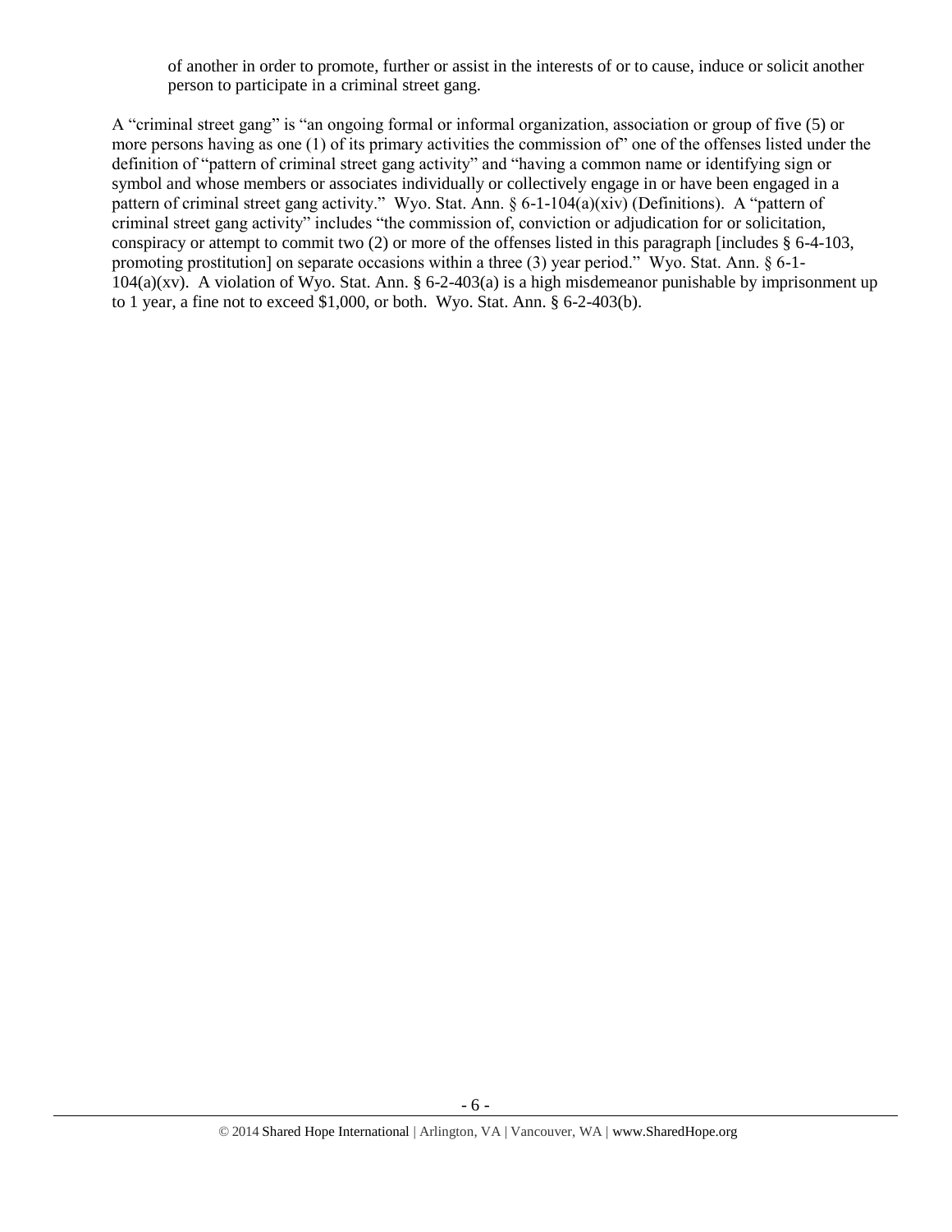of another in order to promote, further or assist in the interests of or to cause, induce or solicit another person to participate in a criminal street gang.

A "criminal street gang" is "an ongoing formal or informal organization, association or group of five (5) or more persons having as one (1) of its primary activities the commission of" one of the offenses listed under the definition of "pattern of criminal street gang activity" and "having a common name or identifying sign or symbol and whose members or associates individually or collectively engage in or have been engaged in a pattern of criminal street gang activity." Wyo. Stat. Ann. § 6-1-104(a)(xiv) (Definitions). A "pattern of criminal street gang activity" includes "the commission of, conviction or adjudication for or solicitation, conspiracy or attempt to commit two (2) or more of the offenses listed in this paragraph [includes § 6-4-103, promoting prostitution] on separate occasions within a three (3) year period." Wyo. Stat. Ann. § 6-1-104(a)(xv). A violation of Wyo. Stat. Ann. § 6-2-403(a) is a high misdemeanor punishable by imprisonment up to 1 year, a fine not to exceed $1,000, or both. Wyo. Stat. Ann. § 6-2-403(b).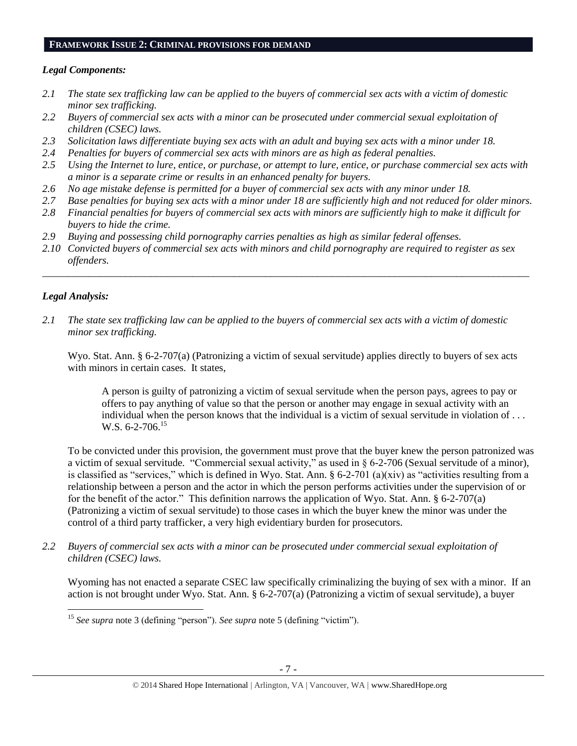## FRAMEWORK ISSUE 2: CRIMINAL PROVISIONS FOR DEMAND

### *Legal Components:*

*2.1 The state sex trafficking law can be applied to the buyers of commercial sex acts with a victim of domestic minor sex trafficking.*

*2.2 Buyers of commercial sex acts with a minor can be prosecuted under commercial sexual exploitation of children (CSEC) laws.*

*2.3 Solicitation laws differentiate buying sex acts with an adult and buying sex acts with a minor under 18.*

*2.4 Penalties for buyers of commercial sex acts with minors are as high as federal penalties.*

*2.5 Using the Internet to lure, entice, or purchase, or attempt to lure, entice, or purchase commercial sex acts with a minor is a separate crime or results in an enhanced penalty for buyers.*

*2.6 No age mistake defense is permitted for a buyer of commercial sex acts with any minor under 18.*

*2.7 Base penalties for buying sex acts with a minor under 18 are sufficiently high and not reduced for older minors.*

*2.8 Financial penalties for buyers of commercial sex acts with minors are sufficiently high to make it difficult for buyers to hide the crime.*

*2.9 Buying and possessing child pornography carries penalties as high as similar federal offenses.*

*2.10 Convicted buyers of commercial sex acts with minors and child pornography are required to register as sex offenders.*

---

### *Legal Analysis:*

*2.1 The state sex trafficking law can be applied to the buyers of commercial sex acts with a victim of domestic minor sex trafficking.*

Wyo. Stat. Ann. § 6-2-707(a) (Patronizing a victim of sexual servitude) applies directly to buyers of sex acts with minors in certain cases. It states,

> A person is guilty of patronizing a victim of sexual servitude when the person pays, agrees to pay or offers to pay anything of value so that the person or another may engage in sexual activity with an individual when the person knows that the individual is a victim of sexual servitude in violation of . . . W.S. 6-2-706.[15]

To be convicted under this provision, the government must prove that the buyer knew the person patronized was a victim of sexual servitude. "Commercial sexual activity," as used in § 6-2-706 (Sexual servitude of a minor), is classified as "services," which is defined in Wyo. Stat. Ann. § 6-2-701 (a)(xiv) as "activities resulting from a relationship between a person and the actor in which the person performs activities under the supervision of or for the benefit of the actor." This definition narrows the application of Wyo. Stat. Ann. § 6-2-707(a) (Patronizing a victim of sexual servitude) to those cases in which the buyer knew the minor was under the control of a third party trafficker, a very high evidentiary burden for prosecutors.

*2.2 Buyers of commercial sex acts with a minor can be prosecuted under commercial sexual exploitation of children (CSEC) laws.*

Wyoming has not enacted a separate CSEC law specifically criminalizing the buying of sex with a minor. If an action is not brought under Wyo. Stat. Ann. § 6-2-707(a) (Patronizing a victim of sexual servitude), a buyer

---

[15] *See supra* note 3 (defining "person"). *See supra* note 5 (defining "victim").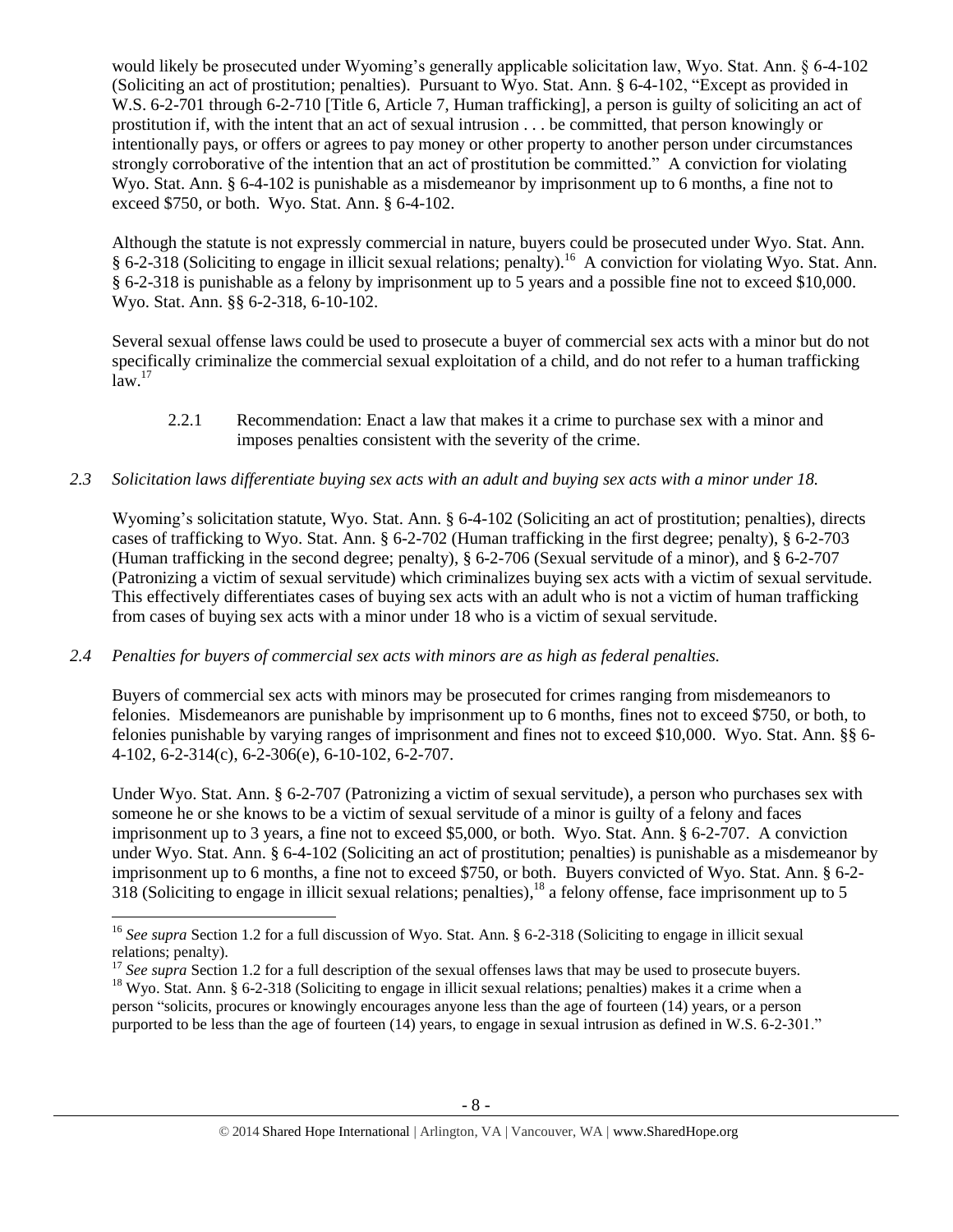would likely be prosecuted under Wyoming's generally applicable solicitation law, Wyo. Stat. Ann. § 6-4-102 (Soliciting an act of prostitution; penalties). Pursuant to Wyo. Stat. Ann. § 6-4-102, "Except as provided in W.S. 6-2-701 through 6-2-710 [Title 6, Article 7, Human trafficking], a person is guilty of soliciting an act of prostitution if, with the intent that an act of sexual intrusion . . . be committed, that person knowingly or intentionally pays, or offers or agrees to pay money or other property to another person under circumstances strongly corroborative of the intention that an act of prostitution be committed." A conviction for violating Wyo. Stat. Ann. § 6-4-102 is punishable as a misdemeanor by imprisonment up to 6 months, a fine not to exceed $750, or both. Wyo. Stat. Ann. § 6-4-102.

Although the statute is not expressly commercial in nature, buyers could be prosecuted under Wyo. Stat. Ann. § 6-2-318 (Soliciting to engage in illicit sexual relations; penalty).[16] A conviction for violating Wyo. Stat. Ann. § 6-2-318 is punishable as a felony by imprisonment up to 5 years and a possible fine not to exceed $10,000. Wyo. Stat. Ann. §§ 6-2-318, 6-10-102.

Several sexual offense laws could be used to prosecute a buyer of commercial sex acts with a minor but do not specifically criminalize the commercial sexual exploitation of a child, and do not refer to a human trafficking law.[17]

> 2.2.1 Recommendation: Enact a law that makes it a crime to purchase sex with a minor and imposes penalties consistent with the severity of the crime.

*2.3 Solicitation laws differentiate buying sex acts with an adult and buying sex acts with a minor under 18.*

Wyoming's solicitation statute, Wyo. Stat. Ann. § 6-4-102 (Soliciting an act of prostitution; penalties), directs cases of trafficking to Wyo. Stat. Ann. § 6-2-702 (Human trafficking in the first degree; penalty), § 6-2-703 (Human trafficking in the second degree; penalty), § 6-2-706 (Sexual servitude of a minor), and § 6-2-707 (Patronizing a victim of sexual servitude) which criminalizes buying sex acts with a victim of sexual servitude. This effectively differentiates cases of buying sex acts with an adult who is not a victim of human trafficking from cases of buying sex acts with a minor under 18 who is a victim of sexual servitude.

*2.4 Penalties for buyers of commercial sex acts with minors are as high as federal penalties.*

Buyers of commercial sex acts with minors may be prosecuted for crimes ranging from misdemeanors to felonies. Misdemeanors are punishable by imprisonment up to 6 months, fines not to exceed $750, or both, to felonies punishable by varying ranges of imprisonment and fines not to exceed $10,000. Wyo. Stat. Ann. §§ 6-4-102, 6-2-314(c), 6-2-306(e), 6-10-102, 6-2-707.

Under Wyo. Stat. Ann. § 6-2-707 (Patronizing a victim of sexual servitude), a person who purchases sex with someone he or she knows to be a victim of sexual servitude of a minor is guilty of a felony and faces imprisonment up to 3 years, a fine not to exceed $5,000, or both. Wyo. Stat. Ann. § 6-2-707. A conviction under Wyo. Stat. Ann. § 6-4-102 (Soliciting an act of prostitution; penalties) is punishable as a misdemeanor by imprisonment up to 6 months, a fine not to exceed $750, or both. Buyers convicted of Wyo. Stat. Ann. § 6-2-318 (Soliciting to engage in illicit sexual relations; penalties),[18] a felony offense, face imprisonment up to 5

---

[16] *See supra* Section 1.2 for a full discussion of Wyo. Stat. Ann. § 6-2-318 (Soliciting to engage in illicit sexual relations; penalty).

[17] *See supra* Section 1.2 for a full description of the sexual offenses laws that may be used to prosecute buyers.

[18] Wyo. Stat. Ann. § 6-2-318 (Soliciting to engage in illicit sexual relations; penalties) makes it a crime when a person "solicits, procures or knowingly encourages anyone less than the age of fourteen (14) years, or a person purported to be less than the age of fourteen (14) years, to engage in sexual intrusion as defined in W.S. 6-2-301."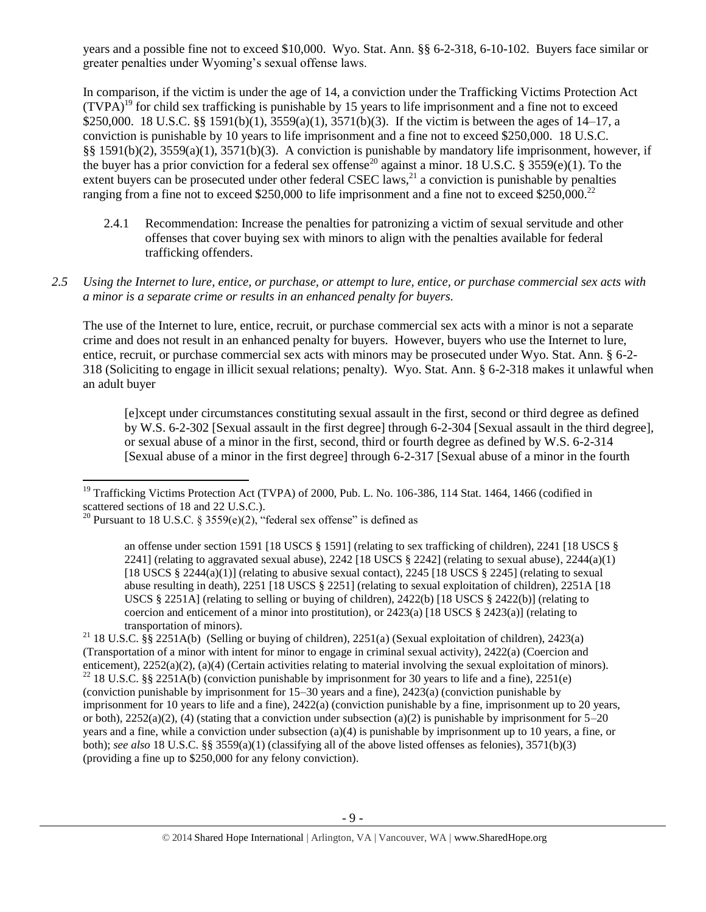years and a possible fine not to exceed $10,000. Wyo. Stat. Ann. §§ 6-2-318, 6-10-102. Buyers face similar or greater penalties under Wyoming's sexual offense laws.

In comparison, if the victim is under the age of 14, a conviction under the Trafficking Victims Protection Act (TVPA)[19] for child sex trafficking is punishable by 15 years to life imprisonment and a fine not to exceed $250,000. 18 U.S.C. §§ 1591(b)(1), 3559(a)(1), 3571(b)(3). If the victim is between the ages of 14–17, a conviction is punishable by 10 years to life imprisonment and a fine not to exceed $250,000. 18 U.S.C. §§ 1591(b)(2), 3559(a)(1), 3571(b)(3). A conviction is punishable by mandatory life imprisonment, however, if the buyer has a prior conviction for a federal sex offense[20] against a minor. 18 U.S.C. § 3559(e)(1). To the extent buyers can be prosecuted under other federal CSEC laws,[21] a conviction is punishable by penalties ranging from a fine not to exceed $250,000 to life imprisonment and a fine not to exceed $250,000.[22]

2.4.1 Recommendation: Increase the penalties for patronizing a victim of sexual servitude and other offenses that cover buying sex with minors to align with the penalties available for federal trafficking offenders.

*2.5 Using the Internet to lure, entice, or purchase, or attempt to lure, entice, or purchase commercial sex acts with a minor is a separate crime or results in an enhanced penalty for buyers.*

The use of the Internet to lure, entice, recruit, or purchase commercial sex acts with a minor is not a separate crime and does not result in an enhanced penalty for buyers. However, buyers who use the Internet to lure, entice, recruit, or purchase commercial sex acts with minors may be prosecuted under Wyo. Stat. Ann. § 6-2-318 (Soliciting to engage in illicit sexual relations; penalty). Wyo. Stat. Ann. § 6-2-318 makes it unlawful when an adult buyer

> [e]xcept under circumstances constituting sexual assault in the first, second or third degree as defined by W.S. 6-2-302 [Sexual assault in the first degree] through 6-2-304 [Sexual assault in the third degree], or sexual abuse of a minor in the first, second, third or fourth degree as defined by W.S. 6-2-314 [Sexual abuse of a minor in the first degree] through 6-2-317 [Sexual abuse of a minor in the fourth

---

[19] Trafficking Victims Protection Act (TVPA) of 2000, Pub. L. No. 106-386, 114 Stat. 1464, 1466 (codified in scattered sections of 18 and 22 U.S.C.).

[20] Pursuant to 18 U.S.C. § 3559(e)(2), "federal sex offense" is defined as

> an offense under section 1591 [18 USCS § 1591] (relating to sex trafficking of children), 2241 [18 USCS § 2241] (relating to aggravated sexual abuse), 2242 [18 USCS § 2242] (relating to sexual abuse), 2244(a)(1) [18 USCS § 2244(a)(1)] (relating to abusive sexual contact), 2245 [18 USCS § 2245] (relating to sexual abuse resulting in death), 2251 [18 USCS § 2251] (relating to sexual exploitation of children), 2251A [18 USCS § 2251A] (relating to selling or buying of children), 2422(b) [18 USCS § 2422(b)] (relating to coercion and enticement of a minor into prostitution), or 2423(a) [18 USCS § 2423(a)] (relating to transportation of minors).

[21] 18 U.S.C. §§ 2251A(b) (Selling or buying of children), 2251(a) (Sexual exploitation of children), 2423(a) (Transportation of a minor with intent for minor to engage in criminal sexual activity), 2422(a) (Coercion and enticement), 2252(a)(2), (a)(4) (Certain activities relating to material involving the sexual exploitation of minors).

[22] 18 U.S.C. §§ 2251A(b) (conviction punishable by imprisonment for 30 years to life and a fine), 2251(e) (conviction punishable by imprisonment for 15–30 years and a fine), 2423(a) (conviction punishable by imprisonment for 10 years to life and a fine), 2422(a) (conviction punishable by a fine, imprisonment up to 20 years, or both), 2252(a)(2), (4) (stating that a conviction under subsection (a)(2) is punishable by imprisonment for 5–20 years and a fine, while a conviction under subsection (a)(4) is punishable by imprisonment up to 10 years, a fine, or both); *see also* 18 U.S.C. §§ 3559(a)(1) (classifying all of the above listed offenses as felonies), 3571(b)(3) (providing a fine up to $250,000 for any felony conviction).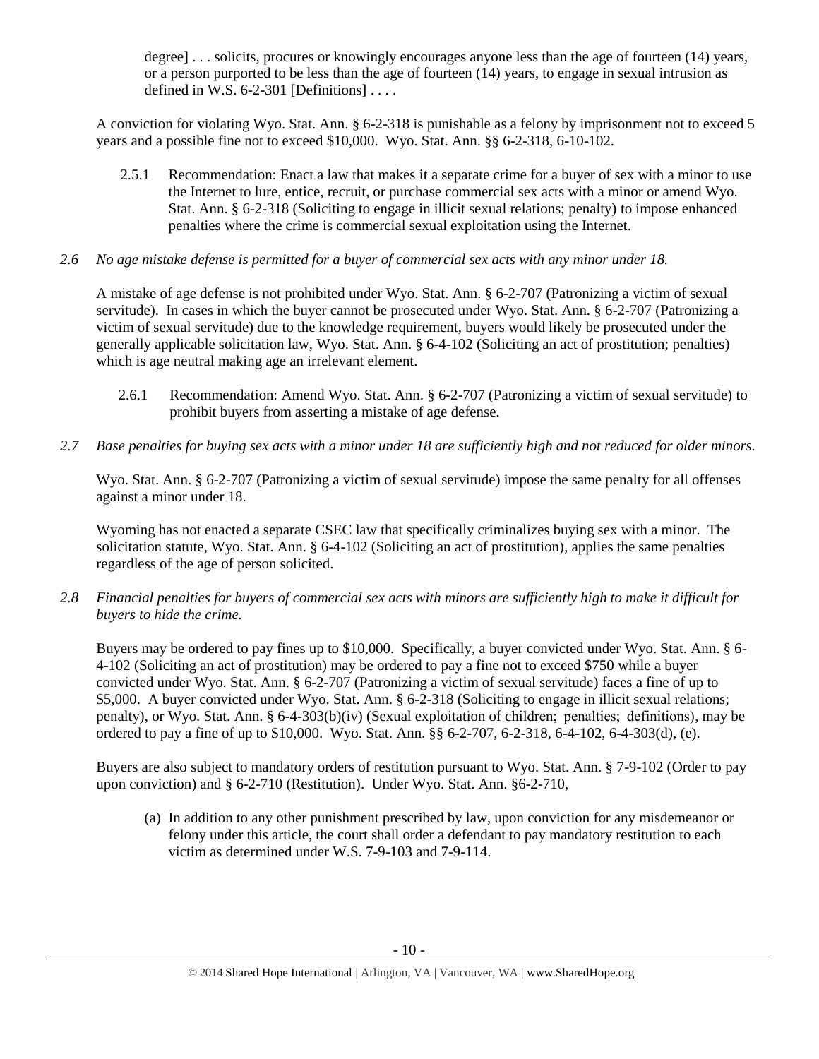degree] . . . solicits, procures or knowingly encourages anyone less than the age of fourteen (14) years, or a person purported to be less than the age of fourteen (14) years, to engage in sexual intrusion as defined in W.S. 6-2-301 [Definitions] . . . .

A conviction for violating Wyo. Stat. Ann. § 6-2-318 is punishable as a felony by imprisonment not to exceed 5 years and a possible fine not to exceed $10,000. Wyo. Stat. Ann. §§ 6-2-318, 6-10-102.

2.5.1 Recommendation: Enact a law that makes it a separate crime for a buyer of sex with a minor to use the Internet to lure, entice, recruit, or purchase commercial sex acts with a minor or amend Wyo. Stat. Ann. § 6-2-318 (Soliciting to engage in illicit sexual relations; penalty) to impose enhanced penalties where the crime is commercial sexual exploitation using the Internet.

*2.6 No age mistake defense is permitted for a buyer of commercial sex acts with any minor under 18.*

A mistake of age defense is not prohibited under Wyo. Stat. Ann. § 6-2-707 (Patronizing a victim of sexual servitude). In cases in which the buyer cannot be prosecuted under Wyo. Stat. Ann. § 6-2-707 (Patronizing a victim of sexual servitude) due to the knowledge requirement, buyers would likely be prosecuted under the generally applicable solicitation law, Wyo. Stat. Ann. § 6-4-102 (Soliciting an act of prostitution; penalties) which is age neutral making age an irrelevant element.

2.6.1 Recommendation: Amend Wyo. Stat. Ann. § 6-2-707 (Patronizing a victim of sexual servitude) to prohibit buyers from asserting a mistake of age defense.

*2.7 Base penalties for buying sex acts with a minor under 18 are sufficiently high and not reduced for older minors.*

Wyo. Stat. Ann. § 6-2-707 (Patronizing a victim of sexual servitude) impose the same penalty for all offenses against a minor under 18.

Wyoming has not enacted a separate CSEC law that specifically criminalizes buying sex with a minor. The solicitation statute, Wyo. Stat. Ann. § 6-4-102 (Soliciting an act of prostitution), applies the same penalties regardless of the age of person solicited.

*2.8 Financial penalties for buyers of commercial sex acts with minors are sufficiently high to make it difficult for buyers to hide the crime.*

Buyers may be ordered to pay fines up to $10,000. Specifically, a buyer convicted under Wyo. Stat. Ann. § 6-4-102 (Soliciting an act of prostitution) may be ordered to pay a fine not to exceed $750 while a buyer convicted under Wyo. Stat. Ann. § 6-2-707 (Patronizing a victim of sexual servitude) faces a fine of up to $5,000. A buyer convicted under Wyo. Stat. Ann. § 6-2-318 (Soliciting to engage in illicit sexual relations; penalty), or Wyo. Stat. Ann. § 6-4-303(b)(iv) (Sexual exploitation of children; penalties; definitions), may be ordered to pay a fine of up to $10,000. Wyo. Stat. Ann. §§ 6-2-707, 6-2-318, 6-4-102, 6-4-303(d), (e).

Buyers are also subject to mandatory orders of restitution pursuant to Wyo. Stat. Ann. § 7-9-102 (Order to pay upon conviction) and § 6-2-710 (Restitution). Under Wyo. Stat. Ann. §6-2-710,

(a) In addition to any other punishment prescribed by law, upon conviction for any misdemeanor or felony under this article, the court shall order a defendant to pay mandatory restitution to each victim as determined under W.S. 7-9-103 and 7-9-114.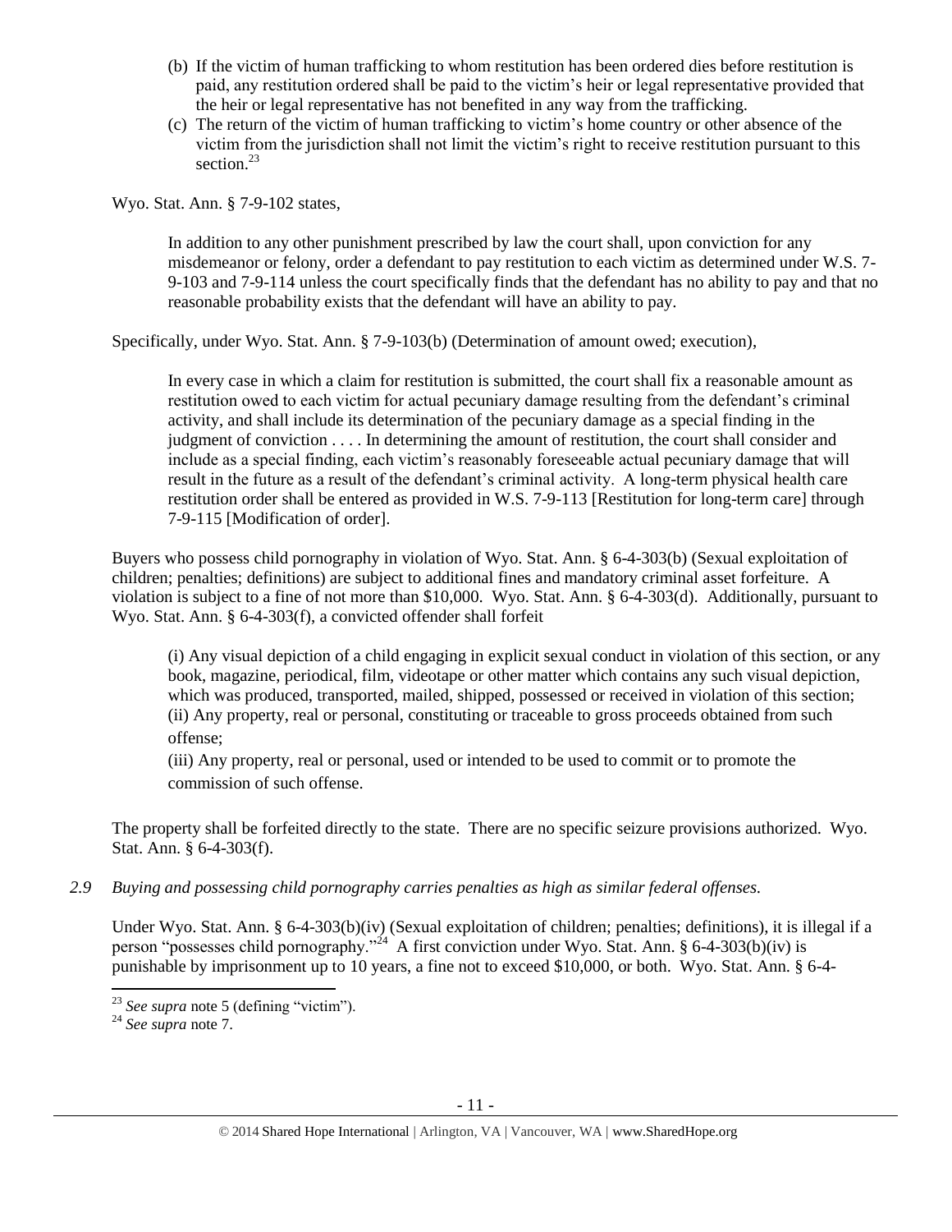(b) If the victim of human trafficking to whom restitution has been ordered dies before restitution is paid, any restitution ordered shall be paid to the victim's heir or legal representative provided that the heir or legal representative has not benefited in any way from the trafficking.

(c) The return of the victim of human trafficking to victim's home country or other absence of the victim from the jurisdiction shall not limit the victim's right to receive restitution pursuant to this section.[23]

Wyo. Stat. Ann. § 7-9-102 states,

> In addition to any other punishment prescribed by law the court shall, upon conviction for any misdemeanor or felony, order a defendant to pay restitution to each victim as determined under W.S. 7-9-103 and 7-9-114 unless the court specifically finds that the defendant has no ability to pay and that no reasonable probability exists that the defendant will have an ability to pay.

Specifically, under Wyo. Stat. Ann. § 7-9-103(b) (Determination of amount owed; execution),

> In every case in which a claim for restitution is submitted, the court shall fix a reasonable amount as restitution owed to each victim for actual pecuniary damage resulting from the defendant's criminal activity, and shall include its determination of the pecuniary damage as a special finding in the judgment of conviction . . . . In determining the amount of restitution, the court shall consider and include as a special finding, each victim's reasonably foreseeable actual pecuniary damage that will result in the future as a result of the defendant's criminal activity. A long-term physical health care restitution order shall be entered as provided in W.S. 7-9-113 [Restitution for long-term care] through 7-9-115 [Modification of order].

Buyers who possess child pornography in violation of Wyo. Stat. Ann. § 6-4-303(b) (Sexual exploitation of children; penalties; definitions) are subject to additional fines and mandatory criminal asset forfeiture. A violation is subject to a fine of not more than $10,000. Wyo. Stat. Ann. § 6-4-303(d). Additionally, pursuant to Wyo. Stat. Ann. § 6-4-303(f), a convicted offender shall forfeit

> (i) Any visual depiction of a child engaging in explicit sexual conduct in violation of this section, or any book, magazine, periodical, film, videotape or other matter which contains any such visual depiction, which was produced, transported, mailed, shipped, possessed or received in violation of this section;
> (ii) Any property, real or personal, constituting or traceable to gross proceeds obtained from such offense;
> (iii) Any property, real or personal, used or intended to be used to commit or to promote the commission of such offense.

The property shall be forfeited directly to the state. There are no specific seizure provisions authorized. Wyo. Stat. Ann. § 6-4-303(f).

*2.9 Buying and possessing child pornography carries penalties as high as similar federal offenses.*

Under Wyo. Stat. Ann. § 6-4-303(b)(iv) (Sexual exploitation of children; penalties; definitions), it is illegal if a person "possesses child pornography."[24] A first conviction under Wyo. Stat. Ann. § 6-4-303(b)(iv) is punishable by imprisonment up to 10 years, a fine not to exceed $10,000, or both. Wyo. Stat. Ann. § 6-4-

---

[23] *See supra* note 5 (defining "victim").

[24] *See supra* note 7.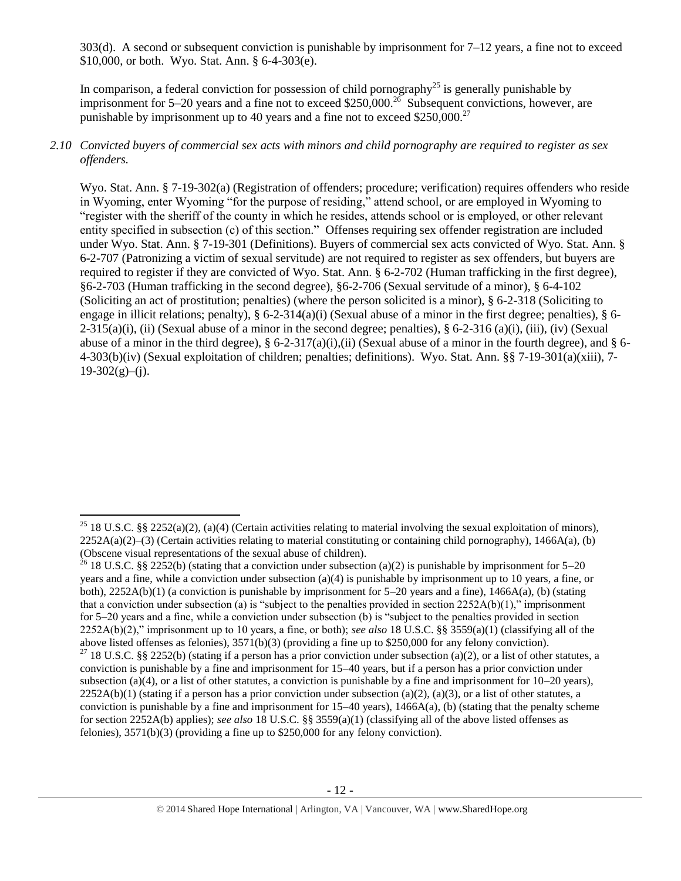303(d). A second or subsequent conviction is punishable by imprisonment for 7–12 years, a fine not to exceed $10,000, or both. Wyo. Stat. Ann. § 6-4-303(e).

In comparison, a federal conviction for possession of child pornography[25] is generally punishable by imprisonment for 5–20 years and a fine not to exceed $250,000.[26] Subsequent convictions, however, are punishable by imprisonment up to 40 years and a fine not to exceed $250,000.[27]

*2.10 Convicted buyers of commercial sex acts with minors and child pornography are required to register as sex offenders.*

Wyo. Stat. Ann. § 7-19-302(a) (Registration of offenders; procedure; verification) requires offenders who reside in Wyoming, enter Wyoming "for the purpose of residing," attend school, or are employed in Wyoming to "register with the sheriff of the county in which he resides, attends school or is employed, or other relevant entity specified in subsection (c) of this section." Offenses requiring sex offender registration are included under Wyo. Stat. Ann. § 7-19-301 (Definitions). Buyers of commercial sex acts convicted of Wyo. Stat. Ann. § 6-2-707 (Patronizing a victim of sexual servitude) are not required to register as sex offenders, but buyers are required to register if they are convicted of Wyo. Stat. Ann. § 6-2-702 (Human trafficking in the first degree), §6-2-703 (Human trafficking in the second degree), §6-2-706 (Sexual servitude of a minor), § 6-4-102 (Soliciting an act of prostitution; penalties) (where the person solicited is a minor), § 6-2-318 (Soliciting to engage in illicit relations; penalty), § 6-2-314(a)(i) (Sexual abuse of a minor in the first degree; penalties), § 6-2-315(a)(i), (ii) (Sexual abuse of a minor in the second degree; penalties), § 6-2-316 (a)(i), (iii), (iv) (Sexual abuse of a minor in the third degree), § 6-2-317(a)(i),(ii) (Sexual abuse of a minor in the fourth degree), and § 6-4-303(b)(iv) (Sexual exploitation of children; penalties; definitions). Wyo. Stat. Ann. §§ 7-19-301(a)(xiii), 7-19-302(g)–(j).

---

[25] 18 U.S.C. §§ 2252(a)(2), (a)(4) (Certain activities relating to material involving the sexual exploitation of minors), 2252A(a)(2)–(3) (Certain activities relating to material constituting or containing child pornography), 1466A(a), (b) (Obscene visual representations of the sexual abuse of children).

[26] 18 U.S.C. §§ 2252(b) (stating that a conviction under subsection (a)(2) is punishable by imprisonment for 5–20 years and a fine, while a conviction under subsection (a)(4) is punishable by imprisonment up to 10 years, a fine, or both), 2252A(b)(1) (a conviction is punishable by imprisonment for 5–20 years and a fine), 1466A(a), (b) (stating that a conviction under subsection (a) is "subject to the penalties provided in section 2252A(b)(1)," imprisonment for 5–20 years and a fine, while a conviction under subsection (b) is "subject to the penalties provided in section 2252A(b)(2)," imprisonment up to 10 years, a fine, or both); *see also* 18 U.S.C. §§ 3559(a)(1) (classifying all of the above listed offenses as felonies), 3571(b)(3) (providing a fine up to $250,000 for any felony conviction).

[27] 18 U.S.C. §§ 2252(b) (stating if a person has a prior conviction under subsection (a)(2), or a list of other statutes, a conviction is punishable by a fine and imprisonment for 15–40 years, but if a person has a prior conviction under subsection (a)(4), or a list of other statutes, a conviction is punishable by a fine and imprisonment for 10–20 years), 2252A(b)(1) (stating if a person has a prior conviction under subsection (a)(2), (a)(3), or a list of other statutes, a conviction is punishable by a fine and imprisonment for 15–40 years), 1466A(a), (b) (stating that the penalty scheme for section 2252A(b) applies); *see also* 18 U.S.C. §§ 3559(a)(1) (classifying all of the above listed offenses as felonies), 3571(b)(3) (providing a fine up to $250,000 for any felony conviction).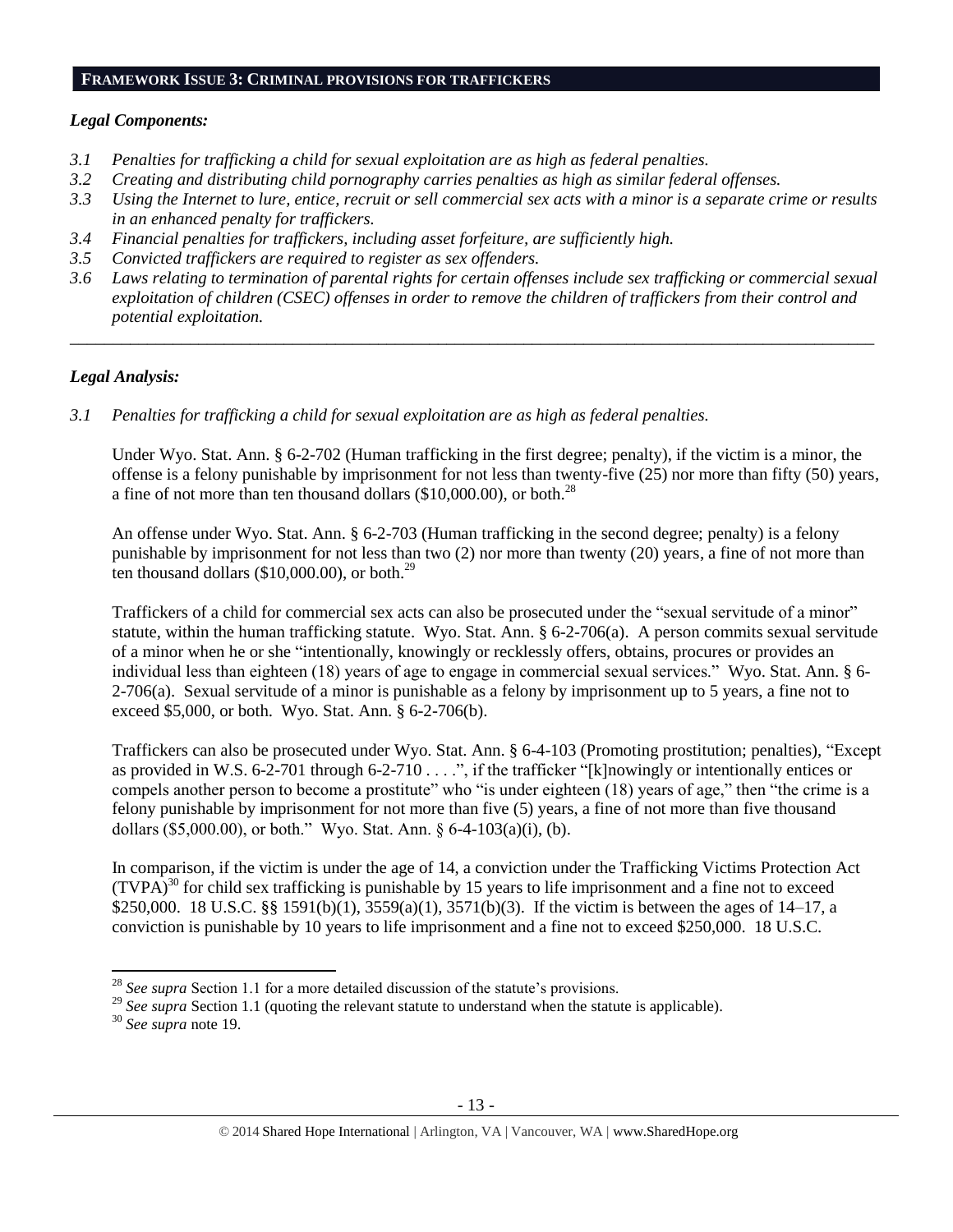## FRAMEWORK ISSUE 3: CRIMINAL PROVISIONS FOR TRAFFICKERS

### *Legal Components:*

- *3.1 Penalties for trafficking a child for sexual exploitation are as high as federal penalties.*
- *3.2 Creating and distributing child pornography carries penalties as high as similar federal offenses.*
- *3.3 Using the Internet to lure, entice, recruit or sell commercial sex acts with a minor is a separate crime or results in an enhanced penalty for traffickers.*
- *3.4 Financial penalties for traffickers, including asset forfeiture, are sufficiently high.*
- *3.5 Convicted traffickers are required to register as sex offenders.*
- *3.6 Laws relating to termination of parental rights for certain offenses include sex trafficking or commercial sexual exploitation of children (CSEC) offenses in order to remove the children of traffickers from their control and potential exploitation.*

---

### *Legal Analysis:*

*3.1 Penalties for trafficking a child for sexual exploitation are as high as federal penalties.*

Under Wyo. Stat. Ann. § 6-2-702 (Human trafficking in the first degree; penalty), if the victim is a minor, the offense is a felony punishable by imprisonment for not less than twenty-five (25) nor more than fifty (50) years, a fine of not more than ten thousand dollars ($10,000.00), or both.[28]

An offense under Wyo. Stat. Ann. § 6-2-703 (Human trafficking in the second degree; penalty) is a felony punishable by imprisonment for not less than two (2) nor more than twenty (20) years, a fine of not more than ten thousand dollars ($10,000.00), or both.[29]

Traffickers of a child for commercial sex acts can also be prosecuted under the "sexual servitude of a minor" statute, within the human trafficking statute. Wyo. Stat. Ann. § 6-2-706(a). A person commits sexual servitude of a minor when he or she "intentionally, knowingly or recklessly offers, obtains, procures or provides an individual less than eighteen (18) years of age to engage in commercial sexual services." Wyo. Stat. Ann. § 6-2-706(a). Sexual servitude of a minor is punishable as a felony by imprisonment up to 5 years, a fine not to exceed $5,000, or both. Wyo. Stat. Ann. § 6-2-706(b).

Traffickers can also be prosecuted under Wyo. Stat. Ann. § 6-4-103 (Promoting prostitution; penalties), "Except as provided in W.S. 6-2-701 through 6-2-710 . . . .", if the trafficker "[k]nowingly or intentionally entices or compels another person to become a prostitute" who "is under eighteen (18) years of age," then "the crime is a felony punishable by imprisonment for not more than five (5) years, a fine of not more than five thousand dollars ($5,000.00), or both." Wyo. Stat. Ann. § 6-4-103(a)(i), (b).

In comparison, if the victim is under the age of 14, a conviction under the Trafficking Victims Protection Act (TVPA)[30] for child sex trafficking is punishable by 15 years to life imprisonment and a fine not to exceed $250,000. 18 U.S.C. §§ 1591(b)(1), 3559(a)(1), 3571(b)(3). If the victim is between the ages of 14–17, a conviction is punishable by 10 years to life imprisonment and a fine not to exceed $250,000. 18 U.S.C.

---

[28] *See supra* Section 1.1 for a more detailed discussion of the statute's provisions.

[29] *See supra* Section 1.1 (quoting the relevant statute to understand when the statute is applicable).

[30] *See supra* note 19.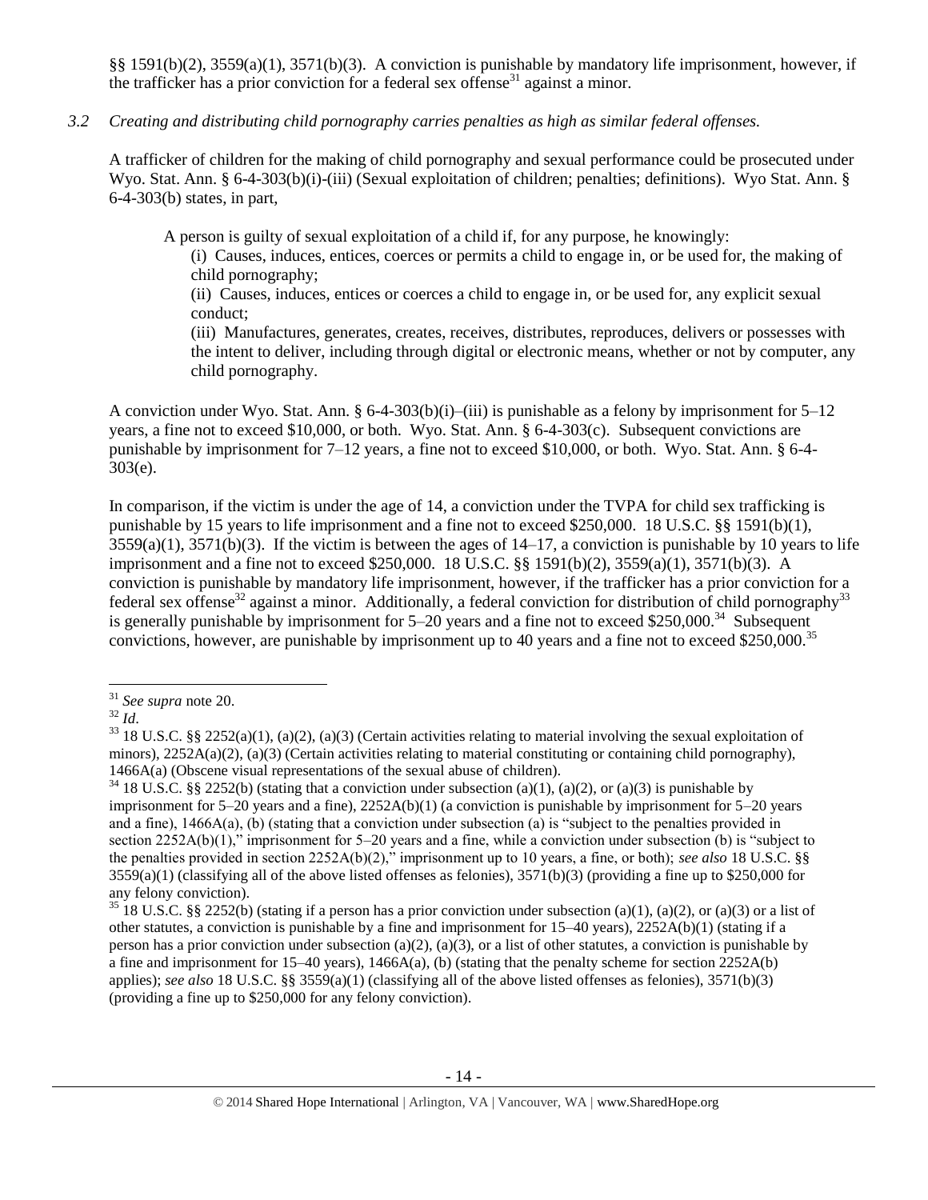§§ 1591(b)(2), 3559(a)(1), 3571(b)(3). A conviction is punishable by mandatory life imprisonment, however, if the trafficker has a prior conviction for a federal sex offense[31] against a minor.

*3.2 Creating and distributing child pornography carries penalties as high as similar federal offenses.*

A trafficker of children for the making of child pornography and sexual performance could be prosecuted under Wyo. Stat. Ann. § 6-4-303(b)(i)-(iii) (Sexual exploitation of children; penalties; definitions). Wyo Stat. Ann. § 6-4-303(b) states, in part,

> A person is guilty of sexual exploitation of a child if, for any purpose, he knowingly:
>
> (i) Causes, induces, entices, coerces or permits a child to engage in, or be used for, the making of child pornography;
>
> (ii) Causes, induces, entices or coerces a child to engage in, or be used for, any explicit sexual conduct;
>
> (iii) Manufactures, generates, creates, receives, distributes, reproduces, delivers or possesses with the intent to deliver, including through digital or electronic means, whether or not by computer, any child pornography.

A conviction under Wyo. Stat. Ann. § 6-4-303(b)(i)–(iii) is punishable as a felony by imprisonment for 5–12 years, a fine not to exceed $10,000, or both. Wyo. Stat. Ann. § 6-4-303(c). Subsequent convictions are punishable by imprisonment for 7–12 years, a fine not to exceed $10,000, or both. Wyo. Stat. Ann. § 6-4-303(e).

In comparison, if the victim is under the age of 14, a conviction under the TVPA for child sex trafficking is punishable by 15 years to life imprisonment and a fine not to exceed $250,000. 18 U.S.C. §§ 1591(b)(1), 3559(a)(1), 3571(b)(3). If the victim is between the ages of 14–17, a conviction is punishable by 10 years to life imprisonment and a fine not to exceed $250,000. 18 U.S.C. §§ 1591(b)(2), 3559(a)(1), 3571(b)(3). A conviction is punishable by mandatory life imprisonment, however, if the trafficker has a prior conviction for a federal sex offense[32] against a minor. Additionally, a federal conviction for distribution of child pornography[33] is generally punishable by imprisonment for 5–20 years and a fine not to exceed $250,000.[34] Subsequent convictions, however, are punishable by imprisonment up to 40 years and a fine not to exceed $250,000.[35]

---

[31] *See supra* note 20.

[32] *Id*.

[33] 18 U.S.C. §§ 2252(a)(1), (a)(2), (a)(3) (Certain activities relating to material involving the sexual exploitation of minors), 2252A(a)(2), (a)(3) (Certain activities relating to material constituting or containing child pornography), 1466A(a) (Obscene visual representations of the sexual abuse of children).

[34] 18 U.S.C. §§ 2252(b) (stating that a conviction under subsection (a)(1), (a)(2), or (a)(3) is punishable by imprisonment for 5–20 years and a fine), 2252A(b)(1) (a conviction is punishable by imprisonment for 5–20 years and a fine), 1466A(a), (b) (stating that a conviction under subsection (a) is "subject to the penalties provided in section 2252A(b)(1)," imprisonment for 5–20 years and a fine, while a conviction under subsection (b) is "subject to the penalties provided in section 2252A(b)(2)," imprisonment up to 10 years, a fine, or both); *see also* 18 U.S.C. §§ 3559(a)(1) (classifying all of the above listed offenses as felonies), 3571(b)(3) (providing a fine up to $250,000 for any felony conviction).

[35] 18 U.S.C. §§ 2252(b) (stating if a person has a prior conviction under subsection (a)(1), (a)(2), or (a)(3) or a list of other statutes, a conviction is punishable by a fine and imprisonment for 15–40 years), 2252A(b)(1) (stating if a person has a prior conviction under subsection (a)(2), (a)(3), or a list of other statutes, a conviction is punishable by a fine and imprisonment for 15–40 years), 1466A(a), (b) (stating that the penalty scheme for section 2252A(b) applies); *see also* 18 U.S.C. §§ 3559(a)(1) (classifying all of the above listed offenses as felonies), 3571(b)(3) (providing a fine up to $250,000 for any felony conviction).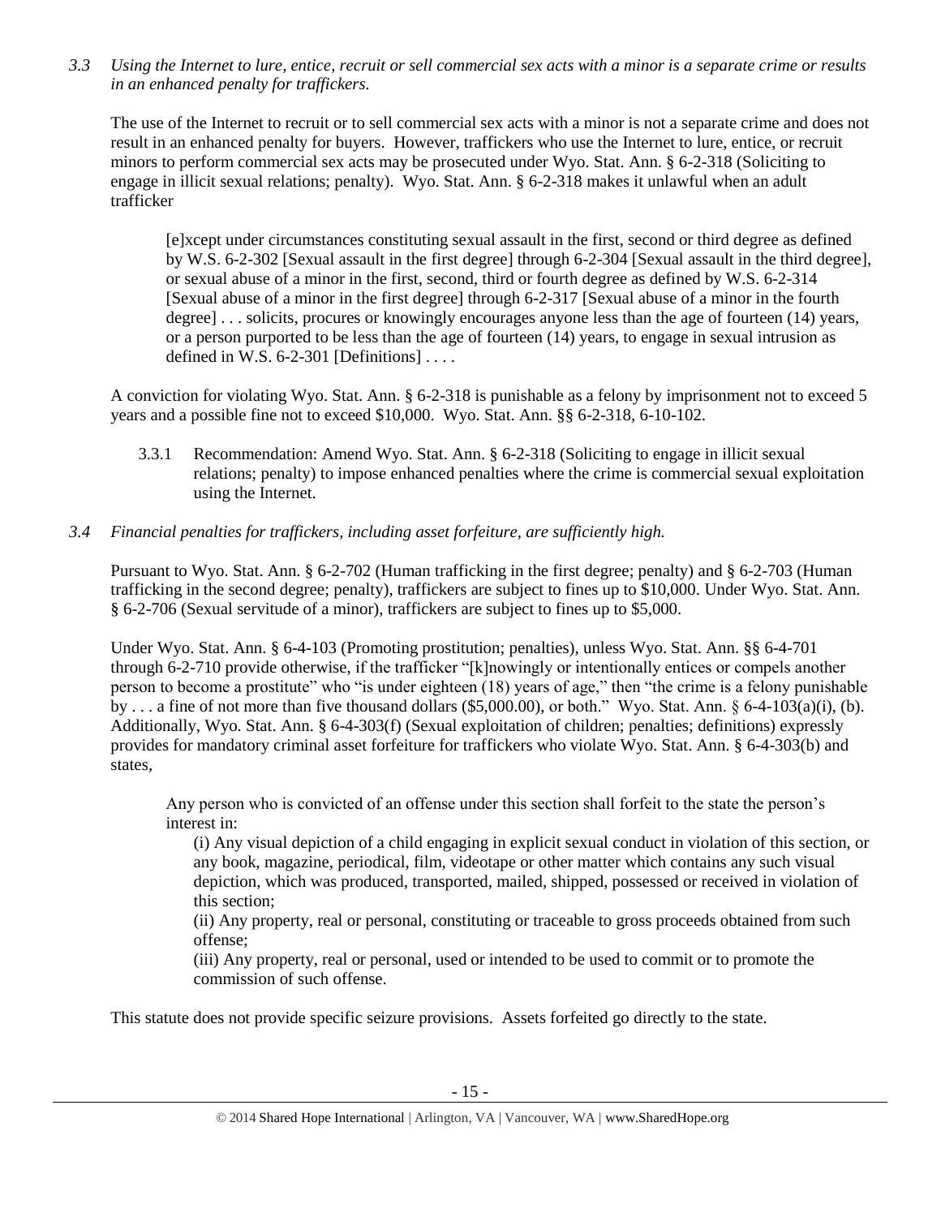*3.3 Using the Internet to lure, entice, recruit or sell commercial sex acts with a minor is a separate crime or results in an enhanced penalty for traffickers.*

The use of the Internet to recruit or to sell commercial sex acts with a minor is not a separate crime and does not result in an enhanced penalty for buyers. However, traffickers who use the Internet to lure, entice, or recruit minors to perform commercial sex acts may be prosecuted under Wyo. Stat. Ann. § 6-2-318 (Soliciting to engage in illicit sexual relations; penalty). Wyo. Stat. Ann. § 6-2-318 makes it unlawful when an adult trafficker

> [e]xcept under circumstances constituting sexual assault in the first, second or third degree as defined by W.S. 6-2-302 [Sexual assault in the first degree] through 6-2-304 [Sexual assault in the third degree], or sexual abuse of a minor in the first, second, third or fourth degree as defined by W.S. 6-2-314 [Sexual abuse of a minor in the first degree] through 6-2-317 [Sexual abuse of a minor in the fourth degree] . . . solicits, procures or knowingly encourages anyone less than the age of fourteen (14) years, or a person purported to be less than the age of fourteen (14) years, to engage in sexual intrusion as defined in W.S. 6-2-301 [Definitions] . . . .

A conviction for violating Wyo. Stat. Ann. § 6-2-318 is punishable as a felony by imprisonment not to exceed 5 years and a possible fine not to exceed $10,000. Wyo. Stat. Ann. §§ 6-2-318, 6-10-102.

3.3.1 Recommendation: Amend Wyo. Stat. Ann. § 6-2-318 (Soliciting to engage in illicit sexual relations; penalty) to impose enhanced penalties where the crime is commercial sexual exploitation using the Internet.

*3.4 Financial penalties for traffickers, including asset forfeiture, are sufficiently high.*

Pursuant to Wyo. Stat. Ann. § 6-2-702 (Human trafficking in the first degree; penalty) and § 6-2-703 (Human trafficking in the second degree; penalty), traffickers are subject to fines up to $10,000. Under Wyo. Stat. Ann. § 6-2-706 (Sexual servitude of a minor), traffickers are subject to fines up to $5,000.

Under Wyo. Stat. Ann. § 6-4-103 (Promoting prostitution; penalties), unless Wyo. Stat. Ann. §§ 6-4-701 through 6-2-710 provide otherwise, if the trafficker "[k]nowingly or intentionally entices or compels another person to become a prostitute" who "is under eighteen (18) years of age," then "the crime is a felony punishable by . . . a fine of not more than five thousand dollars ($5,000.00), or both." Wyo. Stat. Ann. § 6-4-103(a)(i), (b). Additionally, Wyo. Stat. Ann. § 6-4-303(f) (Sexual exploitation of children; penalties; definitions) expressly provides for mandatory criminal asset forfeiture for traffickers who violate Wyo. Stat. Ann. § 6-4-303(b) and states,

> Any person who is convicted of an offense under this section shall forfeit to the state the person's interest in:
>
> (i) Any visual depiction of a child engaging in explicit sexual conduct in violation of this section, or any book, magazine, periodical, film, videotape or other matter which contains any such visual depiction, which was produced, transported, mailed, shipped, possessed or received in violation of this section;
>
> (ii) Any property, real or personal, constituting or traceable to gross proceeds obtained from such offense;
>
> (iii) Any property, real or personal, used or intended to be used to commit or to promote the commission of such offense.

This statute does not provide specific seizure provisions. Assets forfeited go directly to the state.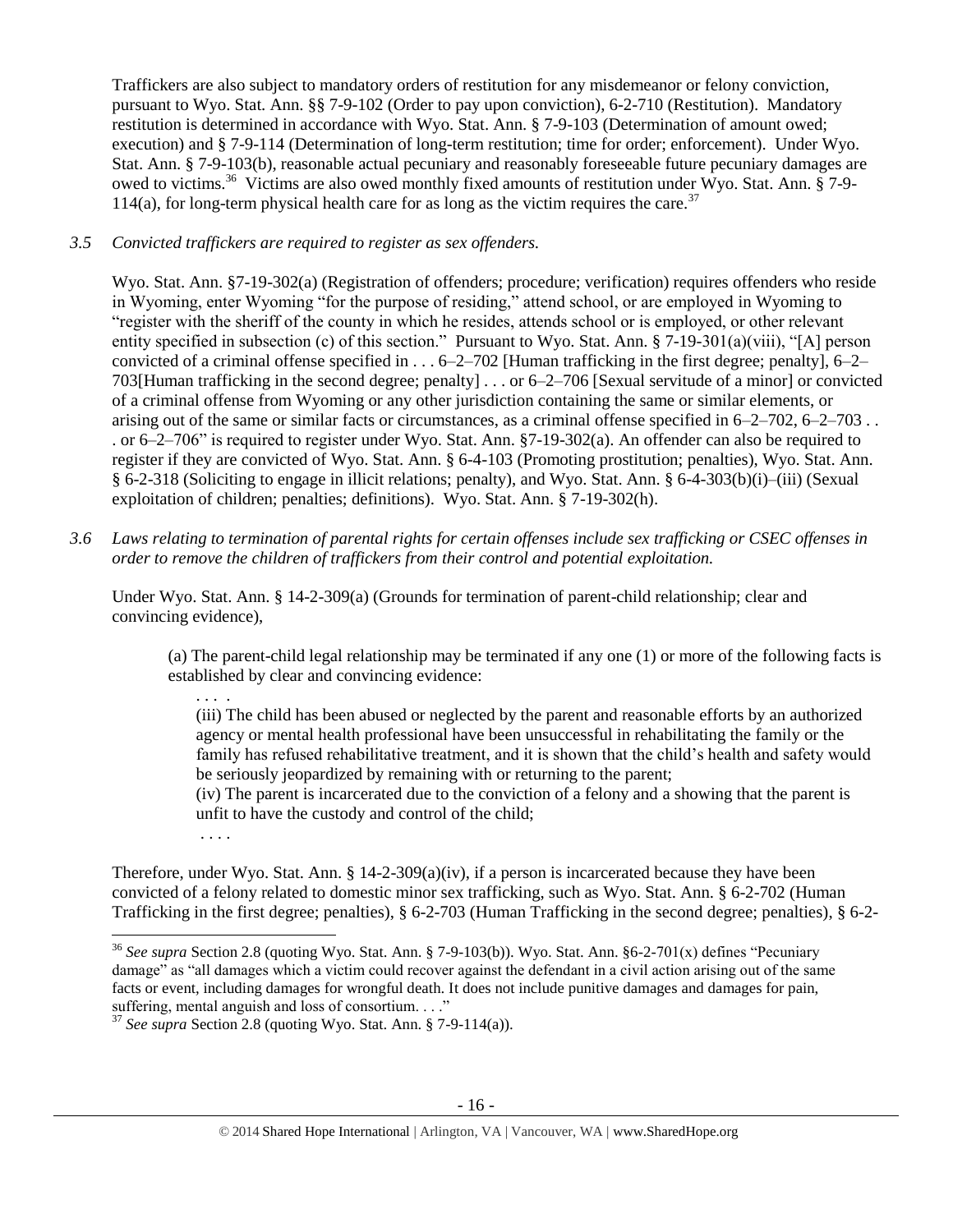Traffickers are also subject to mandatory orders of restitution for any misdemeanor or felony conviction, pursuant to Wyo. Stat. Ann. §§ 7-9-102 (Order to pay upon conviction), 6-2-710 (Restitution). Mandatory restitution is determined in accordance with Wyo. Stat. Ann. § 7-9-103 (Determination of amount owed; execution) and § 7-9-114 (Determination of long-term restitution; time for order; enforcement). Under Wyo. Stat. Ann. § 7-9-103(b), reasonable actual pecuniary and reasonably foreseeable future pecuniary damages are owed to victims.[36] Victims are also owed monthly fixed amounts of restitution under Wyo. Stat. Ann. § 7-9-114(a), for long-term physical health care for as long as the victim requires the care.[37]

*3.5 Convicted traffickers are required to register as sex offenders.*

Wyo. Stat. Ann. §7-19-302(a) (Registration of offenders; procedure; verification) requires offenders who reside in Wyoming, enter Wyoming "for the purpose of residing," attend school, or are employed in Wyoming to "register with the sheriff of the county in which he resides, attends school or is employed, or other relevant entity specified in subsection (c) of this section." Pursuant to Wyo. Stat. Ann. § 7-19-301(a)(viii), "[A] person convicted of a criminal offense specified in . . . 6–2–702 [Human trafficking in the first degree; penalty], 6–2–703[Human trafficking in the second degree; penalty] . . . or 6–2–706 [Sexual servitude of a minor] or convicted of a criminal offense from Wyoming or any other jurisdiction containing the same or similar elements, or arising out of the same or similar facts or circumstances, as a criminal offense specified in 6–2–702, 6–2–703 . . . or 6–2–706" is required to register under Wyo. Stat. Ann. §7-19-302(a). An offender can also be required to register if they are convicted of Wyo. Stat. Ann. § 6-4-103 (Promoting prostitution; penalties), Wyo. Stat. Ann. § 6-2-318 (Soliciting to engage in illicit relations; penalty), and Wyo. Stat. Ann. § 6-4-303(b)(i)–(iii) (Sexual exploitation of children; penalties; definitions). Wyo. Stat. Ann. § 7-19-302(h).

*3.6 Laws relating to termination of parental rights for certain offenses include sex trafficking or CSEC offenses in order to remove the children of traffickers from their control and potential exploitation.*

Under Wyo. Stat. Ann. § 14-2-309(a) (Grounds for termination of parent-child relationship; clear and convincing evidence),

> (a) The parent-child legal relationship may be terminated if any one (1) or more of the following facts is established by clear and convincing evidence:
>
> . . . .
>
> (iii) The child has been abused or neglected by the parent and reasonable efforts by an authorized agency or mental health professional have been unsuccessful in rehabilitating the family or the family has refused rehabilitative treatment, and it is shown that the child's health and safety would be seriously jeopardized by remaining with or returning to the parent;
>
> (iv) The parent is incarcerated due to the conviction of a felony and a showing that the parent is unfit to have the custody and control of the child;
>
> . . . .

Therefore, under Wyo. Stat. Ann. § 14-2-309(a)(iv), if a person is incarcerated because they have been convicted of a felony related to domestic minor sex trafficking, such as Wyo. Stat. Ann. § 6-2-702 (Human Trafficking in the first degree; penalties), § 6-2-703 (Human Trafficking in the second degree; penalties), § 6-2-

---

[36] *See supra* Section 2.8 (quoting Wyo. Stat. Ann. § 7-9-103(b)). Wyo. Stat. Ann. §6-2-701(x) defines "Pecuniary damage" as "all damages which a victim could recover against the defendant in a civil action arising out of the same facts or event, including damages for wrongful death. It does not include punitive damages and damages for pain, suffering, mental anguish and loss of consortium. . . ."

[37] *See supra* Section 2.8 (quoting Wyo. Stat. Ann. § 7-9-114(a)).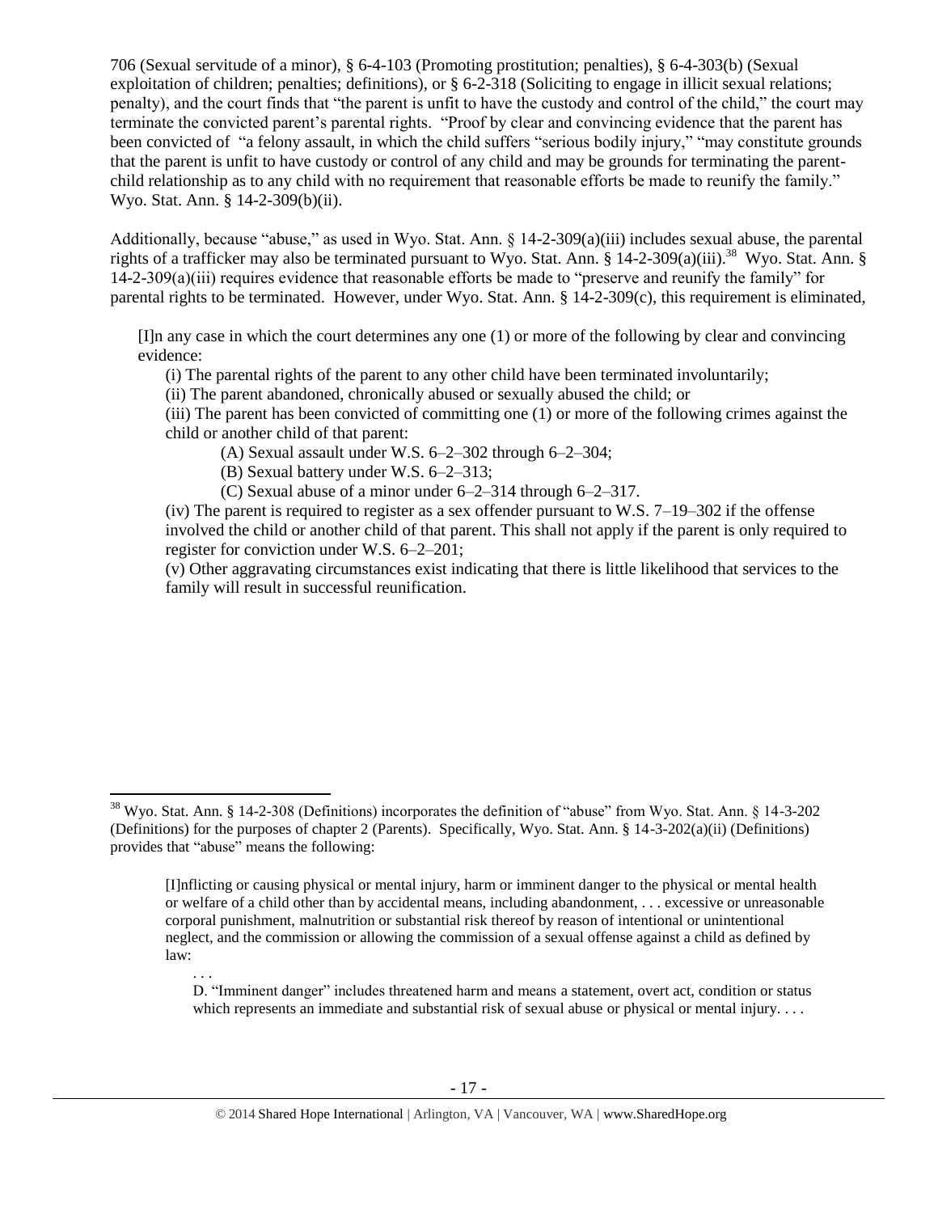706 (Sexual servitude of a minor), § 6-4-103 (Promoting prostitution; penalties), § 6-4-303(b) (Sexual exploitation of children; penalties; definitions), or § 6-2-318 (Soliciting to engage in illicit sexual relations; penalty), and the court finds that "the parent is unfit to have the custody and control of the child," the court may terminate the convicted parent's parental rights. "Proof by clear and convincing evidence that the parent has been convicted of "a felony assault, in which the child suffers "serious bodily injury," "may constitute grounds that the parent is unfit to have custody or control of any child and may be grounds for terminating the parent-child relationship as to any child with no requirement that reasonable efforts be made to reunify the family." Wyo. Stat. Ann. § 14-2-309(b)(ii).

Additionally, because "abuse," as used in Wyo. Stat. Ann. § 14-2-309(a)(iii) includes sexual abuse, the parental rights of a trafficker may also be terminated pursuant to Wyo. Stat. Ann. § 14-2-309(a)(iii).[38] Wyo. Stat. Ann. § 14-2-309(a)(iii) requires evidence that reasonable efforts be made to "preserve and reunify the family" for parental rights to be terminated. However, under Wyo. Stat. Ann. § 14-2-309(c), this requirement is eliminated,

> [I]n any case in which the court determines any one (1) or more of the following by clear and convincing evidence:
>
> (i) The parental rights of the parent to any other child have been terminated involuntarily;
>
> (ii) The parent abandoned, chronically abused or sexually abused the child; or
>
> (iii) The parent has been convicted of committing one (1) or more of the following crimes against the child or another child of that parent:
>
> (A) Sexual assault under W.S. 6–2–302 through 6–2–304;
>
> (B) Sexual battery under W.S. 6–2–313;
>
> (C) Sexual abuse of a minor under 6–2–314 through 6–2–317.
>
> (iv) The parent is required to register as a sex offender pursuant to W.S. 7–19–302 if the offense involved the child or another child of that parent. This shall not apply if the parent is only required to register for conviction under W.S. 6–2–201;
>
> (v) Other aggravating circumstances exist indicating that there is little likelihood that services to the family will result in successful reunification.

---

[38] Wyo. Stat. Ann. § 14-2-308 (Definitions) incorporates the definition of "abuse" from Wyo. Stat. Ann. § 14-3-202 (Definitions) for the purposes of chapter 2 (Parents). Specifically, Wyo. Stat. Ann. § 14-3-202(a)(ii) (Definitions) provides that "abuse" means the following:

> [I]nflicting or causing physical or mental injury, harm or imminent danger to the physical or mental health or welfare of a child other than by accidental means, including abandonment, . . . excessive or unreasonable corporal punishment, malnutrition or substantial risk thereof by reason of intentional or unintentional neglect, and the commission or allowing the commission of a sexual offense against a child as defined by law:
>
> . . .
>
> D. "Imminent danger" includes threatened harm and means a statement, overt act, condition or status which represents an immediate and substantial risk of sexual abuse or physical or mental injury. . . .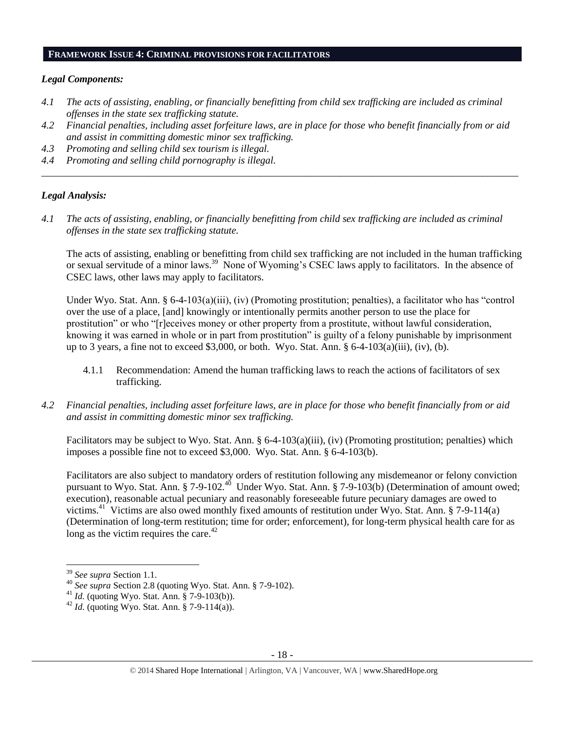## FRAMEWORK ISSUE 4: CRIMINAL PROVISIONS FOR FACILITATORS

### *Legal Components:*

*4.1 The acts of assisting, enabling, or financially benefitting from child sex trafficking are included as criminal offenses in the state sex trafficking statute.*

*4.2 Financial penalties, including asset forfeiture laws, are in place for those who benefit financially from or aid and assist in committing domestic minor sex trafficking.*

*4.3 Promoting and selling child sex tourism is illegal.*

*4.4 Promoting and selling child pornography is illegal.*

---

### *Legal Analysis:*

*4.1 The acts of assisting, enabling, or financially benefitting from child sex trafficking are included as criminal offenses in the state sex trafficking statute.*

The acts of assisting, enabling or benefitting from child sex trafficking are not included in the human trafficking or sexual servitude of a minor laws.[39] None of Wyoming's CSEC laws apply to facilitators. In the absence of CSEC laws, other laws may apply to facilitators.

Under Wyo. Stat. Ann. § 6-4-103(a)(iii), (iv) (Promoting prostitution; penalties), a facilitator who has "control over the use of a place, [and] knowingly or intentionally permits another person to use the place for prostitution" or who "[r]eceives money or other property from a prostitute, without lawful consideration, knowing it was earned in whole or in part from prostitution" is guilty of a felony punishable by imprisonment up to 3 years, a fine not to exceed $3,000, or both. Wyo. Stat. Ann. § 6-4-103(a)(iii), (iv), (b).

4.1.1 Recommendation: Amend the human trafficking laws to reach the actions of facilitators of sex trafficking.

*4.2 Financial penalties, including asset forfeiture laws, are in place for those who benefit financially from or aid and assist in committing domestic minor sex trafficking.*

Facilitators may be subject to Wyo. Stat. Ann. § 6-4-103(a)(iii), (iv) (Promoting prostitution; penalties) which imposes a possible fine not to exceed $3,000. Wyo. Stat. Ann. § 6-4-103(b).

Facilitators are also subject to mandatory orders of restitution following any misdemeanor or felony conviction pursuant to Wyo. Stat. Ann. § 7-9-102.[40] Under Wyo. Stat. Ann. § 7-9-103(b) (Determination of amount owed; execution), reasonable actual pecuniary and reasonably foreseeable future pecuniary damages are owed to victims.[41] Victims are also owed monthly fixed amounts of restitution under Wyo. Stat. Ann. § 7-9-114(a) (Determination of long-term restitution; time for order; enforcement), for long-term physical health care for as long as the victim requires the care.[42]

---

[39] *See supra* Section 1.1.

[40] *See supra* Section 2.8 (quoting Wyo. Stat. Ann. § 7-9-102).

[41] *Id.* (quoting Wyo. Stat. Ann. § 7-9-103(b)).

[42] *Id.* (quoting Wyo. Stat. Ann. § 7-9-114(a)).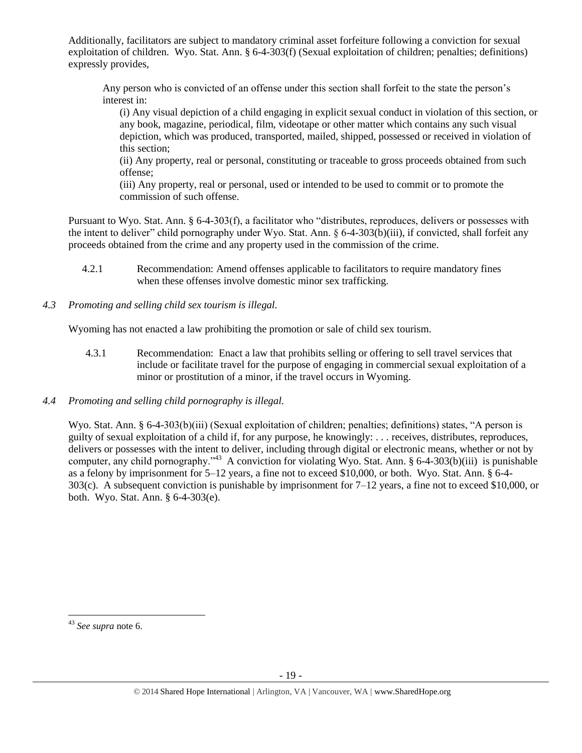Additionally, facilitators are subject to mandatory criminal asset forfeiture following a conviction for sexual exploitation of children. Wyo. Stat. Ann. § 6-4-303(f) (Sexual exploitation of children; penalties; definitions) expressly provides,

> Any person who is convicted of an offense under this section shall forfeit to the state the person's interest in:
>
> (i) Any visual depiction of a child engaging in explicit sexual conduct in violation of this section, or any book, magazine, periodical, film, videotape or other matter which contains any such visual depiction, which was produced, transported, mailed, shipped, possessed or received in violation of this section;
>
> (ii) Any property, real or personal, constituting or traceable to gross proceeds obtained from such offense;
>
> (iii) Any property, real or personal, used or intended to be used to commit or to promote the commission of such offense.

Pursuant to Wyo. Stat. Ann. § 6-4-303(f), a facilitator who "distributes, reproduces, delivers or possesses with the intent to deliver" child pornography under Wyo. Stat. Ann. § 6-4-303(b)(iii), if convicted, shall forfeit any proceeds obtained from the crime and any property used in the commission of the crime.

4.2.1 Recommendation: Amend offenses applicable to facilitators to require mandatory fines when these offenses involve domestic minor sex trafficking.

*4.3 Promoting and selling child sex tourism is illegal.*

Wyoming has not enacted a law prohibiting the promotion or sale of child sex tourism.

4.3.1 Recommendation: Enact a law that prohibits selling or offering to sell travel services that include or facilitate travel for the purpose of engaging in commercial sexual exploitation of a minor or prostitution of a minor, if the travel occurs in Wyoming.

*4.4 Promoting and selling child pornography is illegal.*

Wyo. Stat. Ann. § 6-4-303(b)(iii) (Sexual exploitation of children; penalties; definitions) states, "A person is guilty of sexual exploitation of a child if, for any purpose, he knowingly: . . . receives, distributes, reproduces, delivers or possesses with the intent to deliver, including through digital or electronic means, whether or not by computer, any child pornography."[43] A conviction for violating Wyo. Stat. Ann. § 6-4-303(b)(iii) is punishable as a felony by imprisonment for 5–12 years, a fine not to exceed $10,000, or both. Wyo. Stat. Ann. § 6-4-303(c). A subsequent conviction is punishable by imprisonment for 7–12 years, a fine not to exceed $10,000, or both. Wyo. Stat. Ann. § 6-4-303(e).

---

[43] *See supra* note 6.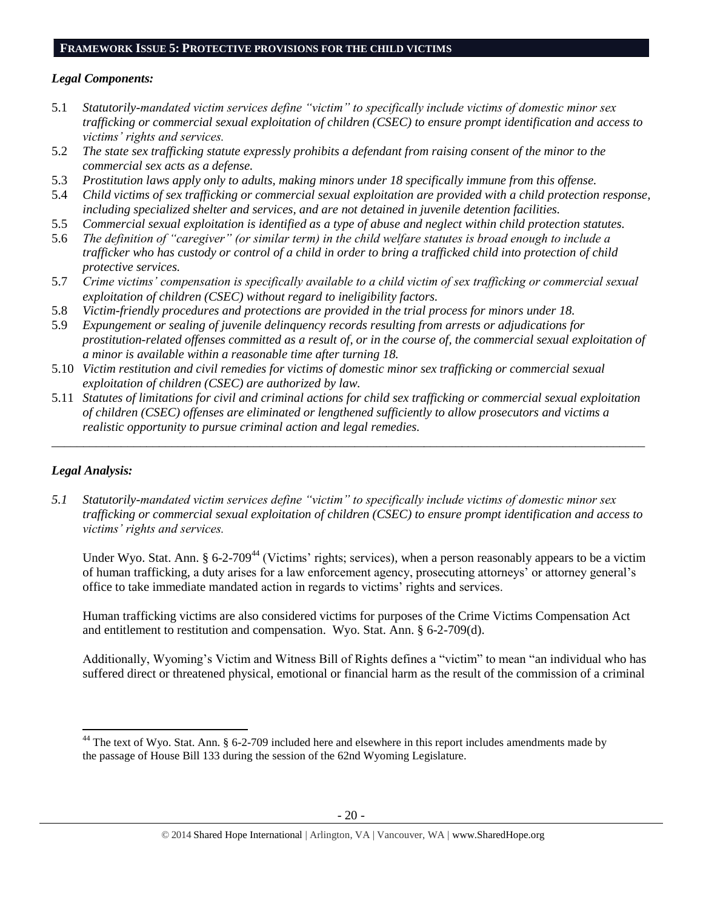## **FRAMEWORK ISSUE 5: PROTECTIVE PROVISIONS FOR THE CHILD VICTIMS**

### *Legal Components:*

5.1 *Statutorily-mandated victim services define "victim" to specifically include victims of domestic minor sex trafficking or commercial sexual exploitation of children (CSEC) to ensure prompt identification and access to victims' rights and services.*
5.2 *The state sex trafficking statute expressly prohibits a defendant from raising consent of the minor to the commercial sex acts as a defense.*
5.3 *Prostitution laws apply only to adults, making minors under 18 specifically immune from this offense.*
5.4 *Child victims of sex trafficking or commercial sexual exploitation are provided with a child protection response, including specialized shelter and services, and are not detained in juvenile detention facilities.*
5.5 *Commercial sexual exploitation is identified as a type of abuse and neglect within child protection statutes.*
5.6 *The definition of "caregiver" (or similar term) in the child welfare statutes is broad enough to include a trafficker who has custody or control of a child in order to bring a trafficked child into protection of child protective services.*
5.7 *Crime victims' compensation is specifically available to a child victim of sex trafficking or commercial sexual exploitation of children (CSEC) without regard to ineligibility factors.*
5.8 *Victim-friendly procedures and protections are provided in the trial process for minors under 18.*
5.9 *Expungement or sealing of juvenile delinquency records resulting from arrests or adjudications for prostitution-related offenses committed as a result of, or in the course of, the commercial sexual exploitation of a minor is available within a reasonable time after turning 18.*
5.10 *Victim restitution and civil remedies for victims of domestic minor sex trafficking or commercial sexual exploitation of children (CSEC) are authorized by law.*
5.11 *Statutes of limitations for civil and criminal actions for child sex trafficking or commercial sexual exploitation of children (CSEC) offenses are eliminated or lengthened sufficiently to allow prosecutors and victims a realistic opportunity to pursue criminal action and legal remedies.*

---

### *Legal Analysis:*

*5.1 Statutorily-mandated victim services define "victim" to specifically include victims of domestic minor sex trafficking or commercial sexual exploitation of children (CSEC) to ensure prompt identification and access to victims' rights and services.*

Under Wyo. Stat. Ann. § 6-2-709[44] (Victims' rights; services), when a person reasonably appears to be a victim of human trafficking, a duty arises for a law enforcement agency, prosecuting attorneys' or attorney general's office to take immediate mandated action in regards to victims' rights and services.

Human trafficking victims are also considered victims for purposes of the Crime Victims Compensation Act and entitlement to restitution and compensation. Wyo. Stat. Ann. § 6-2-709(d).

Additionally, Wyoming's Victim and Witness Bill of Rights defines a "victim" to mean "an individual who has suffered direct or threatened physical, emotional or financial harm as the result of the commission of a criminal

---

[44] The text of Wyo. Stat. Ann. § 6-2-709 included here and elsewhere in this report includes amendments made by the passage of House Bill 133 during the session of the 62nd Wyoming Legislature.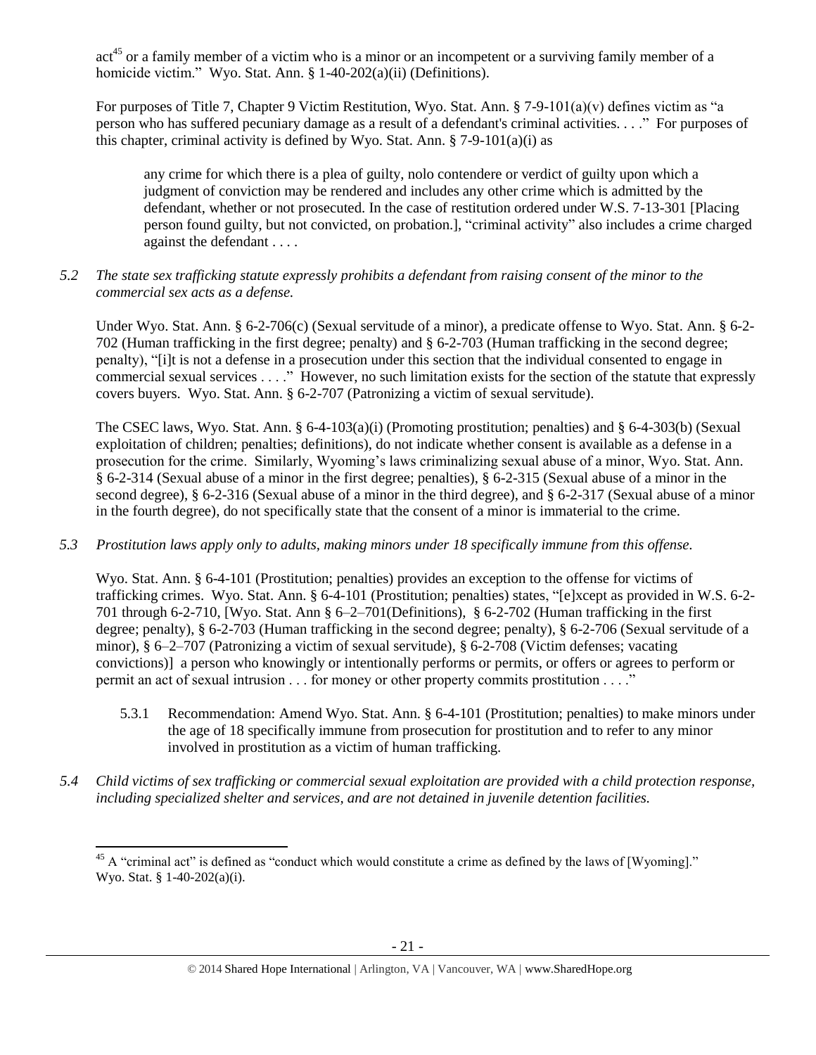act[45] or a family member of a victim who is a minor or an incompetent or a surviving family member of a homicide victim." Wyo. Stat. Ann. § 1-40-202(a)(ii) (Definitions).

For purposes of Title 7, Chapter 9 Victim Restitution, Wyo. Stat. Ann. § 7-9-101(a)(v) defines victim as "a person who has suffered pecuniary damage as a result of a defendant's criminal activities. . . ." For purposes of this chapter, criminal activity is defined by Wyo. Stat. Ann. § 7-9-101(a)(i) as

> any crime for which there is a plea of guilty, nolo contendere or verdict of guilty upon which a judgment of conviction may be rendered and includes any other crime which is admitted by the defendant, whether or not prosecuted. In the case of restitution ordered under W.S. 7-13-301 [Placing person found guilty, but not convicted, on probation.], "criminal activity" also includes a crime charged against the defendant . . . .

*5.2 The state sex trafficking statute expressly prohibits a defendant from raising consent of the minor to the commercial sex acts as a defense.*

Under Wyo. Stat. Ann. § 6-2-706(c) (Sexual servitude of a minor), a predicate offense to Wyo. Stat. Ann. § 6-2-702 (Human trafficking in the first degree; penalty) and § 6-2-703 (Human trafficking in the second degree; penalty), "[i]t is not a defense in a prosecution under this section that the individual consented to engage in commercial sexual services . . . ." However, no such limitation exists for the section of the statute that expressly covers buyers. Wyo. Stat. Ann. § 6-2-707 (Patronizing a victim of sexual servitude).

The CSEC laws, Wyo. Stat. Ann. § 6-4-103(a)(i) (Promoting prostitution; penalties) and § 6-4-303(b) (Sexual exploitation of children; penalties; definitions), do not indicate whether consent is available as a defense in a prosecution for the crime. Similarly, Wyoming's laws criminalizing sexual abuse of a minor, Wyo. Stat. Ann. § 6-2-314 (Sexual abuse of a minor in the first degree; penalties), § 6-2-315 (Sexual abuse of a minor in the second degree), § 6-2-316 (Sexual abuse of a minor in the third degree), and § 6-2-317 (Sexual abuse of a minor in the fourth degree), do not specifically state that the consent of a minor is immaterial to the crime.

*5.3 Prostitution laws apply only to adults, making minors under 18 specifically immune from this offense.*

Wyo. Stat. Ann. § 6-4-101 (Prostitution; penalties) provides an exception to the offense for victims of trafficking crimes. Wyo. Stat. Ann. § 6-4-101 (Prostitution; penalties) states, "[e]xcept as provided in W.S. 6-2-701 through 6-2-710, [Wyo. Stat. Ann § 6–2–701(Definitions), § 6-2-702 (Human trafficking in the first degree; penalty), § 6-2-703 (Human trafficking in the second degree; penalty), § 6-2-706 (Sexual servitude of a minor), § 6–2–707 (Patronizing a victim of sexual servitude), § 6-2-708 (Victim defenses; vacating convictions)] a person who knowingly or intentionally performs or permits, or offers or agrees to perform or permit an act of sexual intrusion . . . for money or other property commits prostitution . . . ."

5.3.1 Recommendation: Amend Wyo. Stat. Ann. § 6-4-101 (Prostitution; penalties) to make minors under the age of 18 specifically immune from prosecution for prostitution and to refer to any minor involved in prostitution as a victim of human trafficking.

*5.4 Child victims of sex trafficking or commercial sexual exploitation are provided with a child protection response, including specialized shelter and services, and are not detained in juvenile detention facilities.*

---

[45] A "criminal act" is defined as "conduct which would constitute a crime as defined by the laws of [Wyoming]." Wyo. Stat. § 1-40-202(a)(i).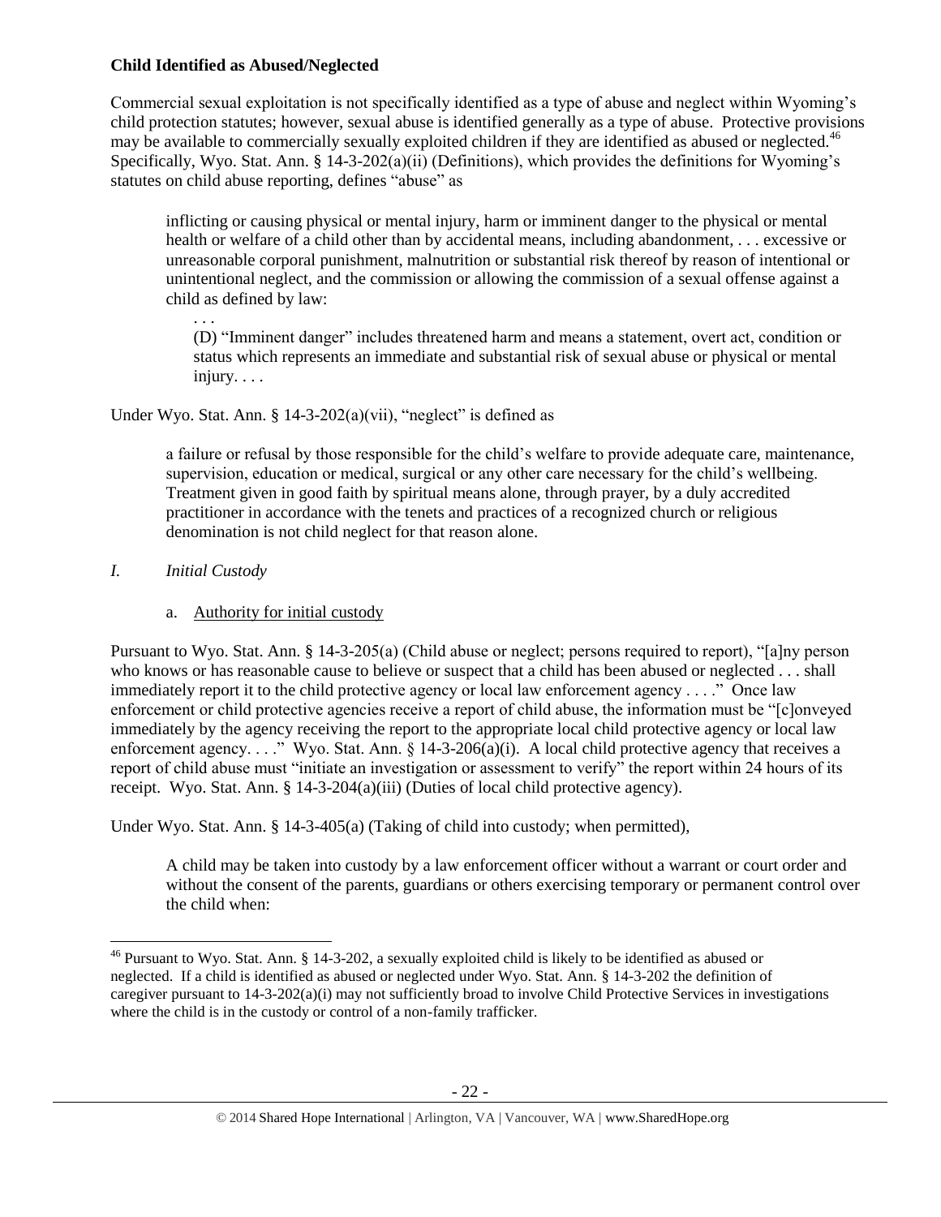**Child Identified as Abused/Neglected**

Commercial sexual exploitation is not specifically identified as a type of abuse and neglect within Wyoming's child protection statutes; however, sexual abuse is identified generally as a type of abuse. Protective provisions may be available to commercially sexually exploited children if they are identified as abused or neglected.[46] Specifically, Wyo. Stat. Ann. § 14-3-202(a)(ii) (Definitions), which provides the definitions for Wyoming's statutes on child abuse reporting, defines "abuse" as

> inflicting or causing physical or mental injury, harm or imminent danger to the physical or mental health or welfare of a child other than by accidental means, including abandonment, . . . excessive or unreasonable corporal punishment, malnutrition or substantial risk thereof by reason of intentional or unintentional neglect, and the commission or allowing the commission of a sexual offense against a child as defined by law:
>
> . . .
>
> (D) "Imminent danger" includes threatened harm and means a statement, overt act, condition or status which represents an immediate and substantial risk of sexual abuse or physical or mental injury. . . .

Under Wyo. Stat. Ann. § 14-3-202(a)(vii), "neglect" is defined as

> a failure or refusal by those responsible for the child's welfare to provide adequate care, maintenance, supervision, education or medical, surgical or any other care necessary for the child's wellbeing. Treatment given in good faith by spiritual means alone, through prayer, by a duly accredited practitioner in accordance with the tenets and practices of a recognized church or religious denomination is not child neglect for that reason alone.

*I. Initial Custody*

a. Authority for initial custody

Pursuant to Wyo. Stat. Ann. § 14-3-205(a) (Child abuse or neglect; persons required to report), "[a]ny person who knows or has reasonable cause to believe or suspect that a child has been abused or neglected . . . shall immediately report it to the child protective agency or local law enforcement agency . . . ." Once law enforcement or child protective agencies receive a report of child abuse, the information must be "[c]onveyed immediately by the agency receiving the report to the appropriate local child protective agency or local law enforcement agency. . . ." Wyo. Stat. Ann. § 14-3-206(a)(i). A local child protective agency that receives a report of child abuse must "initiate an investigation or assessment to verify" the report within 24 hours of its receipt. Wyo. Stat. Ann. § 14-3-204(a)(iii) (Duties of local child protective agency).

Under Wyo. Stat. Ann. § 14-3-405(a) (Taking of child into custody; when permitted),

> A child may be taken into custody by a law enforcement officer without a warrant or court order and without the consent of the parents, guardians or others exercising temporary or permanent control over the child when:

---

[46] Pursuant to Wyo. Stat. Ann. § 14-3-202, a sexually exploited child is likely to be identified as abused or neglected. If a child is identified as abused or neglected under Wyo. Stat. Ann. § 14-3-202 the definition of caregiver pursuant to 14-3-202(a)(i) may not sufficiently broad to involve Child Protective Services in investigations where the child is in the custody or control of a non-family trafficker.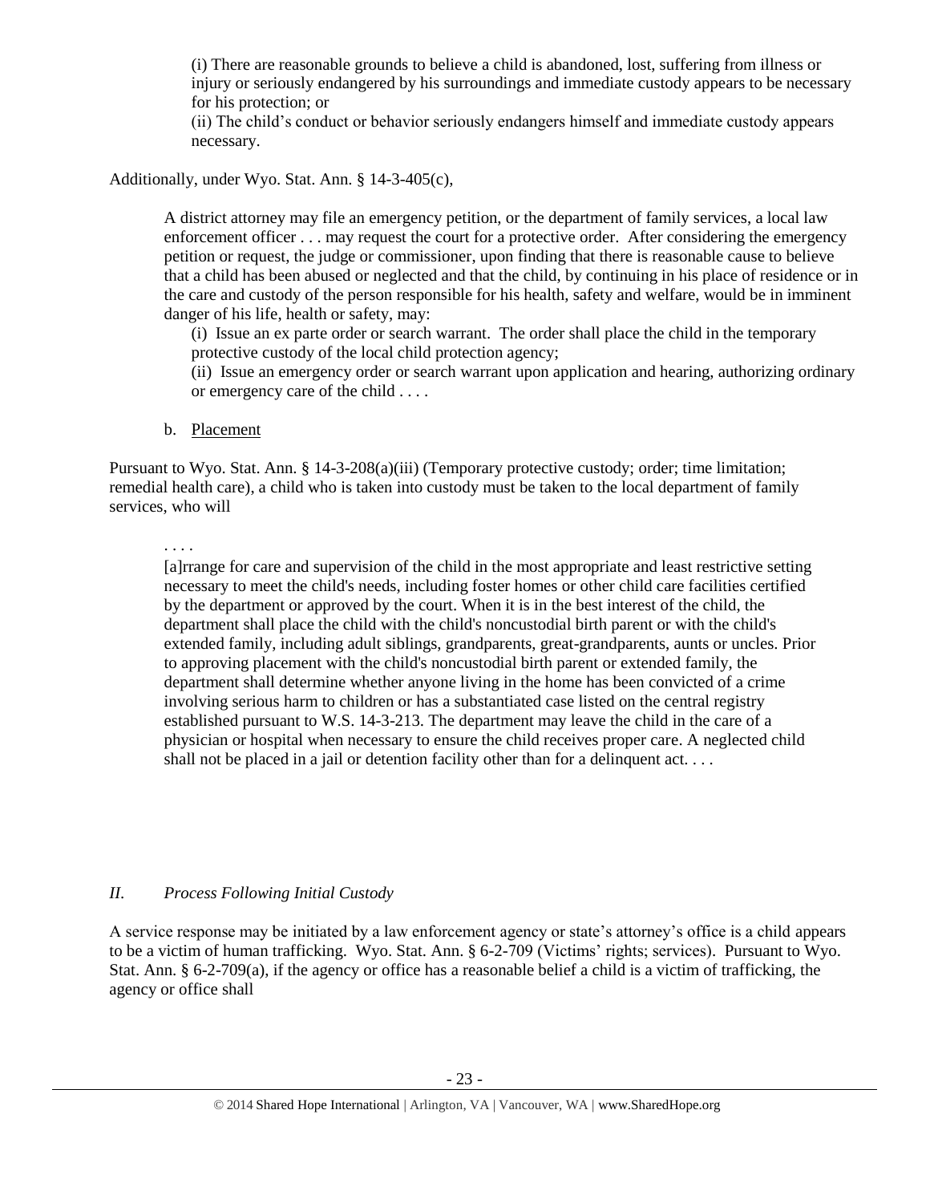> (i) There are reasonable grounds to believe a child is abandoned, lost, suffering from illness or injury or seriously endangered by his surroundings and immediate custody appears to be necessary for his protection; or
>
> (ii) The child's conduct or behavior seriously endangers himself and immediate custody appears necessary.

Additionally, under Wyo. Stat. Ann. § 14-3-405(c),

> A district attorney may file an emergency petition, or the department of family services, a local law enforcement officer . . . may request the court for a protective order. After considering the emergency petition or request, the judge or commissioner, upon finding that there is reasonable cause to believe that a child has been abused or neglected and that the child, by continuing in his place of residence or in the care and custody of the person responsible for his health, safety and welfare, would be in imminent danger of his life, health or safety, may:
>
> (i) Issue an ex parte order or search warrant. The order shall place the child in the temporary protective custody of the local child protection agency;
>
> (ii) Issue an emergency order or search warrant upon application and hearing, authorizing ordinary or emergency care of the child . . . .

b. Placement

Pursuant to Wyo. Stat. Ann. § 14-3-208(a)(iii) (Temporary protective custody; order; time limitation; remedial health care), a child who is taken into custody must be taken to the local department of family services, who will

> . . . .
>
> [a]rrange for care and supervision of the child in the most appropriate and least restrictive setting necessary to meet the child's needs, including foster homes or other child care facilities certified by the department or approved by the court. When it is in the best interest of the child, the department shall place the child with the child's noncustodial birth parent or with the child's extended family, including adult siblings, grandparents, great-grandparents, aunts or uncles. Prior to approving placement with the child's noncustodial birth parent or extended family, the department shall determine whether anyone living in the home has been convicted of a crime involving serious harm to children or has a substantiated case listed on the central registry established pursuant to W.S. 14-3-213. The department may leave the child in the care of a physician or hospital when necessary to ensure the child receives proper care. A neglected child shall not be placed in a jail or detention facility other than for a delinquent act. . . .

## *II. Process Following Initial Custody*

A service response may be initiated by a law enforcement agency or state's attorney's office is a child appears to be a victim of human trafficking. Wyo. Stat. Ann. § 6-2-709 (Victims' rights; services). Pursuant to Wyo. Stat. Ann. § 6-2-709(a), if the agency or office has a reasonable belief a child is a victim of trafficking, the agency or office shall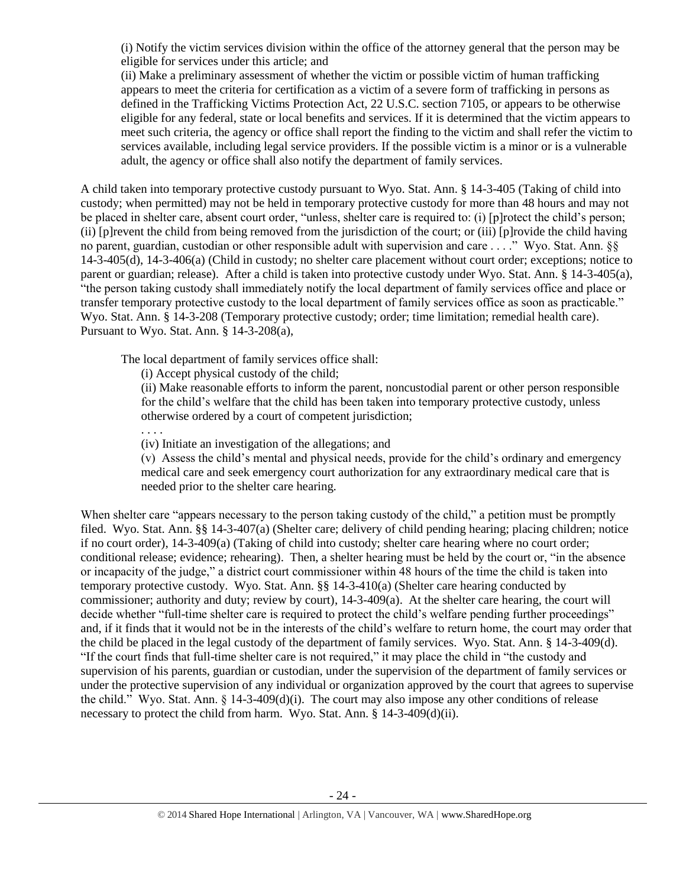> (i) Notify the victim services division within the office of the attorney general that the person may be eligible for services under this article; and
>
> (ii) Make a preliminary assessment of whether the victim or possible victim of human trafficking appears to meet the criteria for certification as a victim of a severe form of trafficking in persons as defined in the Trafficking Victims Protection Act, 22 U.S.C. section 7105, or appears to be otherwise eligible for any federal, state or local benefits and services. If it is determined that the victim appears to meet such criteria, the agency or office shall report the finding to the victim and shall refer the victim to services available, including legal service providers. If the possible victim is a minor or is a vulnerable adult, the agency or office shall also notify the department of family services.

A child taken into temporary protective custody pursuant to Wyo. Stat. Ann. § 14-3-405 (Taking of child into custody; when permitted) may not be held in temporary protective custody for more than 48 hours and may not be placed in shelter care, absent court order, "unless, shelter care is required to: (i) [p]rotect the child's person; (ii) [p]revent the child from being removed from the jurisdiction of the court; or (iii) [p]rovide the child having no parent, guardian, custodian or other responsible adult with supervision and care . . . ." Wyo. Stat. Ann. §§ 14-3-405(d), 14-3-406(a) (Child in custody; no shelter care placement without court order; exceptions; notice to parent or guardian; release). After a child is taken into protective custody under Wyo. Stat. Ann. § 14-3-405(a), "the person taking custody shall immediately notify the local department of family services office and place or transfer temporary protective custody to the local department of family services office as soon as practicable." Wyo. Stat. Ann. § 14-3-208 (Temporary protective custody; order; time limitation; remedial health care). Pursuant to Wyo. Stat. Ann. § 14-3-208(a),

> The local department of family services office shall:
>
> (i) Accept physical custody of the child;
>
> (ii) Make reasonable efforts to inform the parent, noncustodial parent or other person responsible for the child's welfare that the child has been taken into temporary protective custody, unless otherwise ordered by a court of competent jurisdiction;
>
> . . . .
>
> (iv) Initiate an investigation of the allegations; and
>
> (v) Assess the child's mental and physical needs, provide for the child's ordinary and emergency medical care and seek emergency court authorization for any extraordinary medical care that is needed prior to the shelter care hearing.

When shelter care "appears necessary to the person taking custody of the child," a petition must be promptly filed. Wyo. Stat. Ann. §§ 14-3-407(a) (Shelter care; delivery of child pending hearing; placing children; notice if no court order), 14-3-409(a) (Taking of child into custody; shelter care hearing where no court order; conditional release; evidence; rehearing). Then, a shelter hearing must be held by the court or, "in the absence or incapacity of the judge," a district court commissioner within 48 hours of the time the child is taken into temporary protective custody. Wyo. Stat. Ann. §§ 14-3-410(a) (Shelter care hearing conducted by commissioner; authority and duty; review by court), 14-3-409(a). At the shelter care hearing, the court will decide whether "full-time shelter care is required to protect the child's welfare pending further proceedings" and, if it finds that it would not be in the interests of the child's welfare to return home, the court may order that the child be placed in the legal custody of the department of family services. Wyo. Stat. Ann. § 14-3-409(d). "If the court finds that full-time shelter care is not required," it may place the child in "the custody and supervision of his parents, guardian or custodian, under the supervision of the department of family services or under the protective supervision of any individual or organization approved by the court that agrees to supervise the child." Wyo. Stat. Ann. § 14-3-409(d)(i). The court may also impose any other conditions of release necessary to protect the child from harm. Wyo. Stat. Ann. § 14-3-409(d)(ii).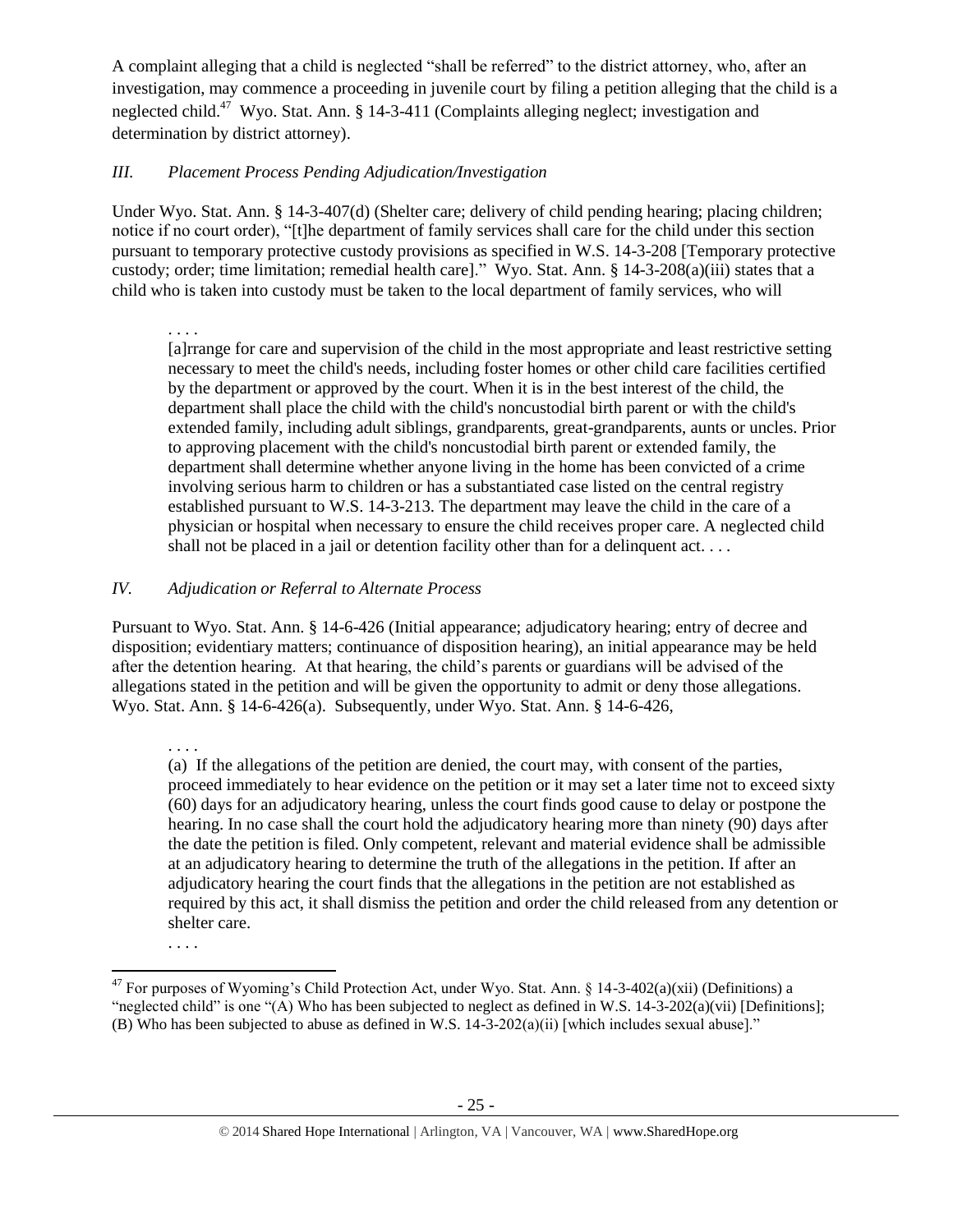A complaint alleging that a child is neglected "shall be referred" to the district attorney, who, after an investigation, may commence a proceeding in juvenile court by filing a petition alleging that the child is a neglected child.[47] Wyo. Stat. Ann. § 14-3-411 (Complaints alleging neglect; investigation and determination by district attorney).

### *III. Placement Process Pending Adjudication/Investigation*

Under Wyo. Stat. Ann. § 14-3-407(d) (Shelter care; delivery of child pending hearing; placing children; notice if no court order), "[t]he department of family services shall care for the child under this section pursuant to temporary protective custody provisions as specified in W.S. 14-3-208 [Temporary protective custody; order; time limitation; remedial health care]." Wyo. Stat. Ann. § 14-3-208(a)(iii) states that a child who is taken into custody must be taken to the local department of family services, who will

> . . . .
> [a]rrange for care and supervision of the child in the most appropriate and least restrictive setting necessary to meet the child's needs, including foster homes or other child care facilities certified by the department or approved by the court. When it is in the best interest of the child, the department shall place the child with the child's noncustodial birth parent or with the child's extended family, including adult siblings, grandparents, great-grandparents, aunts or uncles. Prior to approving placement with the child's noncustodial birth parent or extended family, the department shall determine whether anyone living in the home has been convicted of a crime involving serious harm to children or has a substantiated case listed on the central registry established pursuant to W.S. 14-3-213. The department may leave the child in the care of a physician or hospital when necessary to ensure the child receives proper care. A neglected child shall not be placed in a jail or detention facility other than for a delinquent act. . . .

### *IV. Adjudication or Referral to Alternate Process*

Pursuant to Wyo. Stat. Ann. § 14-6-426 (Initial appearance; adjudicatory hearing; entry of decree and disposition; evidentiary matters; continuance of disposition hearing), an initial appearance may be held after the detention hearing. At that hearing, the child's parents or guardians will be advised of the allegations stated in the petition and will be given the opportunity to admit or deny those allegations. Wyo. Stat. Ann. § 14-6-426(a). Subsequently, under Wyo. Stat. Ann. § 14-6-426,

> . . . .
> (a) If the allegations of the petition are denied, the court may, with consent of the parties, proceed immediately to hear evidence on the petition or it may set a later time not to exceed sixty (60) days for an adjudicatory hearing, unless the court finds good cause to delay or postpone the hearing. In no case shall the court hold the adjudicatory hearing more than ninety (90) days after the date the petition is filed. Only competent, relevant and material evidence shall be admissible at an adjudicatory hearing to determine the truth of the allegations in the petition. If after an adjudicatory hearing the court finds that the allegations in the petition are not established as required by this act, it shall dismiss the petition and order the child released from any detention or shelter care.
> . . . .

---

[47] For purposes of Wyoming's Child Protection Act, under Wyo. Stat. Ann. § 14-3-402(a)(xii) (Definitions) a "neglected child" is one "(A) Who has been subjected to neglect as defined in W.S. 14-3-202(a)(vii) [Definitions]; (B) Who has been subjected to abuse as defined in W.S. 14-3-202(a)(ii) [which includes sexual abuse]."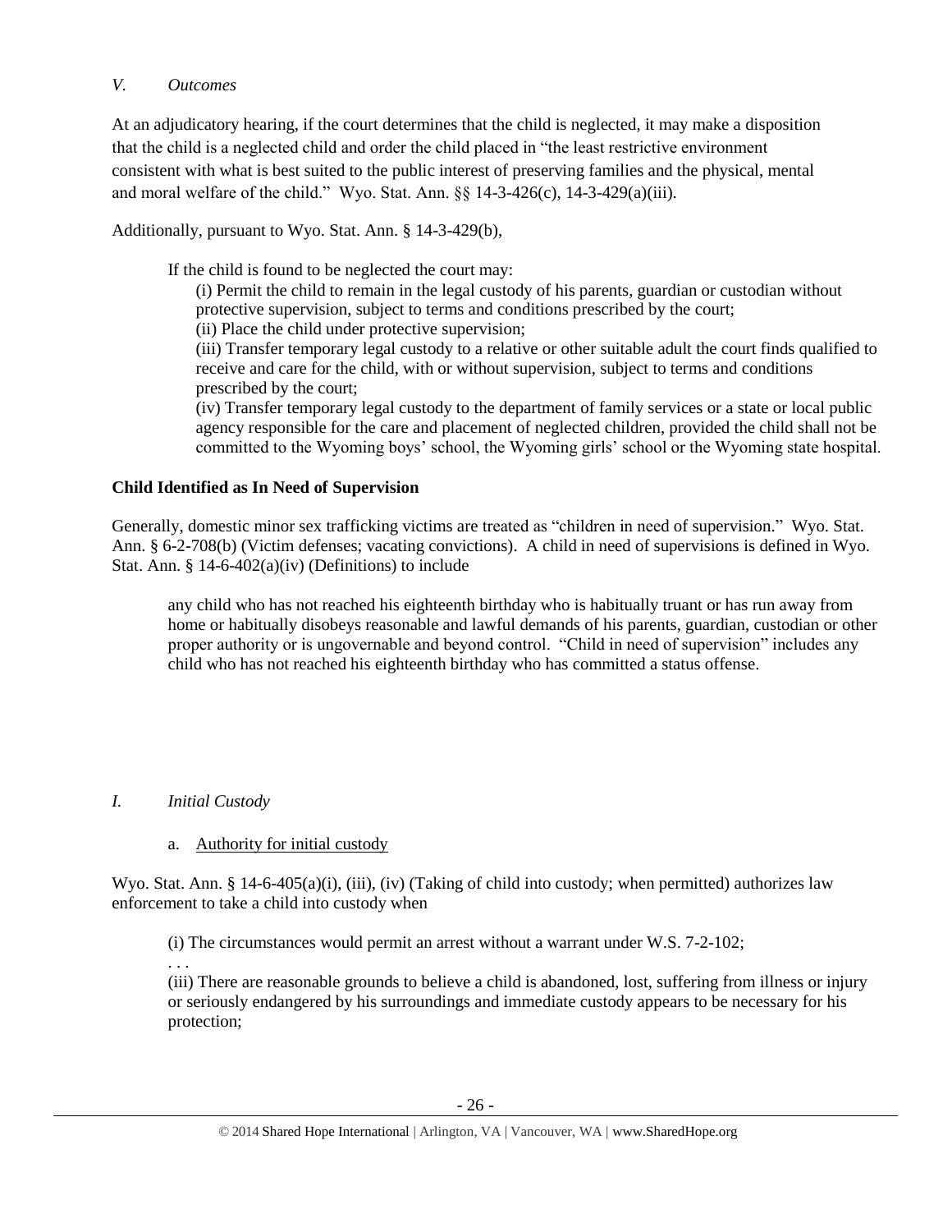*V. Outcomes*

At an adjudicatory hearing, if the court determines that the child is neglected, it may make a disposition that the child is a neglected child and order the child placed in "the least restrictive environment consistent with what is best suited to the public interest of preserving families and the physical, mental and moral welfare of the child." Wyo. Stat. Ann. §§ 14-3-426(c), 14-3-429(a)(iii).

Additionally, pursuant to Wyo. Stat. Ann. § 14-3-429(b),

> If the child is found to be neglected the court may:
>
> (i) Permit the child to remain in the legal custody of his parents, guardian or custodian without protective supervision, subject to terms and conditions prescribed by the court;
>
> (ii) Place the child under protective supervision;
>
> (iii) Transfer temporary legal custody to a relative or other suitable adult the court finds qualified to receive and care for the child, with or without supervision, subject to terms and conditions prescribed by the court;
>
> (iv) Transfer temporary legal custody to the department of family services or a state or local public agency responsible for the care and placement of neglected children, provided the child shall not be committed to the Wyoming boys' school, the Wyoming girls' school or the Wyoming state hospital.

**Child Identified as In Need of Supervision**

Generally, domestic minor sex trafficking victims are treated as "children in need of supervision." Wyo. Stat. Ann. § 6-2-708(b) (Victim defenses; vacating convictions). A child in need of supervisions is defined in Wyo. Stat. Ann. § 14-6-402(a)(iv) (Definitions) to include

> any child who has not reached his eighteenth birthday who is habitually truant or has run away from home or habitually disobeys reasonable and lawful demands of his parents, guardian, custodian or other proper authority or is ungovernable and beyond control. "Child in need of supervision" includes any child who has not reached his eighteenth birthday who has committed a status offense.

*I. Initial Custody*

a. Authority for initial custody

Wyo. Stat. Ann. § 14-6-405(a)(i), (iii), (iv) (Taking of child into custody; when permitted) authorizes law enforcement to take a child into custody when

> (i) The circumstances would permit an arrest without a warrant under W.S. 7-2-102;
>
> . . .
>
> (iii) There are reasonable grounds to believe a child is abandoned, lost, suffering from illness or injury or seriously endangered by his surroundings and immediate custody appears to be necessary for his protection;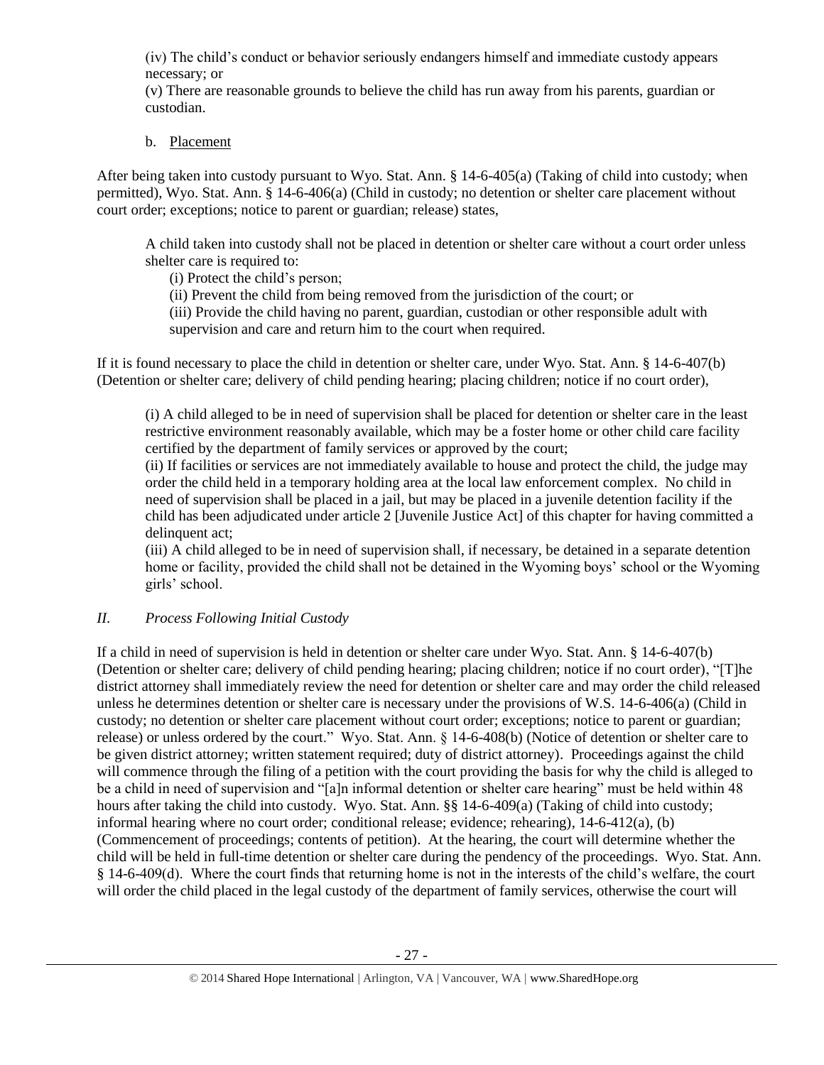(iv) The child's conduct or behavior seriously endangers himself and immediate custody appears necessary; or

(v) There are reasonable grounds to believe the child has run away from his parents, guardian or custodian.

b. Placement

After being taken into custody pursuant to Wyo. Stat. Ann. § 14-6-405(a) (Taking of child into custody; when permitted), Wyo. Stat. Ann. § 14-6-406(a) (Child in custody; no detention or shelter care placement without court order; exceptions; notice to parent or guardian; release) states,

> A child taken into custody shall not be placed in detention or shelter care without a court order unless shelter care is required to:
>
> (i) Protect the child's person;
>
> (ii) Prevent the child from being removed from the jurisdiction of the court; or
>
> (iii) Provide the child having no parent, guardian, custodian or other responsible adult with supervision and care and return him to the court when required.

If it is found necessary to place the child in detention or shelter care, under Wyo. Stat. Ann. § 14-6-407(b) (Detention or shelter care; delivery of child pending hearing; placing children; notice if no court order),

> (i) A child alleged to be in need of supervision shall be placed for detention or shelter care in the least restrictive environment reasonably available, which may be a foster home or other child care facility certified by the department of family services or approved by the court;
>
> (ii) If facilities or services are not immediately available to house and protect the child, the judge may order the child held in a temporary holding area at the local law enforcement complex. No child in need of supervision shall be placed in a jail, but may be placed in a juvenile detention facility if the child has been adjudicated under article 2 [Juvenile Justice Act] of this chapter for having committed a delinquent act;
>
> (iii) A child alleged to be in need of supervision shall, if necessary, be detained in a separate detention home or facility, provided the child shall not be detained in the Wyoming boys' school or the Wyoming girls' school.

## *II. Process Following Initial Custody*

If a child in need of supervision is held in detention or shelter care under Wyo. Stat. Ann. § 14-6-407(b) (Detention or shelter care; delivery of child pending hearing; placing children; notice if no court order), "[T]he district attorney shall immediately review the need for detention or shelter care and may order the child released unless he determines detention or shelter care is necessary under the provisions of W.S. 14-6-406(a) (Child in custody; no detention or shelter care placement without court order; exceptions; notice to parent or guardian; release) or unless ordered by the court." Wyo. Stat. Ann. § 14-6-408(b) (Notice of detention or shelter care to be given district attorney; written statement required; duty of district attorney). Proceedings against the child will commence through the filing of a petition with the court providing the basis for why the child is alleged to be a child in need of supervision and "[a]n informal detention or shelter care hearing" must be held within 48 hours after taking the child into custody. Wyo. Stat. Ann. §§ 14-6-409(a) (Taking of child into custody; informal hearing where no court order; conditional release; evidence; rehearing), 14-6-412(a), (b) (Commencement of proceedings; contents of petition). At the hearing, the court will determine whether the child will be held in full-time detention or shelter care during the pendency of the proceedings. Wyo. Stat. Ann. § 14-6-409(d). Where the court finds that returning home is not in the interests of the child's welfare, the court will order the child placed in the legal custody of the department of family services, otherwise the court will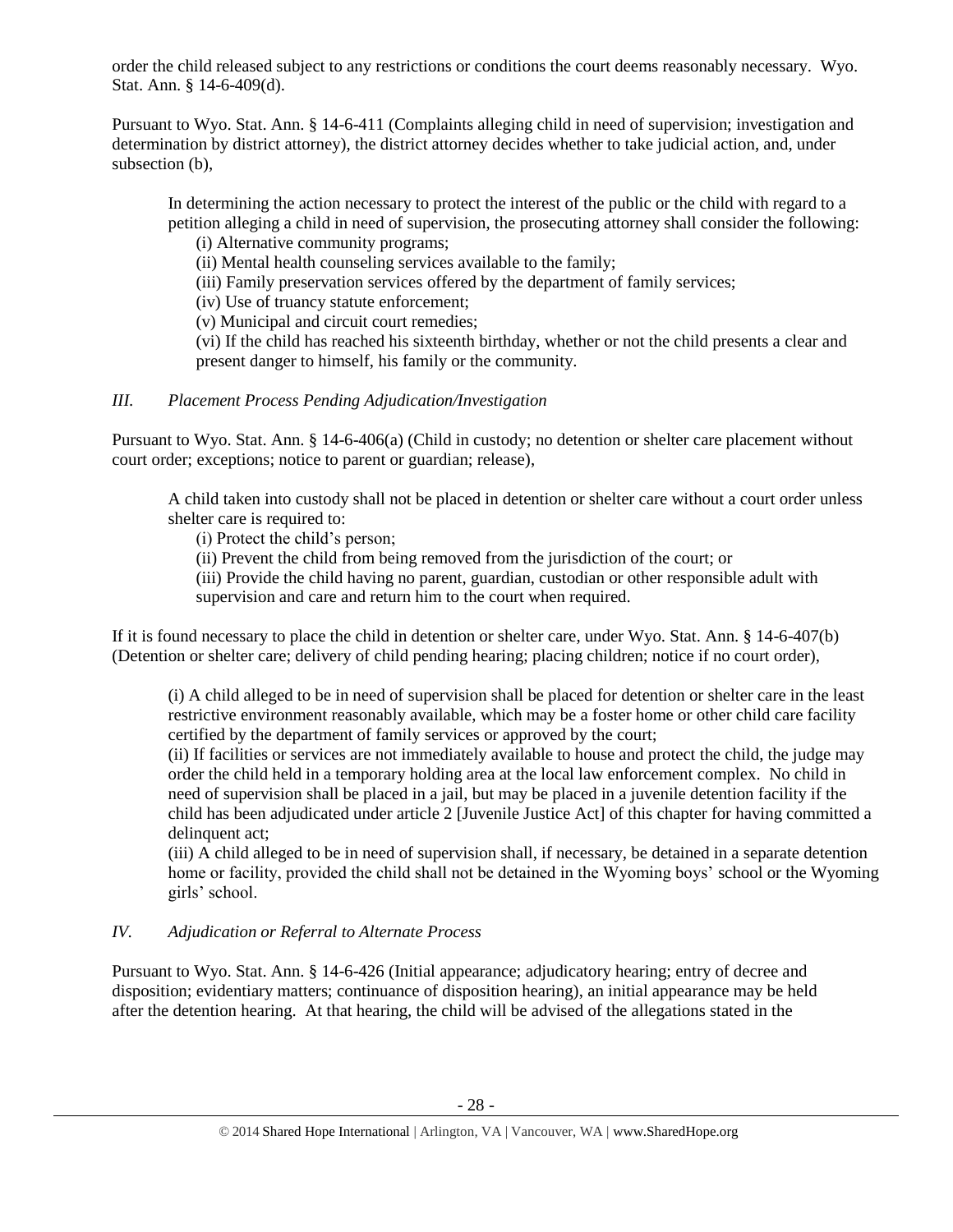order the child released subject to any restrictions or conditions the court deems reasonably necessary. Wyo. Stat. Ann. § 14-6-409(d).

Pursuant to Wyo. Stat. Ann. § 14-6-411 (Complaints alleging child in need of supervision; investigation and determination by district attorney), the district attorney decides whether to take judicial action, and, under subsection (b),

> In determining the action necessary to protect the interest of the public or the child with regard to a petition alleging a child in need of supervision, the prosecuting attorney shall consider the following:
>
> (i) Alternative community programs;
>
> (ii) Mental health counseling services available to the family;
>
> (iii) Family preservation services offered by the department of family services;
>
> (iv) Use of truancy statute enforcement;
>
> (v) Municipal and circuit court remedies;
>
> (vi) If the child has reached his sixteenth birthday, whether or not the child presents a clear and present danger to himself, his family or the community.

### *III. Placement Process Pending Adjudication/Investigation*

Pursuant to Wyo. Stat. Ann. § 14-6-406(a) (Child in custody; no detention or shelter care placement without court order; exceptions; notice to parent or guardian; release),

> A child taken into custody shall not be placed in detention or shelter care without a court order unless shelter care is required to:
>
> (i) Protect the child's person;
>
> (ii) Prevent the child from being removed from the jurisdiction of the court; or
>
> (iii) Provide the child having no parent, guardian, custodian or other responsible adult with supervision and care and return him to the court when required.

If it is found necessary to place the child in detention or shelter care, under Wyo. Stat. Ann. § 14-6-407(b) (Detention or shelter care; delivery of child pending hearing; placing children; notice if no court order),

> (i) A child alleged to be in need of supervision shall be placed for detention or shelter care in the least restrictive environment reasonably available, which may be a foster home or other child care facility certified by the department of family services or approved by the court;
>
> (ii) If facilities or services are not immediately available to house and protect the child, the judge may order the child held in a temporary holding area at the local law enforcement complex. No child in need of supervision shall be placed in a jail, but may be placed in a juvenile detention facility if the child has been adjudicated under article 2 [Juvenile Justice Act] of this chapter for having committed a delinquent act;
>
> (iii) A child alleged to be in need of supervision shall, if necessary, be detained in a separate detention home or facility, provided the child shall not be detained in the Wyoming boys' school or the Wyoming girls' school.

### *IV. Adjudication or Referral to Alternate Process*

Pursuant to Wyo. Stat. Ann. § 14-6-426 (Initial appearance; adjudicatory hearing; entry of decree and disposition; evidentiary matters; continuance of disposition hearing), an initial appearance may be held after the detention hearing. At that hearing, the child will be advised of the allegations stated in the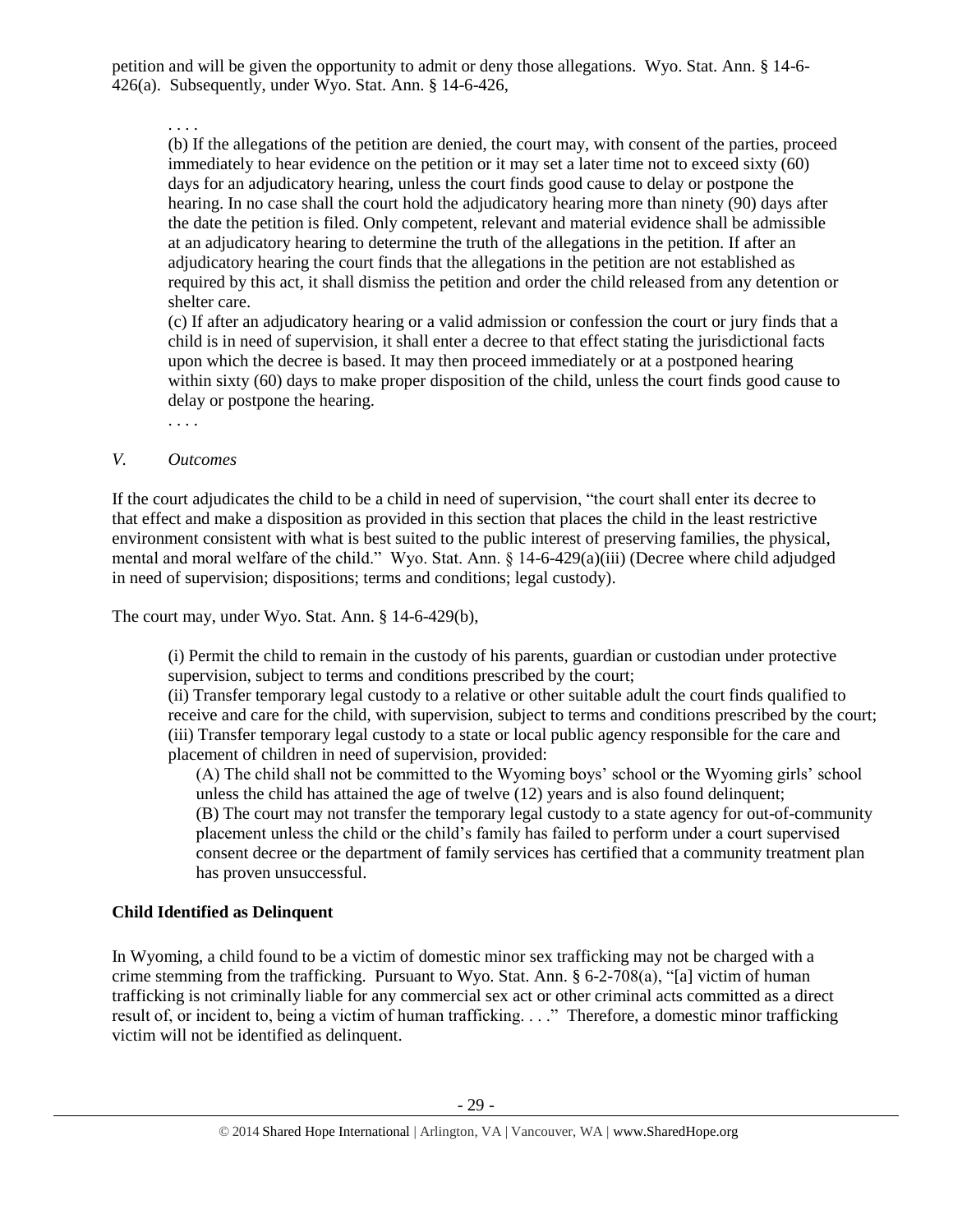petition and will be given the opportunity to admit or deny those allegations. Wyo. Stat. Ann. § 14-6-426(a). Subsequently, under Wyo. Stat. Ann. § 14-6-426,

> . . . .
>
> (b) If the allegations of the petition are denied, the court may, with consent of the parties, proceed immediately to hear evidence on the petition or it may set a later time not to exceed sixty (60) days for an adjudicatory hearing, unless the court finds good cause to delay or postpone the hearing. In no case shall the court hold the adjudicatory hearing more than ninety (90) days after the date the petition is filed. Only competent, relevant and material evidence shall be admissible at an adjudicatory hearing to determine the truth of the allegations in the petition. If after an adjudicatory hearing the court finds that the allegations in the petition are not established as required by this act, it shall dismiss the petition and order the child released from any detention or shelter care.
>
> (c) If after an adjudicatory hearing or a valid admission or confession the court or jury finds that a child is in need of supervision, it shall enter a decree to that effect stating the jurisdictional facts upon which the decree is based. It may then proceed immediately or at a postponed hearing within sixty (60) days to make proper disposition of the child, unless the court finds good cause to delay or postpone the hearing.
>
> . . . .

*V. Outcomes*

If the court adjudicates the child to be a child in need of supervision, "the court shall enter its decree to that effect and make a disposition as provided in this section that places the child in the least restrictive environment consistent with what is best suited to the public interest of preserving families, the physical, mental and moral welfare of the child." Wyo. Stat. Ann. § 14-6-429(a)(iii) (Decree where child adjudged in need of supervision; dispositions; terms and conditions; legal custody).

The court may, under Wyo. Stat. Ann. § 14-6-429(b),

> (i) Permit the child to remain in the custody of his parents, guardian or custodian under protective supervision, subject to terms and conditions prescribed by the court;
>
> (ii) Transfer temporary legal custody to a relative or other suitable adult the court finds qualified to receive and care for the child, with supervision, subject to terms and conditions prescribed by the court;
>
> (iii) Transfer temporary legal custody to a state or local public agency responsible for the care and placement of children in need of supervision, provided:
>
> > (A) The child shall not be committed to the Wyoming boys' school or the Wyoming girls' school unless the child has attained the age of twelve (12) years and is also found delinquent;
> >
> > (B) The court may not transfer the temporary legal custody to a state agency for out-of-community placement unless the child or the child's family has failed to perform under a court supervised consent decree or the department of family services has certified that a community treatment plan has proven unsuccessful.

**Child Identified as Delinquent**

In Wyoming, a child found to be a victim of domestic minor sex trafficking may not be charged with a crime stemming from the trafficking. Pursuant to Wyo. Stat. Ann. § 6-2-708(a), "[a] victim of human trafficking is not criminally liable for any commercial sex act or other criminal acts committed as a direct result of, or incident to, being a victim of human trafficking. . . ." Therefore, a domestic minor trafficking victim will not be identified as delinquent.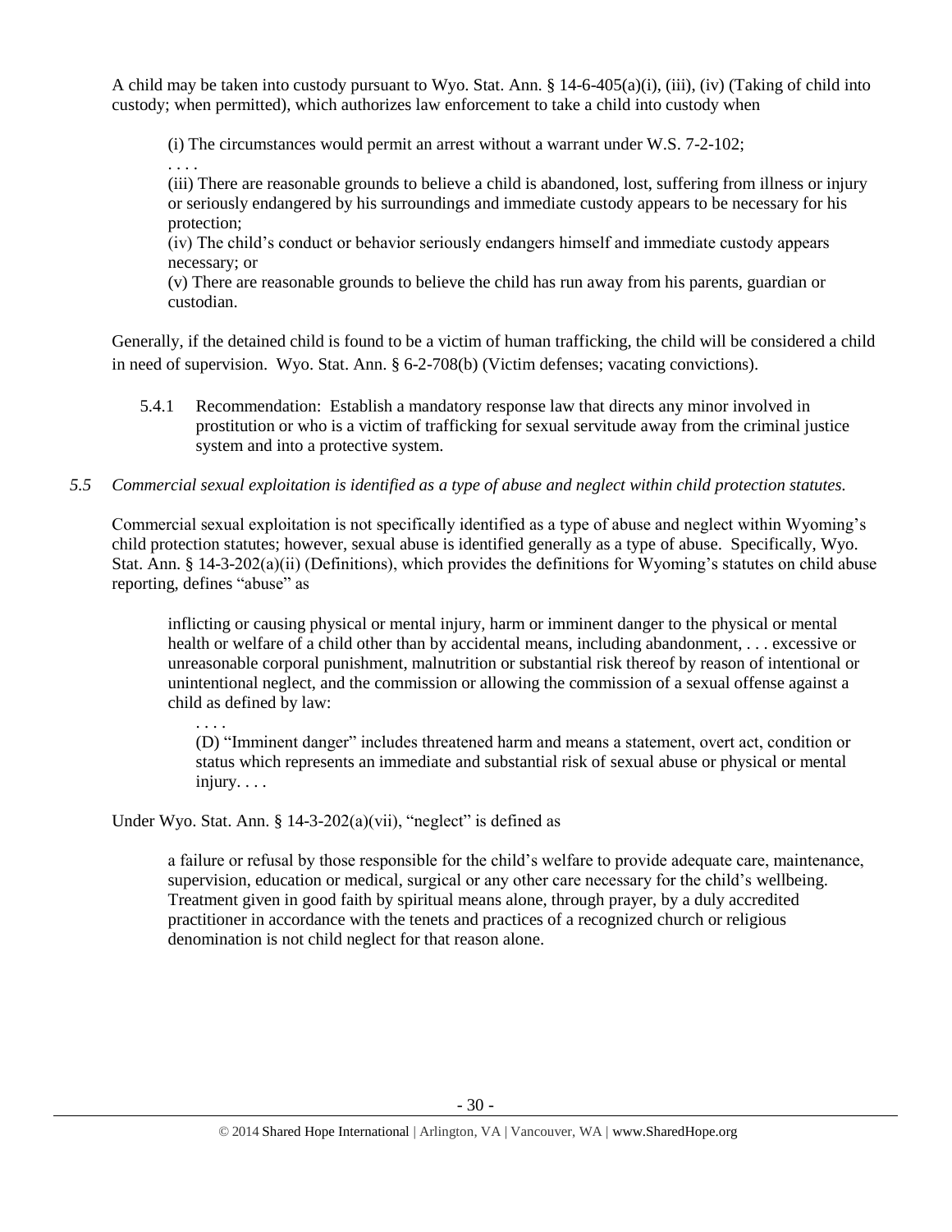A child may be taken into custody pursuant to Wyo. Stat. Ann. § 14-6-405(a)(i), (iii), (iv) (Taking of child into custody; when permitted), which authorizes law enforcement to take a child into custody when

> (i) The circumstances would permit an arrest without a warrant under W.S. 7-2-102;
>
> . . . .
>
> (iii) There are reasonable grounds to believe a child is abandoned, lost, suffering from illness or injury or seriously endangered by his surroundings and immediate custody appears to be necessary for his protection;
>
> (iv) The child's conduct or behavior seriously endangers himself and immediate custody appears necessary; or
>
> (v) There are reasonable grounds to believe the child has run away from his parents, guardian or custodian.

Generally, if the detained child is found to be a victim of human trafficking, the child will be considered a child in need of supervision. Wyo. Stat. Ann. § 6-2-708(b) (Victim defenses; vacating convictions).

5.4.1 Recommendation: Establish a mandatory response law that directs any minor involved in prostitution or who is a victim of trafficking for sexual servitude away from the criminal justice system and into a protective system.

*5.5 Commercial sexual exploitation is identified as a type of abuse and neglect within child protection statutes.*

Commercial sexual exploitation is not specifically identified as a type of abuse and neglect within Wyoming's child protection statutes; however, sexual abuse is identified generally as a type of abuse. Specifically, Wyo. Stat. Ann. § 14-3-202(a)(ii) (Definitions), which provides the definitions for Wyoming's statutes on child abuse reporting, defines "abuse" as

> inflicting or causing physical or mental injury, harm or imminent danger to the physical or mental health or welfare of a child other than by accidental means, including abandonment, . . . excessive or unreasonable corporal punishment, malnutrition or substantial risk thereof by reason of intentional or unintentional neglect, and the commission or allowing the commission of a sexual offense against a child as defined by law:
>
> . . . .
>
> (D) "Imminent danger" includes threatened harm and means a statement, overt act, condition or status which represents an immediate and substantial risk of sexual abuse or physical or mental injury. . . .

Under Wyo. Stat. Ann. § 14-3-202(a)(vii), "neglect" is defined as

> a failure or refusal by those responsible for the child's welfare to provide adequate care, maintenance, supervision, education or medical, surgical or any other care necessary for the child's wellbeing. Treatment given in good faith by spiritual means alone, through prayer, by a duly accredited practitioner in accordance with the tenets and practices of a recognized church or religious denomination is not child neglect for that reason alone.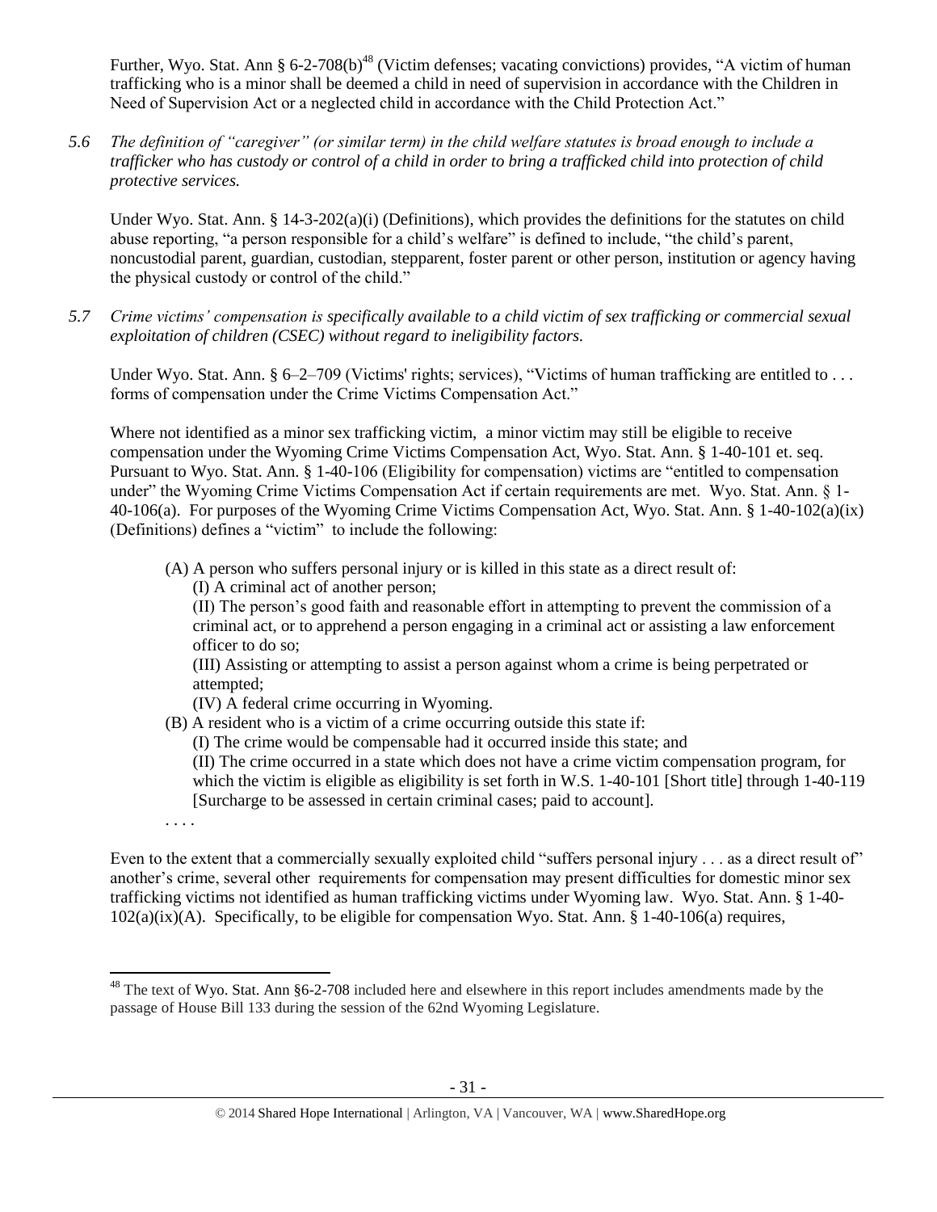Further, Wyo. Stat. Ann § 6-2-708(b)[48] (Victim defenses; vacating convictions) provides, "A victim of human trafficking who is a minor shall be deemed a child in need of supervision in accordance with the Children in Need of Supervision Act or a neglected child in accordance with the Child Protection Act."

*5.6 The definition of "caregiver" (or similar term) in the child welfare statutes is broad enough to include a trafficker who has custody or control of a child in order to bring a trafficked child into protection of child protective services.*

Under Wyo. Stat. Ann. § 14-3-202(a)(i) (Definitions), which provides the definitions for the statutes on child abuse reporting, "a person responsible for a child's welfare" is defined to include, "the child's parent, noncustodial parent, guardian, custodian, stepparent, foster parent or other person, institution or agency having the physical custody or control of the child."

*5.7 Crime victims' compensation is specifically available to a child victim of sex trafficking or commercial sexual exploitation of children (CSEC) without regard to ineligibility factors.*

Under Wyo. Stat. Ann. § 6–2–709 (Victims' rights; services), "Victims of human trafficking are entitled to . . . forms of compensation under the Crime Victims Compensation Act."

Where not identified as a minor sex trafficking victim, a minor victim may still be eligible to receive compensation under the Wyoming Crime Victims Compensation Act, Wyo. Stat. Ann. § 1-40-101 et. seq. Pursuant to Wyo. Stat. Ann. § 1-40-106 (Eligibility for compensation) victims are "entitled to compensation under" the Wyoming Crime Victims Compensation Act if certain requirements are met. Wyo. Stat. Ann. § 1-40-106(a). For purposes of the Wyoming Crime Victims Compensation Act, Wyo. Stat. Ann. § 1-40-102(a)(ix) (Definitions) defines a "victim" to include the following:

> (A) A person who suffers personal injury or is killed in this state as a direct result of:
>
> > (I) A criminal act of another person;
> >
> > (II) The person's good faith and reasonable effort in attempting to prevent the commission of a criminal act, or to apprehend a person engaging in a criminal act or assisting a law enforcement officer to do so;
> >
> > (III) Assisting or attempting to assist a person against whom a crime is being perpetrated or attempted;
> >
> > (IV) A federal crime occurring in Wyoming.
>
> (B) A resident who is a victim of a crime occurring outside this state if:
>
> > (I) The crime would be compensable had it occurred inside this state; and
> >
> > (II) The crime occurred in a state which does not have a crime victim compensation program, for which the victim is eligible as eligibility is set forth in W.S. 1-40-101 [Short title] through 1-40-119 [Surcharge to be assessed in certain criminal cases; paid to account].
>
> . . . .

Even to the extent that a commercially sexually exploited child "suffers personal injury . . . as a direct result of" another's crime, several other requirements for compensation may present difficulties for domestic minor sex trafficking victims not identified as human trafficking victims under Wyoming law. Wyo. Stat. Ann. § 1-40-102(a)(ix)(A). Specifically, to be eligible for compensation Wyo. Stat. Ann. § 1-40-106(a) requires,

---

[48] The text of Wyo. Stat. Ann §6-2-708 included here and elsewhere in this report includes amendments made by the passage of House Bill 133 during the session of the 62nd Wyoming Legislature.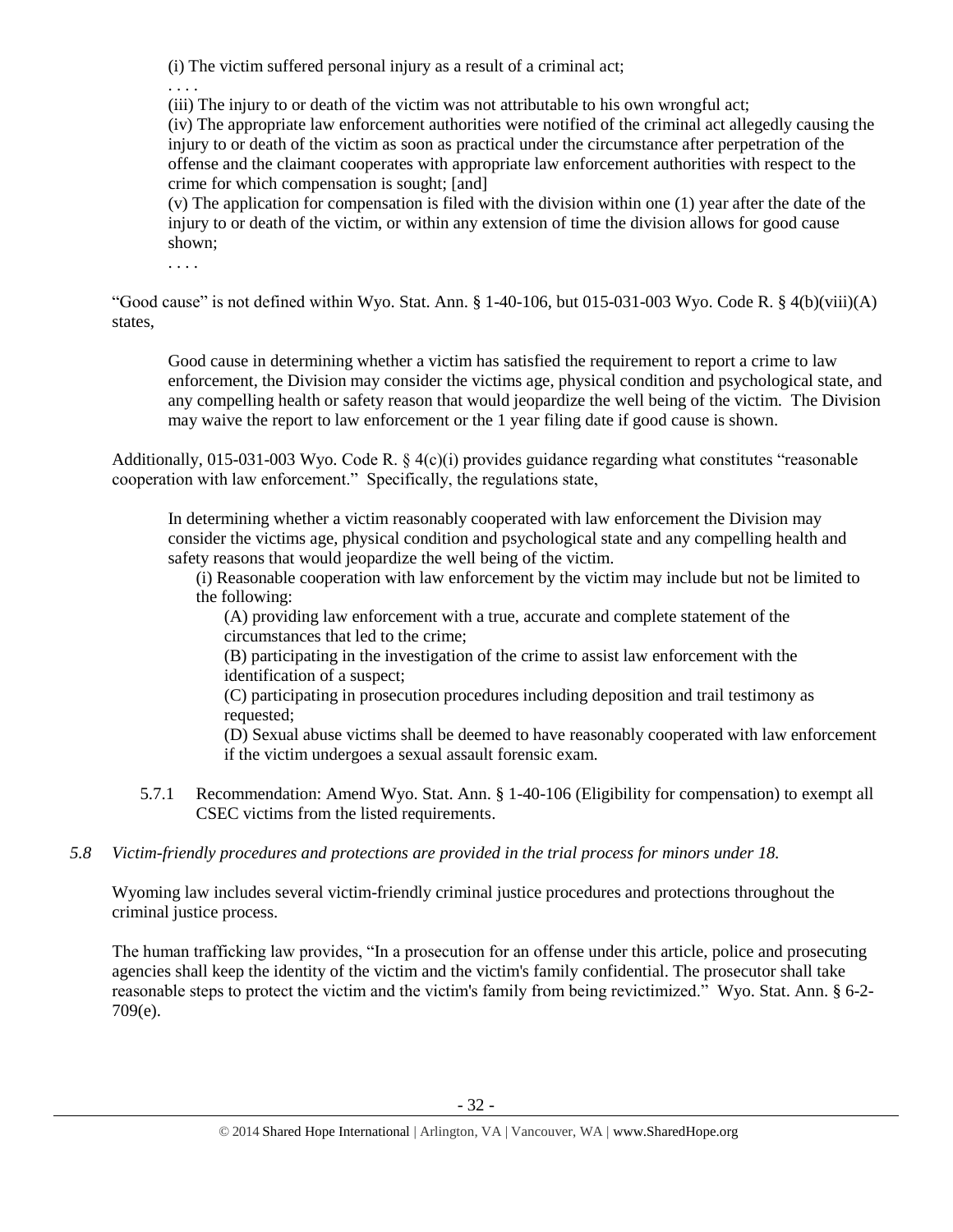(i) The victim suffered personal injury as a result of a criminal act;

. . . .

(iii) The injury to or death of the victim was not attributable to his own wrongful act;

(iv) The appropriate law enforcement authorities were notified of the criminal act allegedly causing the injury to or death of the victim as soon as practical under the circumstance after perpetration of the offense and the claimant cooperates with appropriate law enforcement authorities with respect to the crime for which compensation is sought; [and]

(v) The application for compensation is filed with the division within one (1) year after the date of the injury to or death of the victim, or within any extension of time the division allows for good cause shown;

. . . .

"Good cause" is not defined within Wyo. Stat. Ann. § 1-40-106, but 015-031-003 Wyo. Code R. § 4(b)(viii)(A) states,

> Good cause in determining whether a victim has satisfied the requirement to report a crime to law enforcement, the Division may consider the victims age, physical condition and psychological state, and any compelling health or safety reason that would jeopardize the well being of the victim. The Division may waive the report to law enforcement or the 1 year filing date if good cause is shown.

Additionally, 015-031-003 Wyo. Code R. § 4(c)(i) provides guidance regarding what constitutes "reasonable cooperation with law enforcement." Specifically, the regulations state,

> In determining whether a victim reasonably cooperated with law enforcement the Division may consider the victims age, physical condition and psychological state and any compelling health and safety reasons that would jeopardize the well being of the victim.
>
> (i) Reasonable cooperation with law enforcement by the victim may include but not be limited to the following:
>
> (A) providing law enforcement with a true, accurate and complete statement of the circumstances that led to the crime;
>
> (B) participating in the investigation of the crime to assist law enforcement with the identification of a suspect;
>
> (C) participating in prosecution procedures including deposition and trail testimony as requested;
>
> (D) Sexual abuse victims shall be deemed to have reasonably cooperated with law enforcement if the victim undergoes a sexual assault forensic exam.

5.7.1 Recommendation: Amend Wyo. Stat. Ann. § 1-40-106 (Eligibility for compensation) to exempt all CSEC victims from the listed requirements.

*5.8 Victim-friendly procedures and protections are provided in the trial process for minors under 18.*

Wyoming law includes several victim-friendly criminal justice procedures and protections throughout the criminal justice process.

The human trafficking law provides, "In a prosecution for an offense under this article, police and prosecuting agencies shall keep the identity of the victim and the victim's family confidential. The prosecutor shall take reasonable steps to protect the victim and the victim's family from being revictimized." Wyo. Stat. Ann. § 6-2-709(e).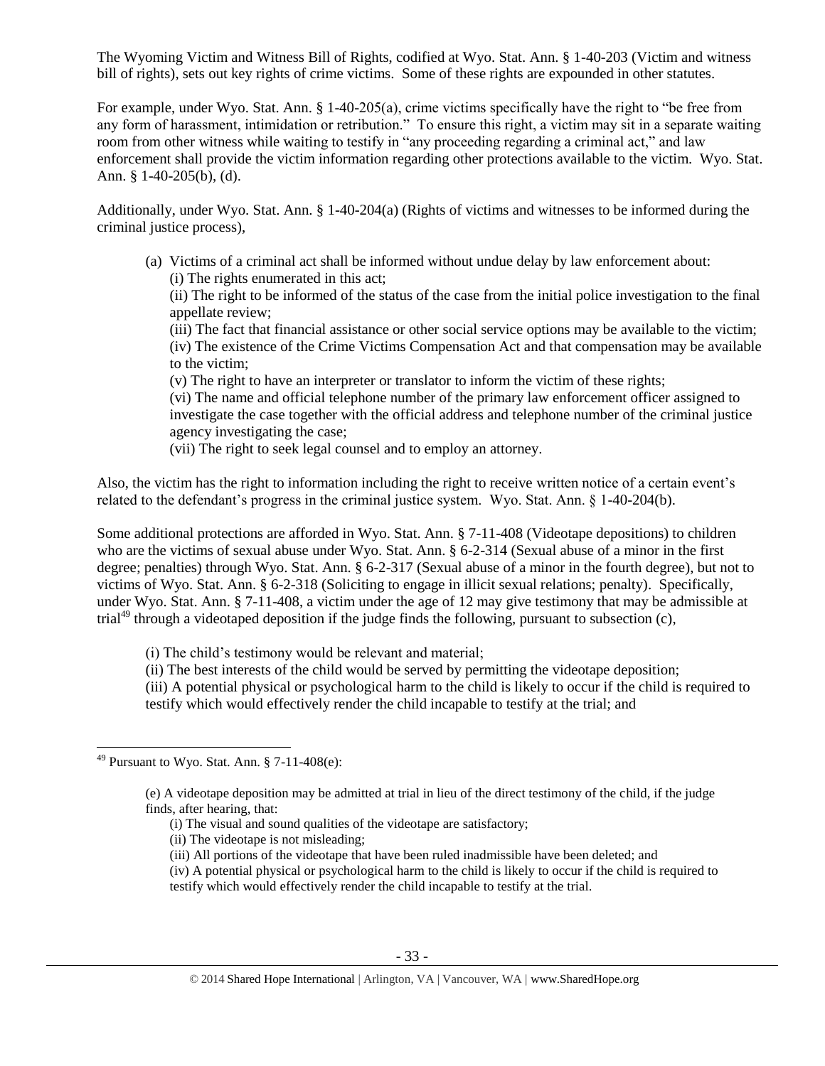The Wyoming Victim and Witness Bill of Rights, codified at Wyo. Stat. Ann. § 1-40-203 (Victim and witness bill of rights), sets out key rights of crime victims. Some of these rights are expounded in other statutes.

For example, under Wyo. Stat. Ann. § 1-40-205(a), crime victims specifically have the right to "be free from any form of harassment, intimidation or retribution." To ensure this right, a victim may sit in a separate waiting room from other witness while waiting to testify in "any proceeding regarding a criminal act," and law enforcement shall provide the victim information regarding other protections available to the victim. Wyo. Stat. Ann. § 1-40-205(b), (d).

Additionally, under Wyo. Stat. Ann. § 1-40-204(a) (Rights of victims and witnesses to be informed during the criminal justice process),

> (a) Victims of a criminal act shall be informed without undue delay by law enforcement about:
> (i) The rights enumerated in this act;
> (ii) The right to be informed of the status of the case from the initial police investigation to the final appellate review;
> (iii) The fact that financial assistance or other social service options may be available to the victim;
> (iv) The existence of the Crime Victims Compensation Act and that compensation may be available to the victim;
> (v) The right to have an interpreter or translator to inform the victim of these rights;
> (vi) The name and official telephone number of the primary law enforcement officer assigned to investigate the case together with the official address and telephone number of the criminal justice agency investigating the case;
> (vii) The right to seek legal counsel and to employ an attorney.

Also, the victim has the right to information including the right to receive written notice of a certain event's related to the defendant's progress in the criminal justice system. Wyo. Stat. Ann. § 1-40-204(b).

Some additional protections are afforded in Wyo. Stat. Ann. § 7-11-408 (Videotape depositions) to children who are the victims of sexual abuse under Wyo. Stat. Ann. § 6-2-314 (Sexual abuse of a minor in the first degree; penalties) through Wyo. Stat. Ann. § 6-2-317 (Sexual abuse of a minor in the fourth degree), but not to victims of Wyo. Stat. Ann. § 6-2-318 (Soliciting to engage in illicit sexual relations; penalty). Specifically, under Wyo. Stat. Ann. § 7-11-408, a victim under the age of 12 may give testimony that may be admissible at trial[49] through a videotaped deposition if the judge finds the following, pursuant to subsection (c),

> (i) The child's testimony would be relevant and material;
> (ii) The best interests of the child would be served by permitting the videotape deposition;
> (iii) A potential physical or psychological harm to the child is likely to occur if the child is required to testify which would effectively render the child incapable to testify at the trial; and

---

[49] Pursuant to Wyo. Stat. Ann. § 7-11-408(e):

> (e) A videotape deposition may be admitted at trial in lieu of the direct testimony of the child, if the judge finds, after hearing, that:
> (i) The visual and sound qualities of the videotape are satisfactory;
> (ii) The videotape is not misleading;
> (iii) All portions of the videotape that have been ruled inadmissible have been deleted; and
> (iv) A potential physical or psychological harm to the child is likely to occur if the child is required to testify which would effectively render the child incapable to testify at the trial.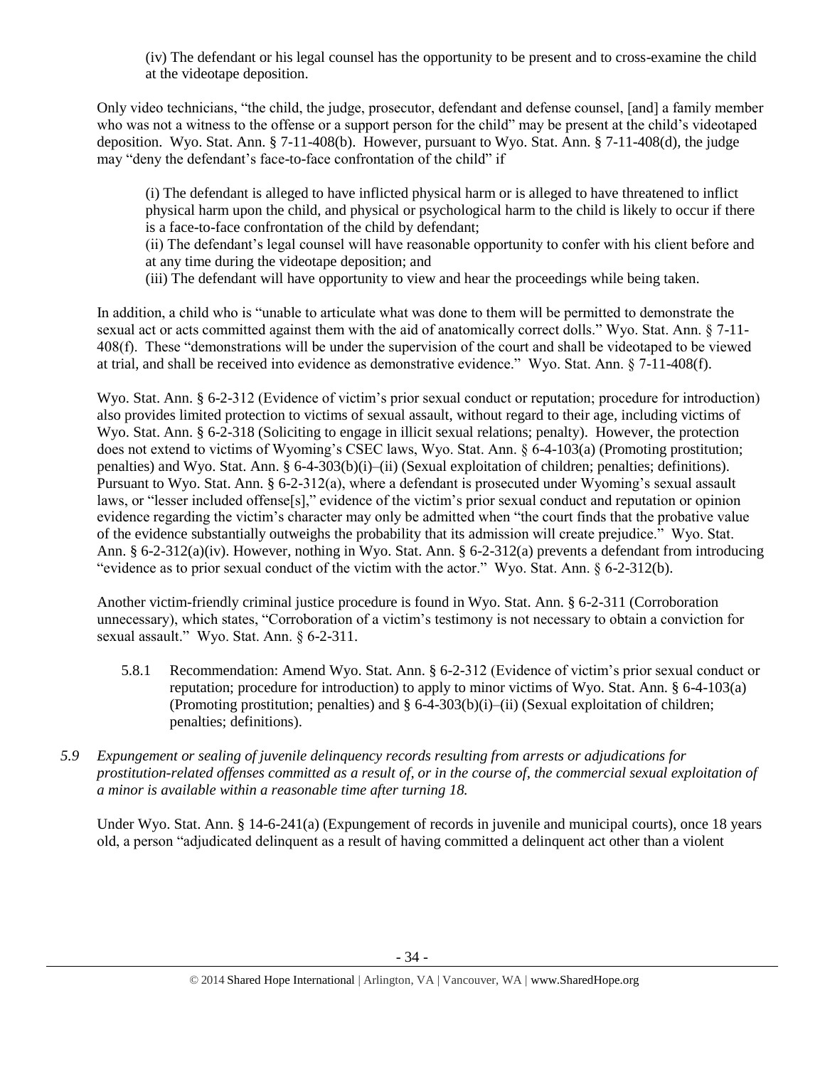(iv) The defendant or his legal counsel has the opportunity to be present and to cross-examine the child at the videotape deposition.

Only video technicians, "the child, the judge, prosecutor, defendant and defense counsel, [and] a family member who was not a witness to the offense or a support person for the child" may be present at the child's videotaped deposition. Wyo. Stat. Ann. § 7-11-408(b). However, pursuant to Wyo. Stat. Ann. § 7-11-408(d), the judge may "deny the defendant's face-to-face confrontation of the child" if

> (i) The defendant is alleged to have inflicted physical harm or is alleged to have threatened to inflict physical harm upon the child, and physical or psychological harm to the child is likely to occur if there is a face-to-face confrontation of the child by defendant;
>
> (ii) The defendant's legal counsel will have reasonable opportunity to confer with his client before and at any time during the videotape deposition; and
>
> (iii) The defendant will have opportunity to view and hear the proceedings while being taken.

In addition, a child who is "unable to articulate what was done to them will be permitted to demonstrate the sexual act or acts committed against them with the aid of anatomically correct dolls." Wyo. Stat. Ann. § 7-11-408(f). These "demonstrations will be under the supervision of the court and shall be videotaped to be viewed at trial, and shall be received into evidence as demonstrative evidence." Wyo. Stat. Ann. § 7-11-408(f).

Wyo. Stat. Ann. § 6-2-312 (Evidence of victim's prior sexual conduct or reputation; procedure for introduction) also provides limited protection to victims of sexual assault, without regard to their age, including victims of Wyo. Stat. Ann. § 6-2-318 (Soliciting to engage in illicit sexual relations; penalty). However, the protection does not extend to victims of Wyoming's CSEC laws, Wyo. Stat. Ann. § 6-4-103(a) (Promoting prostitution; penalties) and Wyo. Stat. Ann. § 6-4-303(b)(i)–(ii) (Sexual exploitation of children; penalties; definitions). Pursuant to Wyo. Stat. Ann. § 6-2-312(a), where a defendant is prosecuted under Wyoming's sexual assault laws, or "lesser included offense[s]," evidence of the victim's prior sexual conduct and reputation or opinion evidence regarding the victim's character may only be admitted when "the court finds that the probative value of the evidence substantially outweighs the probability that its admission will create prejudice." Wyo. Stat. Ann. § 6-2-312(a)(iv). However, nothing in Wyo. Stat. Ann. § 6-2-312(a) prevents a defendant from introducing "evidence as to prior sexual conduct of the victim with the actor." Wyo. Stat. Ann. § 6-2-312(b).

Another victim-friendly criminal justice procedure is found in Wyo. Stat. Ann. § 6-2-311 (Corroboration unnecessary), which states, "Corroboration of a victim's testimony is not necessary to obtain a conviction for sexual assault." Wyo. Stat. Ann. § 6-2-311.

5.8.1 Recommendation: Amend Wyo. Stat. Ann. § 6-2-312 (Evidence of victim's prior sexual conduct or reputation; procedure for introduction) to apply to minor victims of Wyo. Stat. Ann. § 6-4-103(a) (Promoting prostitution; penalties) and § 6-4-303(b)(i)–(ii) (Sexual exploitation of children; penalties; definitions).

*5.9 Expungement or sealing of juvenile delinquency records resulting from arrests or adjudications for prostitution-related offenses committed as a result of, or in the course of, the commercial sexual exploitation of a minor is available within a reasonable time after turning 18.*

Under Wyo. Stat. Ann. § 14-6-241(a) (Expungement of records in juvenile and municipal courts), once 18 years old, a person "adjudicated delinquent as a result of having committed a delinquent act other than a violent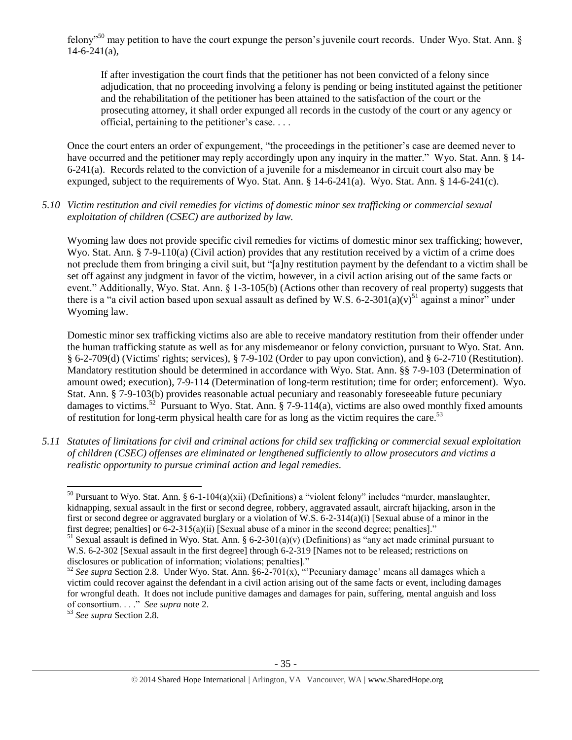felony"[50] may petition to have the court expunge the person's juvenile court records. Under Wyo. Stat. Ann. § 14-6-241(a),

> If after investigation the court finds that the petitioner has not been convicted of a felony since adjudication, that no proceeding involving a felony is pending or being instituted against the petitioner and the rehabilitation of the petitioner has been attained to the satisfaction of the court or the prosecuting attorney, it shall order expunged all records in the custody of the court or any agency or official, pertaining to the petitioner's case. . . .

Once the court enters an order of expungement, "the proceedings in the petitioner's case are deemed never to have occurred and the petitioner may reply accordingly upon any inquiry in the matter." Wyo. Stat. Ann. § 14-6-241(a). Records related to the conviction of a juvenile for a misdemeanor in circuit court also may be expunged, subject to the requirements of Wyo. Stat. Ann. § 14-6-241(a). Wyo. Stat. Ann. § 14-6-241(c).

*5.10 Victim restitution and civil remedies for victims of domestic minor sex trafficking or commercial sexual exploitation of children (CSEC) are authorized by law.*

Wyoming law does not provide specific civil remedies for victims of domestic minor sex trafficking; however, Wyo. Stat. Ann. § 7-9-110(a) (Civil action) provides that any restitution received by a victim of a crime does not preclude them from bringing a civil suit, but "[a]ny restitution payment by the defendant to a victim shall be set off against any judgment in favor of the victim, however, in a civil action arising out of the same facts or event." Additionally, Wyo. Stat. Ann. § 1-3-105(b) (Actions other than recovery of real property) suggests that there is a "a civil action based upon sexual assault as defined by W.S. 6-2-301(a)(v)[51] against a minor" under Wyoming law.

Domestic minor sex trafficking victims also are able to receive mandatory restitution from their offender under the human trafficking statute as well as for any misdemeanor or felony conviction, pursuant to Wyo. Stat. Ann. § 6-2-709(d) (Victims' rights; services), § 7-9-102 (Order to pay upon conviction), and § 6-2-710 (Restitution). Mandatory restitution should be determined in accordance with Wyo. Stat. Ann. §§ 7-9-103 (Determination of amount owed; execution), 7-9-114 (Determination of long-term restitution; time for order; enforcement). Wyo. Stat. Ann. § 7-9-103(b) provides reasonable actual pecuniary and reasonably foreseeable future pecuniary damages to victims.[52] Pursuant to Wyo. Stat. Ann. § 7-9-114(a), victims are also owed monthly fixed amounts of restitution for long-term physical health care for as long as the victim requires the care.[53]

*5.11 Statutes of limitations for civil and criminal actions for child sex trafficking or commercial sexual exploitation of children (CSEC) offenses are eliminated or lengthened sufficiently to allow prosecutors and victims a realistic opportunity to pursue criminal action and legal remedies.*

---

[50] Pursuant to Wyo. Stat. Ann. § 6-1-104(a)(xii) (Definitions) a "violent felony" includes "murder, manslaughter, kidnapping, sexual assault in the first or second degree, robbery, aggravated assault, aircraft hijacking, arson in the first or second degree or aggravated burglary or a violation of W.S. 6-2-314(a)(i) [Sexual abuse of a minor in the first degree; penalties] or 6-2-315(a)(ii) [Sexual abuse of a minor in the second degree; penalties]."

[51] Sexual assault is defined in Wyo. Stat. Ann. § 6-2-301(a)(v) (Definitions) as "any act made criminal pursuant to W.S. 6-2-302 [Sexual assault in the first degree] through 6-2-319 [Names not to be released; restrictions on disclosures or publication of information; violations; penalties]."

[52] *See supra* Section 2.8. Under Wyo. Stat. Ann. §6-2-701(x), "'Pecuniary damage' means all damages which a victim could recover against the defendant in a civil action arising out of the same facts or event, including damages for wrongful death. It does not include punitive damages and damages for pain, suffering, mental anguish and loss of consortium. . . ." *See supra* note 2.

[53] *See supra* Section 2.8.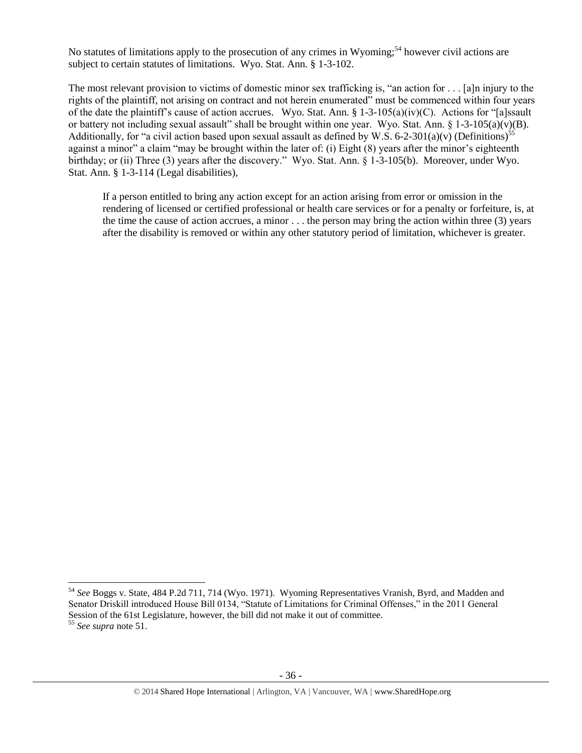No statutes of limitations apply to the prosecution of any crimes in Wyoming;[54] however civil actions are subject to certain statutes of limitations. Wyo. Stat. Ann. § 1-3-102.

The most relevant provision to victims of domestic minor sex trafficking is, "an action for . . . [a]n injury to the rights of the plaintiff, not arising on contract and not herein enumerated" must be commenced within four years of the date the plaintiff's cause of action accrues. Wyo. Stat. Ann. § 1-3-105(a)(iv)(C). Actions for "[a]ssault or battery not including sexual assault" shall be brought within one year. Wyo. Stat. Ann. § 1-3-105(a)(v)(B). Additionally, for "a civil action based upon sexual assault as defined by W.S. 6-2-301(a)(v) (Definitions)[55] against a minor" a claim "may be brought within the later of: (i) Eight (8) years after the minor's eighteenth birthday; or (ii) Three (3) years after the discovery." Wyo. Stat. Ann. § 1-3-105(b). Moreover, under Wyo. Stat. Ann. § 1-3-114 (Legal disabilities),

> If a person entitled to bring any action except for an action arising from error or omission in the rendering of licensed or certified professional or health care services or for a penalty or forfeiture, is, at the time the cause of action accrues, a minor . . . the person may bring the action within three (3) years after the disability is removed or within any other statutory period of limitation, whichever is greater.

---

[54] *See* Boggs v. State, 484 P.2d 711, 714 (Wyo. 1971). Wyoming Representatives Vranish, Byrd, and Madden and Senator Driskill introduced House Bill 0134, "Statute of Limitations for Criminal Offenses," in the 2011 General Session of the 61st Legislature, however, the bill did not make it out of committee.

[55] *See supra* note 51.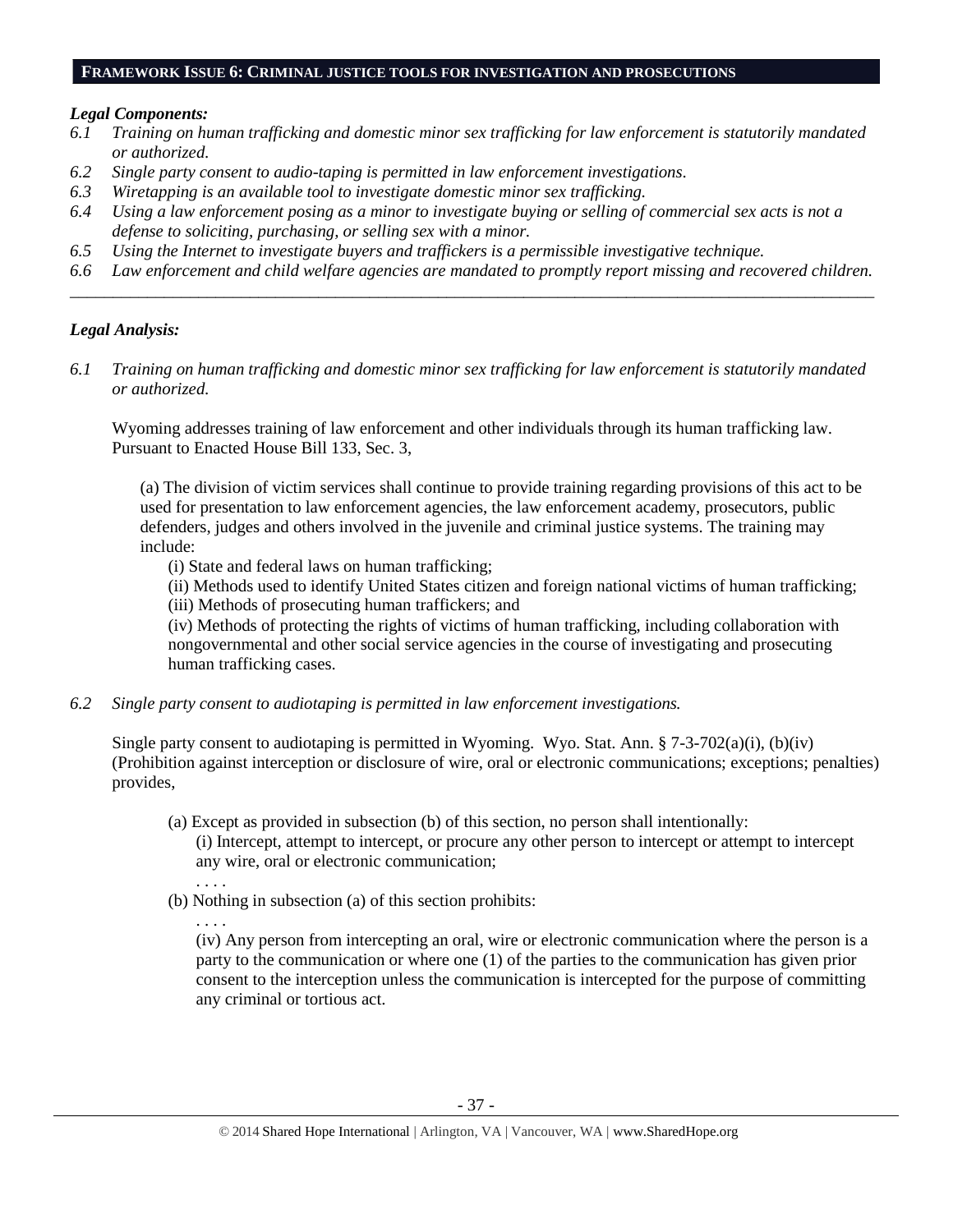## FRAMEWORK ISSUE 6: CRIMINAL JUSTICE TOOLS FOR INVESTIGATION AND PROSECUTIONS

***Legal Components:***

*6.1 Training on human trafficking and domestic minor sex trafficking for law enforcement is statutorily mandated or authorized.*

*6.2 Single party consent to audio-taping is permitted in law enforcement investigations.*

*6.3 Wiretapping is an available tool to investigate domestic minor sex trafficking.*

*6.4 Using a law enforcement posing as a minor to investigate buying or selling of commercial sex acts is not a defense to soliciting, purchasing, or selling sex with a minor.*

*6.5 Using the Internet to investigate buyers and traffickers is a permissible investigative technique.*

*6.6 Law enforcement and child welfare agencies are mandated to promptly report missing and recovered children.*

---

***Legal Analysis:***

*6.1 Training on human trafficking and domestic minor sex trafficking for law enforcement is statutorily mandated or authorized.*

Wyoming addresses training of law enforcement and other individuals through its human trafficking law. Pursuant to Enacted House Bill 133, Sec. 3,

> (a) The division of victim services shall continue to provide training regarding provisions of this act to be used for presentation to law enforcement agencies, the law enforcement academy, prosecutors, public defenders, judges and others involved in the juvenile and criminal justice systems. The training may include:
>
> (i) State and federal laws on human trafficking;
>
> (ii) Methods used to identify United States citizen and foreign national victims of human trafficking;
>
> (iii) Methods of prosecuting human traffickers; and
>
> (iv) Methods of protecting the rights of victims of human trafficking, including collaboration with nongovernmental and other social service agencies in the course of investigating and prosecuting human trafficking cases.

*6.2 Single party consent to audiotaping is permitted in law enforcement investigations.*

Single party consent to audiotaping is permitted in Wyoming. Wyo. Stat. Ann. § 7-3-702(a)(i), (b)(iv) (Prohibition against interception or disclosure of wire, oral or electronic communications; exceptions; penalties) provides,

> (a) Except as provided in subsection (b) of this section, no person shall intentionally:
>
> (i) Intercept, attempt to intercept, or procure any other person to intercept or attempt to intercept any wire, oral or electronic communication;
>
> . . . .
>
> (b) Nothing in subsection (a) of this section prohibits:
>
> . . . .
>
> (iv) Any person from intercepting an oral, wire or electronic communication where the person is a party to the communication or where one (1) of the parties to the communication has given prior consent to the interception unless the communication is intercepted for the purpose of committing any criminal or tortious act.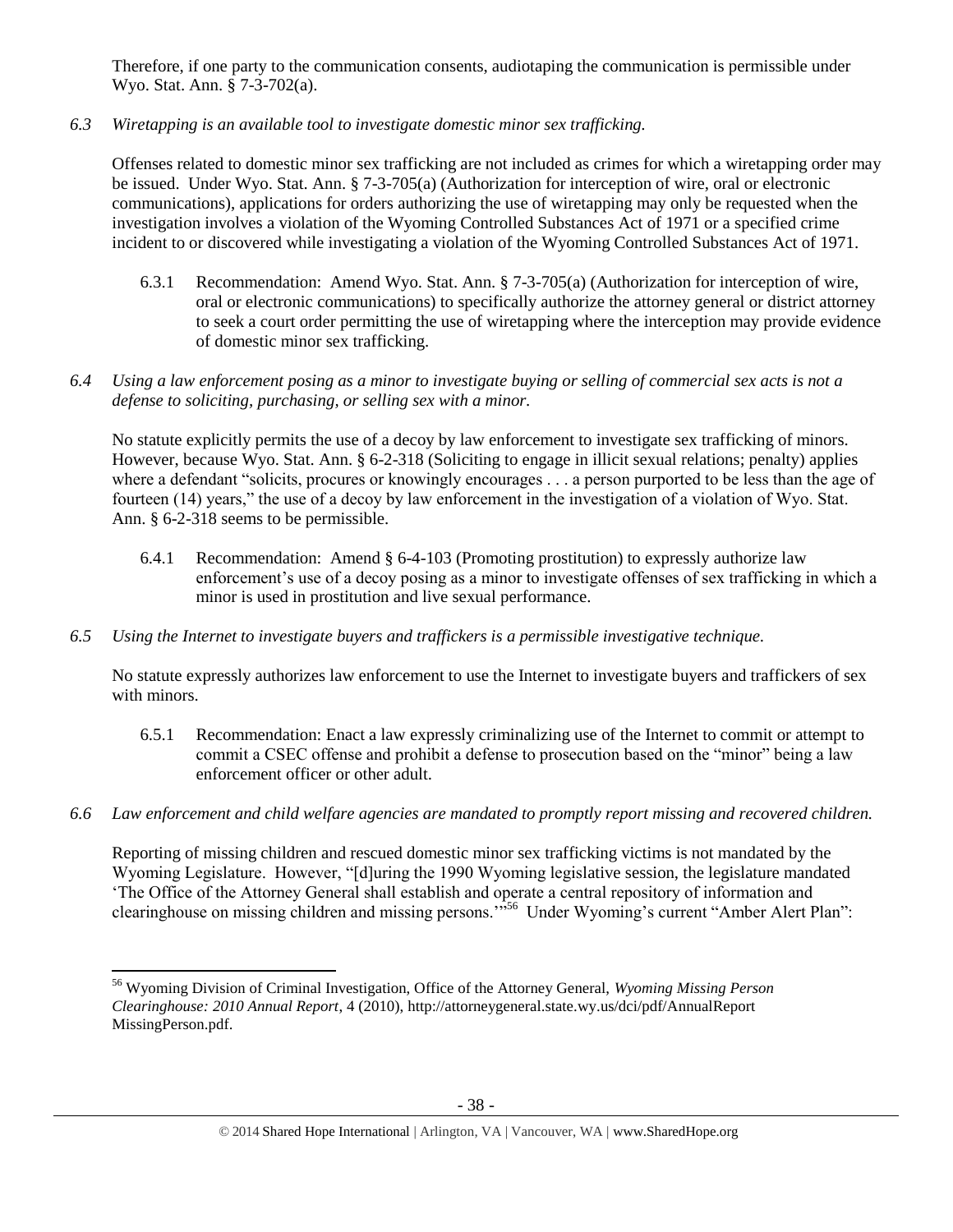Therefore, if one party to the communication consents, audiotaping the communication is permissible under Wyo. Stat. Ann. § 7-3-702(a).

*6.3 Wiretapping is an available tool to investigate domestic minor sex trafficking.*

Offenses related to domestic minor sex trafficking are not included as crimes for which a wiretapping order may be issued. Under Wyo. Stat. Ann. § 7-3-705(a) (Authorization for interception of wire, oral or electronic communications), applications for orders authorizing the use of wiretapping may only be requested when the investigation involves a violation of the Wyoming Controlled Substances Act of 1971 or a specified crime incident to or discovered while investigating a violation of the Wyoming Controlled Substances Act of 1971.

6.3.1 Recommendation: Amend Wyo. Stat. Ann. § 7-3-705(a) (Authorization for interception of wire, oral or electronic communications) to specifically authorize the attorney general or district attorney to seek a court order permitting the use of wiretapping where the interception may provide evidence of domestic minor sex trafficking.

*6.4 Using a law enforcement posing as a minor to investigate buying or selling of commercial sex acts is not a defense to soliciting, purchasing, or selling sex with a minor.*

No statute explicitly permits the use of a decoy by law enforcement to investigate sex trafficking of minors. However, because Wyo. Stat. Ann. § 6-2-318 (Soliciting to engage in illicit sexual relations; penalty) applies where a defendant "solicits, procures or knowingly encourages . . . a person purported to be less than the age of fourteen (14) years," the use of a decoy by law enforcement in the investigation of a violation of Wyo. Stat. Ann. § 6-2-318 seems to be permissible.

6.4.1 Recommendation: Amend § 6-4-103 (Promoting prostitution) to expressly authorize law enforcement's use of a decoy posing as a minor to investigate offenses of sex trafficking in which a minor is used in prostitution and live sexual performance.

*6.5 Using the Internet to investigate buyers and traffickers is a permissible investigative technique.*

No statute expressly authorizes law enforcement to use the Internet to investigate buyers and traffickers of sex with minors.

6.5.1 Recommendation: Enact a law expressly criminalizing use of the Internet to commit or attempt to commit a CSEC offense and prohibit a defense to prosecution based on the "minor" being a law enforcement officer or other adult.

*6.6 Law enforcement and child welfare agencies are mandated to promptly report missing and recovered children.*

Reporting of missing children and rescued domestic minor sex trafficking victims is not mandated by the Wyoming Legislature. However, "[d]uring the 1990 Wyoming legislative session, the legislature mandated 'The Office of the Attorney General shall establish and operate a central repository of information and clearinghouse on missing children and missing persons.'"[56] Under Wyoming's current "Amber Alert Plan":

---

[56] Wyoming Division of Criminal Investigation, Office of the Attorney General, *Wyoming Missing Person Clearinghouse: 2010 Annual Report*, 4 (2010), http://attorneygeneral.state.wy.us/dci/pdf/AnnualReport MissingPerson.pdf.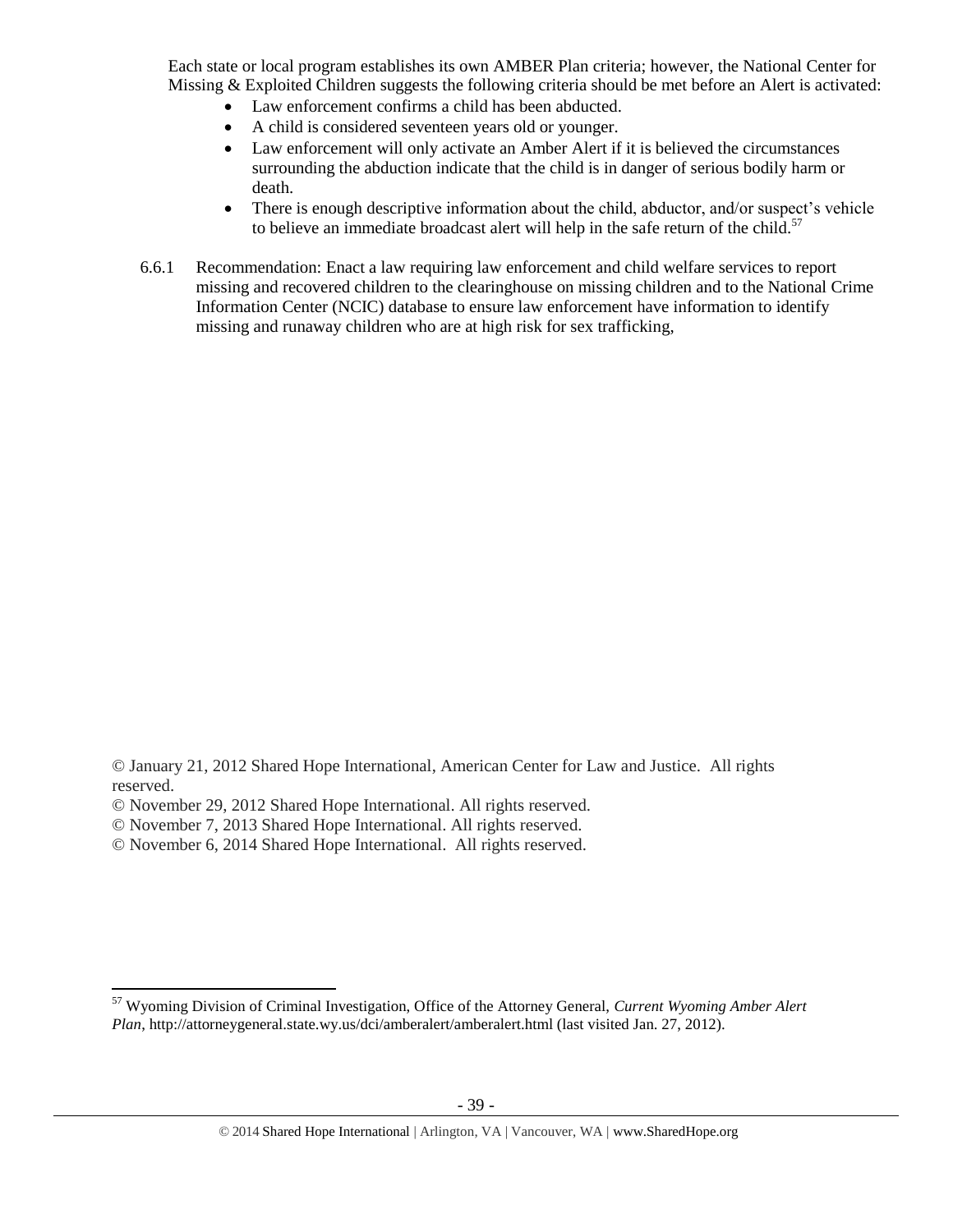Each state or local program establishes its own AMBER Plan criteria; however, the National Center for Missing & Exploited Children suggests the following criteria should be met before an Alert is activated:

- Law enforcement confirms a child has been abducted.
- A child is considered seventeen years old or younger.
- Law enforcement will only activate an Amber Alert if it is believed the circumstances surrounding the abduction indicate that the child is in danger of serious bodily harm or death.
- There is enough descriptive information about the child, abductor, and/or suspect's vehicle to believe an immediate broadcast alert will help in the safe return of the child.[57]

6.6.1 Recommendation: Enact a law requiring law enforcement and child welfare services to report missing and recovered children to the clearinghouse on missing children and to the National Crime Information Center (NCIC) database to ensure law enforcement have information to identify missing and runaway children who are at high risk for sex trafficking,

© January 21, 2012 Shared Hope International, American Center for Law and Justice. All rights reserved.
© November 29, 2012 Shared Hope International. All rights reserved.
© November 7, 2013 Shared Hope International. All rights reserved.
© November 6, 2014 Shared Hope International. All rights reserved.

---

[57] Wyoming Division of Criminal Investigation, Office of the Attorney General, *Current Wyoming Amber Alert Plan*, http://attorneygeneral.state.wy.us/dci/amberalert/amberalert.html (last visited Jan. 27, 2012).